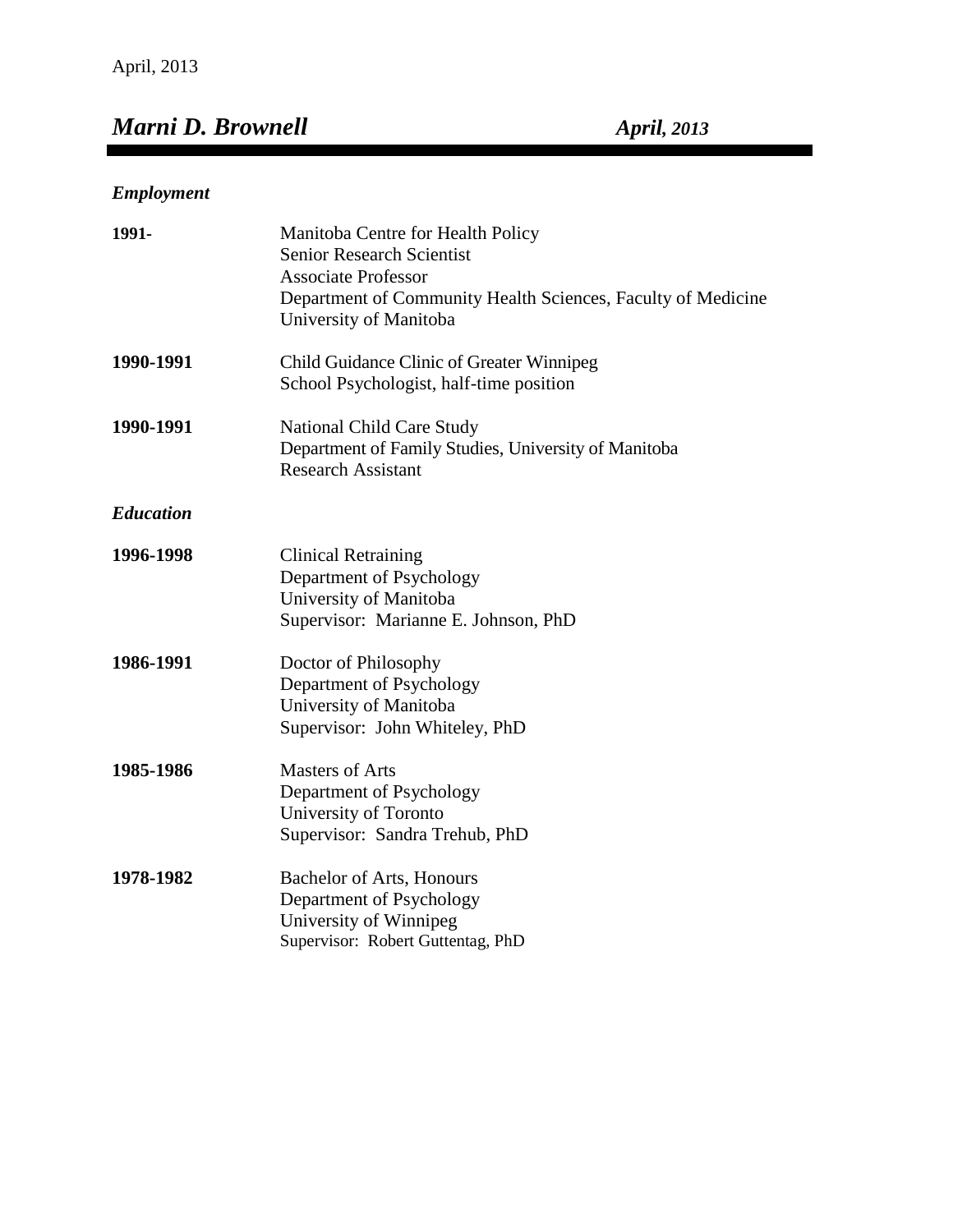# *Marni D. Brownell* — *April, 2013*

## *Employment*

**1991-**
Manitoba Centre for Health Policy
Senior Research Scientist
Associate Professor
Department of Community Health Sciences, Faculty of Medicine
University of Manitoba

**1990-1991**
Child Guidance Clinic of Greater Winnipeg
School Psychologist, half-time position

**1990-1991**
National Child Care Study
Department of Family Studies, University of Manitoba
Research Assistant

## *Education*

**1996-1998**
Clinical Retraining
Department of Psychology
University of Manitoba
Supervisor: Marianne E. Johnson, PhD

**1986-1991**
Doctor of Philosophy
Department of Psychology
University of Manitoba
Supervisor: John Whiteley, PhD

**1985-1986**
Masters of Arts
Department of Psychology
University of Toronto
Supervisor: Sandra Trehub, PhD

**1978-1982**
Bachelor of Arts, Honours
Department of Psychology
University of Winnipeg
Supervisor: Robert Guttentag, PhD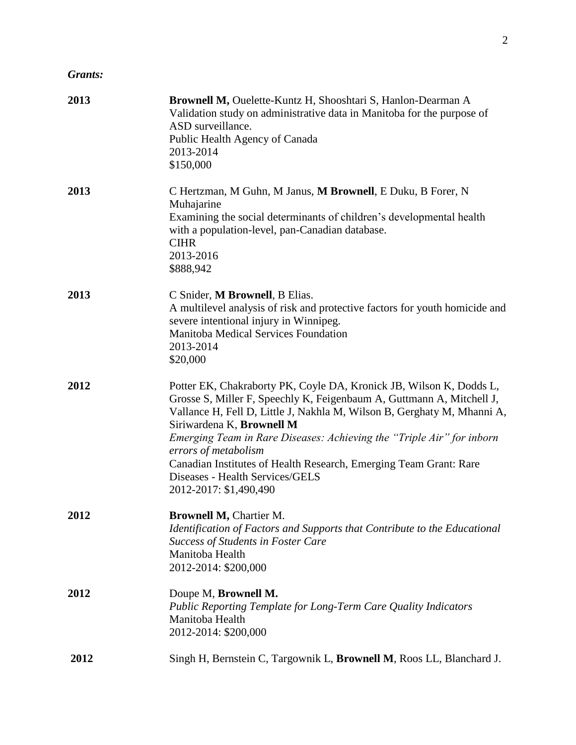***Grants:***

**2013** **Brownell M,** Ouelette-Kuntz H, Shooshtari S, Hanlon-Dearman A
Validation study on administrative data in Manitoba for the purpose of ASD surveillance.
Public Health Agency of Canada
2013-2014
$150,000

**2013** C Hertzman, M Guhn, M Janus, **M Brownell**, E Duku, B Forer, N Muhajarine
Examining the social determinants of children's developmental health with a population-level, pan-Canadian database.
CIHR
2013-2016
$888,942

**2013** C Snider, **M Brownell**, B Elias.
A multilevel analysis of risk and protective factors for youth homicide and severe intentional injury in Winnipeg.
Manitoba Medical Services Foundation
2013-2014
$20,000

**2012** Potter EK, Chakraborty PK, Coyle DA, Kronick JB, Wilson K, Dodds L, Grosse S, Miller F, Speechly K, Feigenbaum A, Guttmann A, Mitchell J, Vallance H, Fell D, Little J, Nakhla M, Wilson B, Gerghaty M, Mhanni A, Siriwardena K, **Brownell M**
*Emerging Team in Rare Diseases: Achieving the "Triple Air" for inborn errors of metabolism*
Canadian Institutes of Health Research, Emerging Team Grant: Rare Diseases - Health Services/GELS
2012-2017: $1,490,490

**2012** **Brownell M,** Chartier M.
*Identification of Factors and Supports that Contribute to the Educational Success of Students in Foster Care*
Manitoba Health
2012-2014: $200,000

**2012** Doupe M, **Brownell M.**
*Public Reporting Template for Long-Term Care Quality Indicators*
Manitoba Health
2012-2014: $200,000

**2012** Singh H, Bernstein C, Targownik L, **Brownell M**, Roos LL, Blanchard J.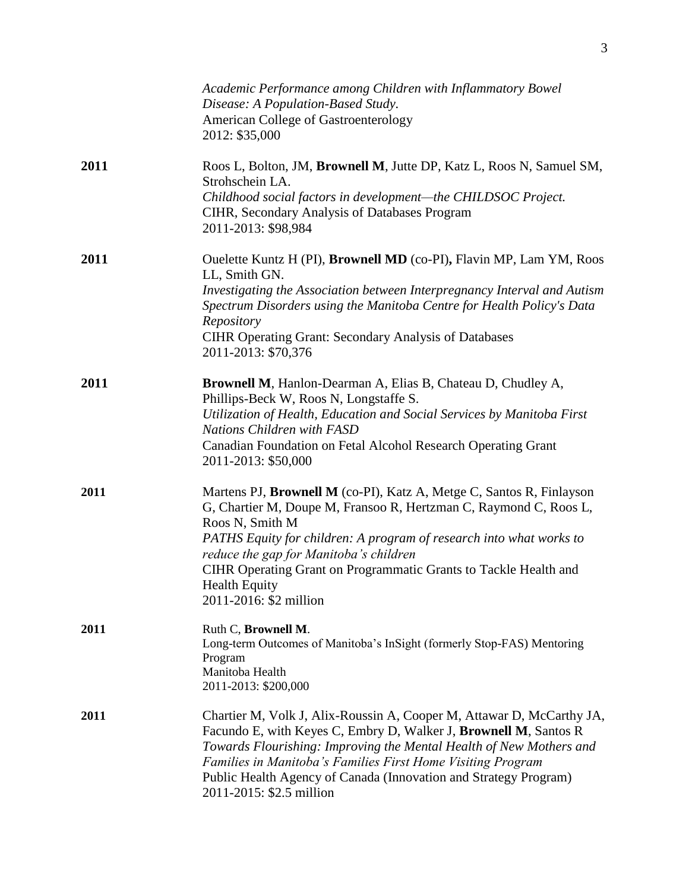*Academic Performance among Children with Inflammatory Bowel Disease: A Population-Based Study.*
American College of Gastroenterology
2012: $35,000

**2011** Roos L, Bolton, JM, **Brownell M**, Jutte DP, Katz L, Roos N, Samuel SM, Strohschein LA.
*Childhood social factors in development—the CHILDSOC Project.*
CIHR, Secondary Analysis of Databases Program
2011-2013: $98,984

**2011** Ouelette Kuntz H (PI), **Brownell MD** (co-PI)**,** Flavin MP, Lam YM, Roos LL, Smith GN.
*Investigating the Association between Interpregnancy Interval and Autism Spectrum Disorders using the Manitoba Centre for Health Policy's Data Repository*
CIHR Operating Grant: Secondary Analysis of Databases
2011-2013: $70,376

**2011** **Brownell M**, Hanlon-Dearman A, Elias B, Chateau D, Chudley A, Phillips-Beck W, Roos N, Longstaffe S.
*Utilization of Health, Education and Social Services by Manitoba First Nations Children with FASD*
Canadian Foundation on Fetal Alcohol Research Operating Grant
2011-2013: $50,000

**2011** Martens PJ, **Brownell M** (co-PI), Katz A, Metge C, Santos R, Finlayson G, Chartier M, Doupe M, Fransoo R, Hertzman C, Raymond C, Roos L, Roos N, Smith M
*PATHS Equity for children: A program of research into what works to reduce the gap for Manitoba's children*
CIHR Operating Grant on Programmatic Grants to Tackle Health and Health Equity
2011-2016: $2 million

**2011** Ruth C, **Brownell M**.
Long-term Outcomes of Manitoba's InSight (formerly Stop-FAS) Mentoring Program
Manitoba Health
2011-2013: $200,000

**2011** Chartier M, Volk J, Alix-Roussin A, Cooper M, Attawar D, McCarthy JA, Facundo E, with Keyes C, Embry D, Walker J, **Brownell M**, Santos R
*Towards Flourishing: Improving the Mental Health of New Mothers and Families in Manitoba's Families First Home Visiting Program*
Public Health Agency of Canada (Innovation and Strategy Program)
2011-2015: $2.5 million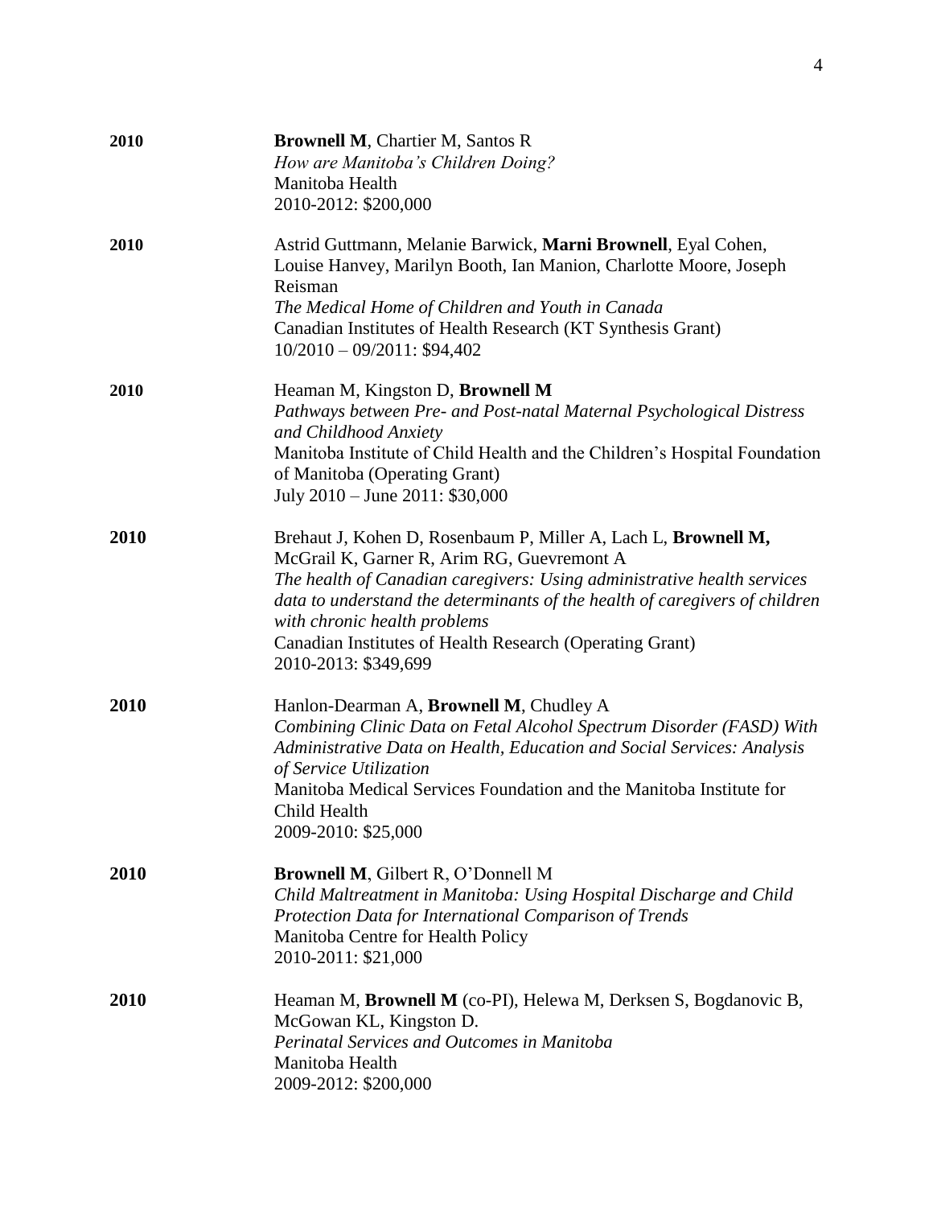**2010** **Brownell M**, Chartier M, Santos R
*How are Manitoba's Children Doing?*
Manitoba Health
2010-2012: $200,000

**2010** Astrid Guttmann, Melanie Barwick, **Marni Brownell**, Eyal Cohen, Louise Hanvey, Marilyn Booth, Ian Manion, Charlotte Moore, Joseph Reisman
*The Medical Home of Children and Youth in Canada*
Canadian Institutes of Health Research (KT Synthesis Grant)
10/2010 – 09/2011: $94,402

**2010** Heaman M, Kingston D, **Brownell M**
*Pathways between Pre- and Post-natal Maternal Psychological Distress and Childhood Anxiety*
Manitoba Institute of Child Health and the Children's Hospital Foundation of Manitoba (Operating Grant)
July 2010 – June 2011: $30,000

**2010** Brehaut J, Kohen D, Rosenbaum P, Miller A, Lach L, **Brownell M,** McGrail K, Garner R, Arim RG, Guevremont A
*The health of Canadian caregivers: Using administrative health services data to understand the determinants of the health of caregivers of children with chronic health problems*
Canadian Institutes of Health Research (Operating Grant)
2010-2013: $349,699

**2010** Hanlon-Dearman A, **Brownell M**, Chudley A
*Combining Clinic Data on Fetal Alcohol Spectrum Disorder (FASD) With Administrative Data on Health, Education and Social Services: Analysis of Service Utilization*
Manitoba Medical Services Foundation and the Manitoba Institute for Child Health
2009-2010: $25,000

**2010** **Brownell M**, Gilbert R, O'Donnell M
*Child Maltreatment in Manitoba: Using Hospital Discharge and Child Protection Data for International Comparison of Trends*
Manitoba Centre for Health Policy
2010-2011: $21,000

**2010** Heaman M, **Brownell M** (co-PI), Helewa M, Derksen S, Bogdanovic B, McGowan KL, Kingston D.
*Perinatal Services and Outcomes in Manitoba*
Manitoba Health
2009-2012: $200,000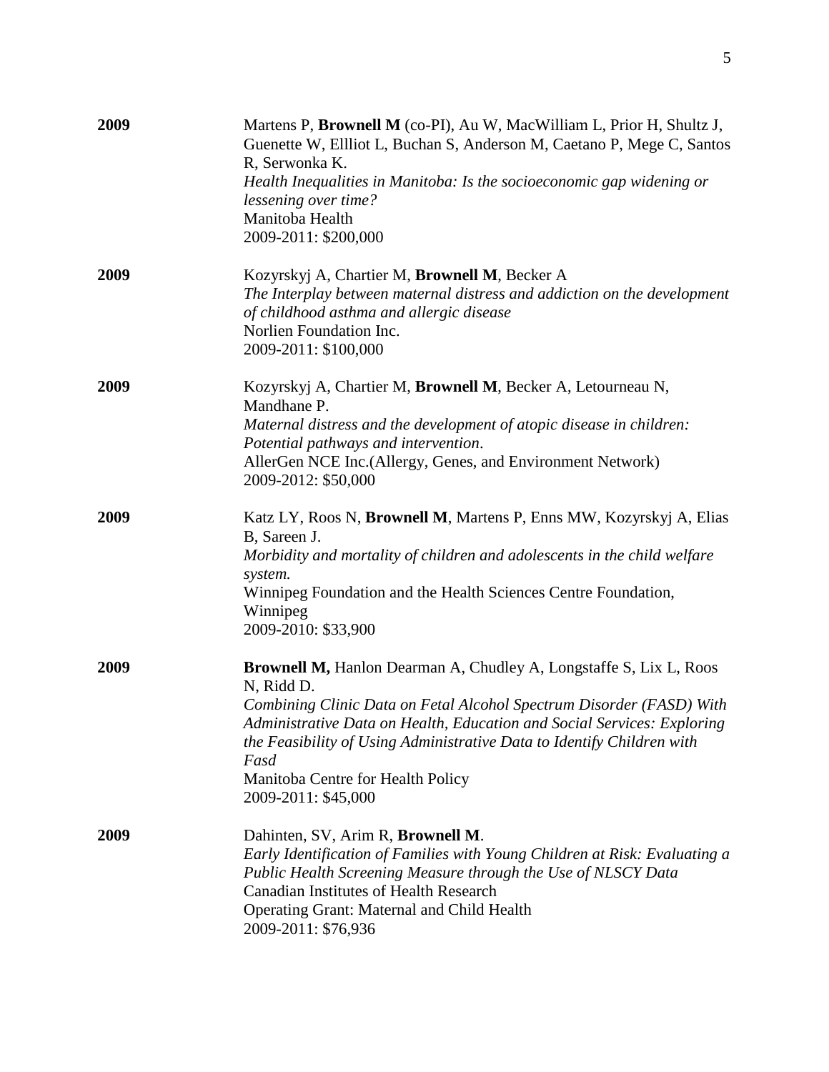**2009**

Martens P, **Brownell M** (co-PI), Au W, MacWilliam L, Prior H, Shultz J, Guenette W, Ellliot L, Buchan S, Anderson M, Caetano P, Mege C, Santos R, Serwonka K.
*Health Inequalities in Manitoba: Is the socioeconomic gap widening or lessening over time?*
Manitoba Health
2009-2011: $200,000

**2009**

Kozyrskyj A, Chartier M, **Brownell M**, Becker A
*The Interplay between maternal distress and addiction on the development of childhood asthma and allergic disease*
Norlien Foundation Inc.
2009-2011: $100,000

**2009**

Kozyrskyj A, Chartier M, **Brownell M**, Becker A, Letourneau N, Mandhane P.
*Maternal distress and the development of atopic disease in children: Potential pathways and intervention*.
AllerGen NCE Inc.(Allergy, Genes, and Environment Network)
2009-2012: $50,000

**2009**

Katz LY, Roos N, **Brownell M**, Martens P, Enns MW, Kozyrskyj A, Elias B, Sareen J.
*Morbidity and mortality of children and adolescents in the child welfare system.*
Winnipeg Foundation and the Health Sciences Centre Foundation, Winnipeg
2009-2010: $33,900

**2009**

**Brownell M,** Hanlon Dearman A, Chudley A, Longstaffe S, Lix L, Roos N, Ridd D.
*Combining Clinic Data on Fetal Alcohol Spectrum Disorder (FASD) With Administrative Data on Health, Education and Social Services: Exploring the Feasibility of Using Administrative Data to Identify Children with Fasd*
Manitoba Centre for Health Policy
2009-2011: $45,000

**2009**

Dahinten, SV, Arim R, **Brownell M**.
*Early Identification of Families with Young Children at Risk: Evaluating a Public Health Screening Measure through the Use of NLSCY Data*
Canadian Institutes of Health Research
Operating Grant: Maternal and Child Health
2009-2011: $76,936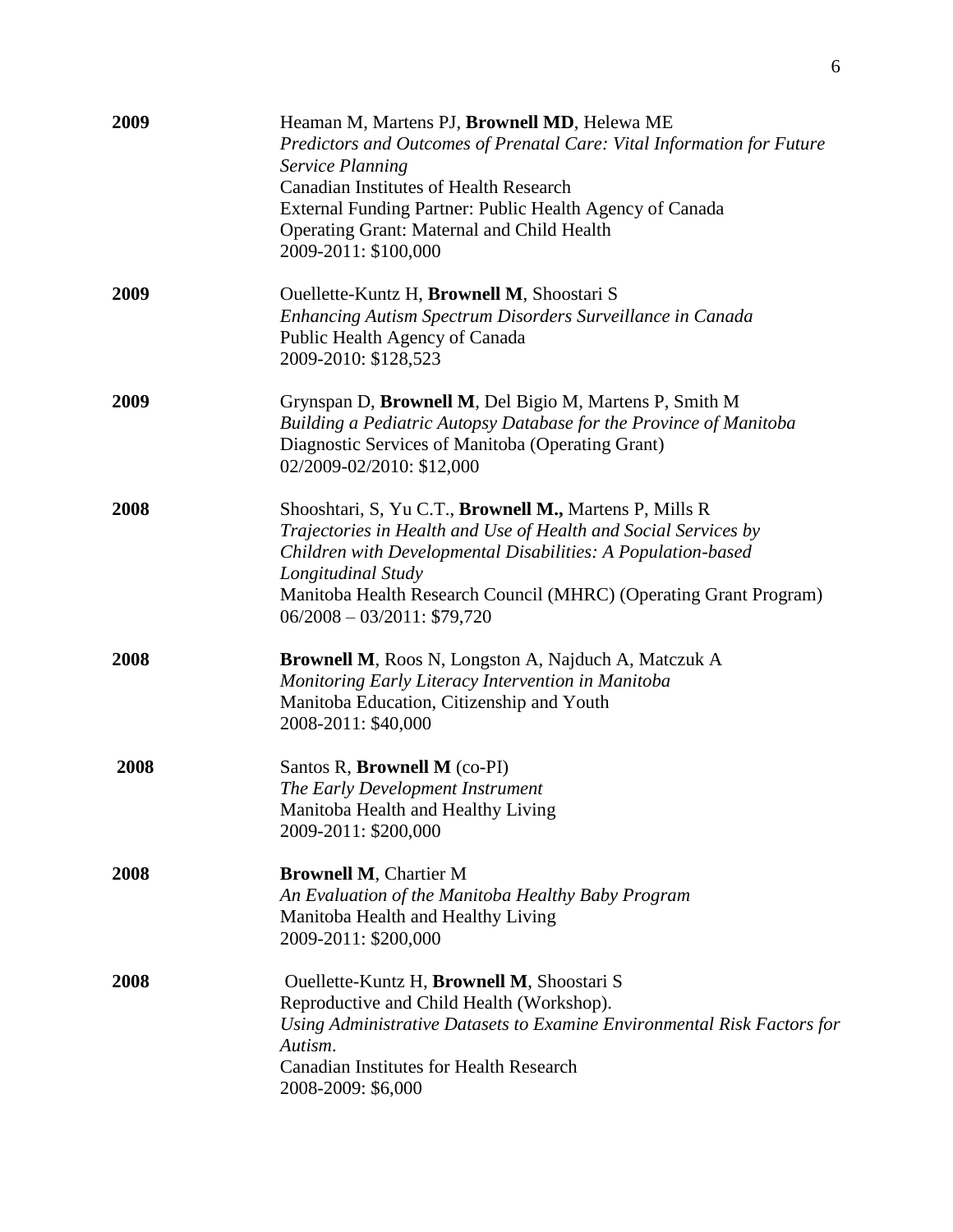**2009**

Heaman M, Martens PJ, **Brownell MD**, Helewa ME
*Predictors and Outcomes of Prenatal Care: Vital Information for Future Service Planning*
Canadian Institutes of Health Research
External Funding Partner: Public Health Agency of Canada
Operating Grant: Maternal and Child Health
2009-2011: $100,000

**2009**

Ouellette-Kuntz H, **Brownell M**, Shoostari S
*Enhancing Autism Spectrum Disorders Surveillance in Canada*
Public Health Agency of Canada
2009-2010: $128,523

**2009**

Grynspan D, **Brownell M**, Del Bigio M, Martens P, Smith M
*Building a Pediatric Autopsy Database for the Province of Manitoba*
Diagnostic Services of Manitoba (Operating Grant)
02/2009-02/2010: $12,000

**2008**

Shooshtari, S, Yu C.T., **Brownell M.,** Martens P, Mills R
*Trajectories in Health and Use of Health and Social Services by Children with Developmental Disabilities: A Population-based Longitudinal Study*
Manitoba Health Research Council (MHRC) (Operating Grant Program)
06/2008 – 03/2011: $79,720

**2008**

**Brownell M**, Roos N, Longston A, Najduch A, Matczuk A
*Monitoring Early Literacy Intervention in Manitoba*
Manitoba Education, Citizenship and Youth
2008-2011: $40,000

**2008**

Santos R, **Brownell M** (co-PI)
*The Early Development Instrument*
Manitoba Health and Healthy Living
2009-2011: $200,000

**2008**

**Brownell M**, Chartier M
*An Evaluation of the Manitoba Healthy Baby Program*
Manitoba Health and Healthy Living
2009-2011: $200,000

**2008**

Ouellette-Kuntz H, **Brownell M**, Shoostari S
Reproductive and Child Health (Workshop).
*Using Administrative Datasets to Examine Environmental Risk Factors for Autism*.
Canadian Institutes for Health Research
2008-2009: $6,000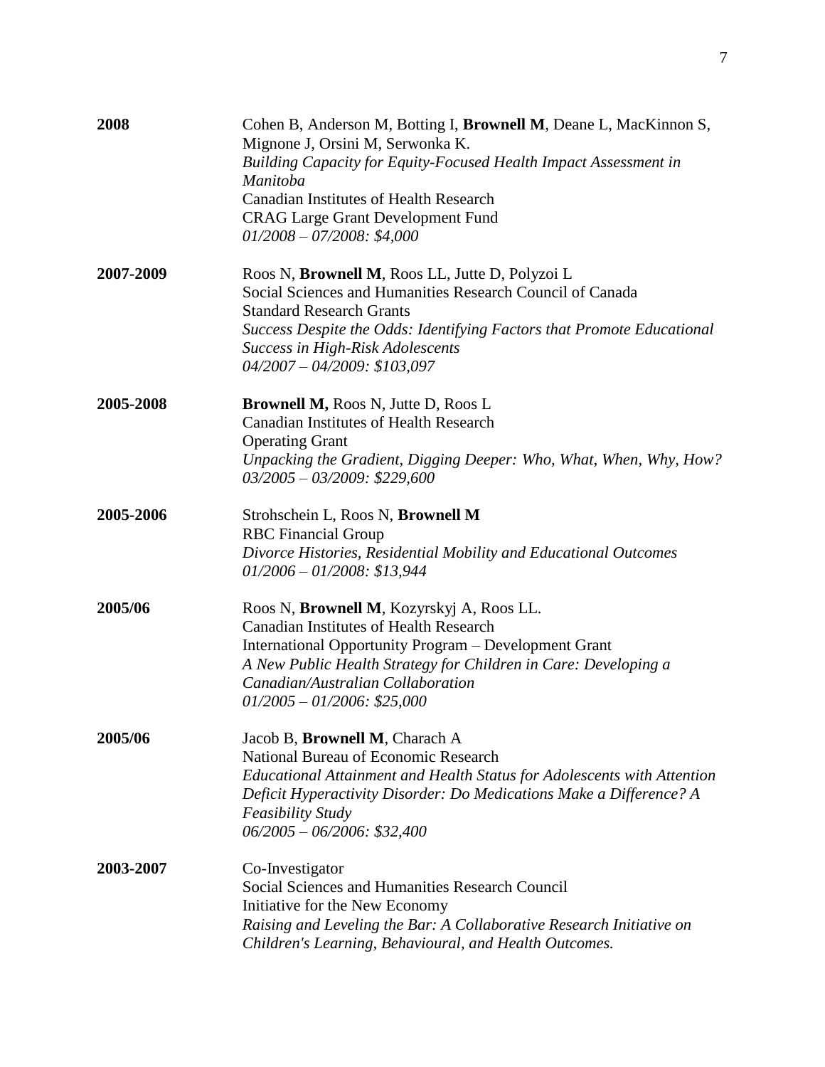**2008** Cohen B, Anderson M, Botting I, **Brownell M**, Deane L, MacKinnon S, Mignone J, Orsini M, Serwonka K.
*Building Capacity for Equity-Focused Health Impact Assessment in Manitoba*
Canadian Institutes of Health Research
CRAG Large Grant Development Fund
*01/2008 – 07/2008: $4,000*

**2007-2009** Roos N, **Brownell M**, Roos LL, Jutte D, Polyzoi L
Social Sciences and Humanities Research Council of Canada
Standard Research Grants
*Success Despite the Odds: Identifying Factors that Promote Educational Success in High-Risk Adolescents*
*04/2007 – 04/2009: $103,097*

**2005-2008** **Brownell M,** Roos N, Jutte D, Roos L
Canadian Institutes of Health Research
Operating Grant
*Unpacking the Gradient, Digging Deeper: Who, What, When, Why, How?*
*03/2005 – 03/2009: $229,600*

**2005-2006** Strohschein L, Roos N, **Brownell M**
RBC Financial Group
*Divorce Histories, Residential Mobility and Educational Outcomes*
*01/2006 – 01/2008: $13,944*

**2005/06** Roos N, **Brownell M**, Kozyrskyj A, Roos LL.
Canadian Institutes of Health Research
International Opportunity Program – Development Grant
*A New Public Health Strategy for Children in Care: Developing a Canadian/Australian Collaboration*
*01/2005 – 01/2006: $25,000*

**2005/06** Jacob B, **Brownell M**, Charach A
National Bureau of Economic Research
*Educational Attainment and Health Status for Adolescents with Attention Deficit Hyperactivity Disorder: Do Medications Make a Difference? A Feasibility Study*
*06/2005 – 06/2006: $32,400*

**2003-2007** Co-Investigator
Social Sciences and Humanities Research Council
Initiative for the New Economy
*Raising and Leveling the Bar: A Collaborative Research Initiative on Children's Learning, Behavioural, and Health Outcomes.*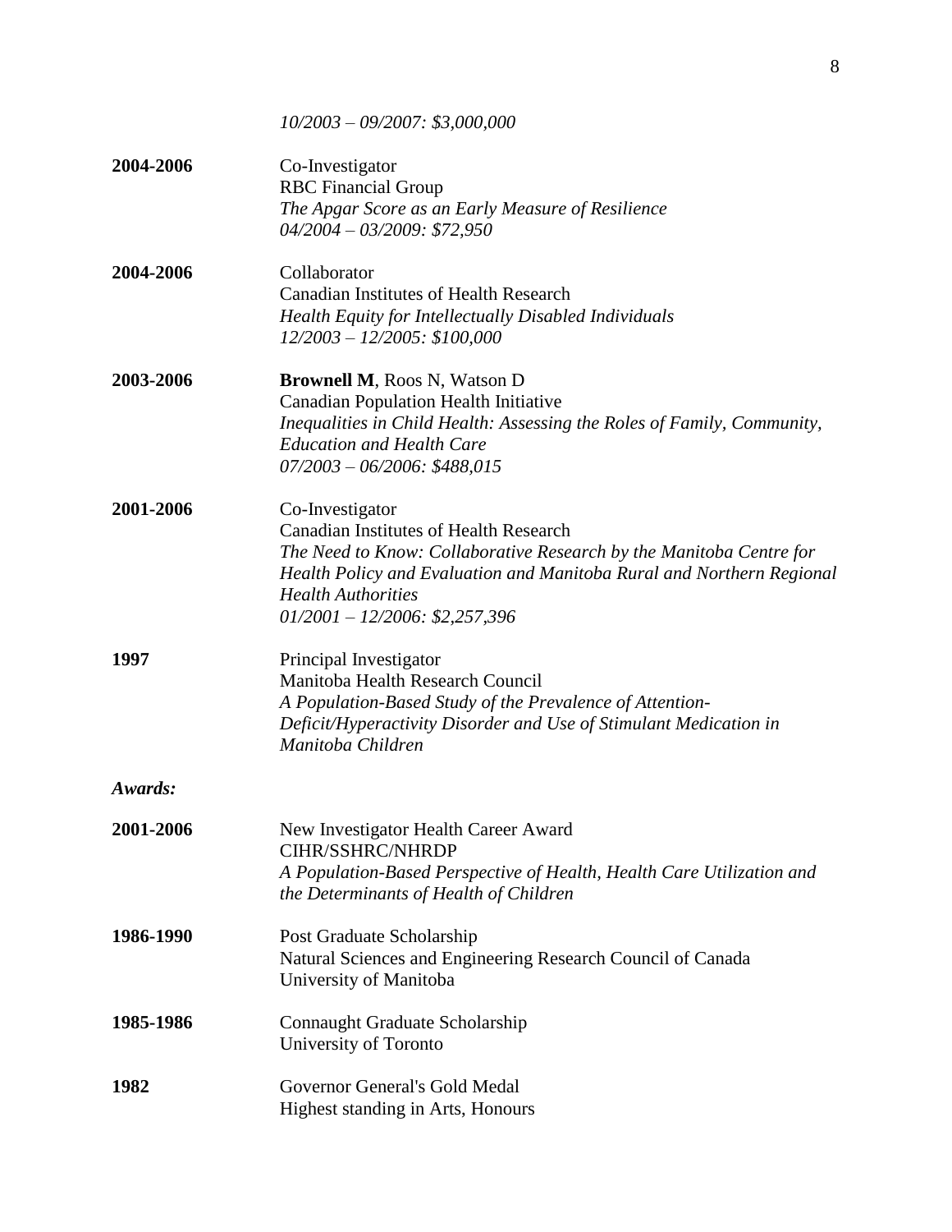*10/2003 – 09/2007: $3,000,000*

**2004-2006** Co-Investigator
RBC Financial Group
*The Apgar Score as an Early Measure of Resilience*
*04/2004 – 03/2009: $72,950*

**2004-2006** Collaborator
Canadian Institutes of Health Research
*Health Equity for Intellectually Disabled Individuals*
*12/2003 – 12/2005: $100,000*

**2003-2006** **Brownell M**, Roos N, Watson D
Canadian Population Health Initiative
*Inequalities in Child Health: Assessing the Roles of Family, Community, Education and Health Care*
*07/2003 – 06/2006: $488,015*

**2001-2006** Co-Investigator
Canadian Institutes of Health Research
*The Need to Know: Collaborative Research by the Manitoba Centre for Health Policy and Evaluation and Manitoba Rural and Northern Regional Health Authorities*
*01/2001 – 12/2006: $2,257,396*

**1997** Principal Investigator
Manitoba Health Research Council
*A Population-Based Study of the Prevalence of Attention-Deficit/Hyperactivity Disorder and Use of Stimulant Medication in Manitoba Children*

***Awards:***

**2001-2006** New Investigator Health Career Award
CIHR/SSHRC/NHRDP
*A Population-Based Perspective of Health, Health Care Utilization and the Determinants of Health of Children*

**1986-1990** Post Graduate Scholarship
Natural Sciences and Engineering Research Council of Canada
University of Manitoba

**1985-1986** Connaught Graduate Scholarship
University of Toronto

**1982** Governor General's Gold Medal
Highest standing in Arts, Honours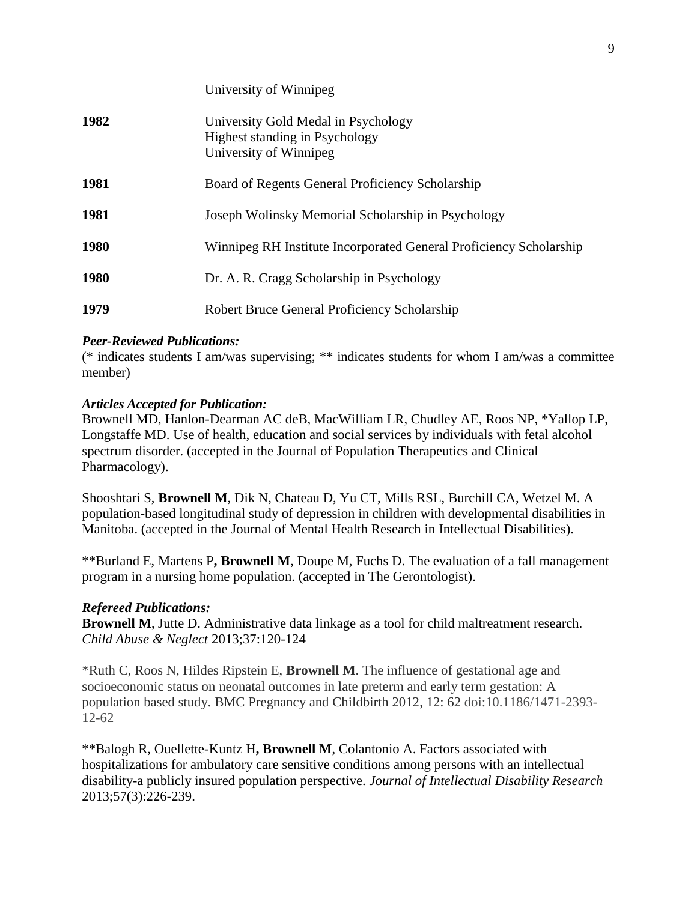University of Winnipeg

**1982** University Gold Medal in Psychology
Highest standing in Psychology
University of Winnipeg

**1981** Board of Regents General Proficiency Scholarship

**1981** Joseph Wolinsky Memorial Scholarship in Psychology

**1980** Winnipeg RH Institute Incorporated General Proficiency Scholarship

**1980** Dr. A. R. Cragg Scholarship in Psychology

**1979** Robert Bruce General Proficiency Scholarship

***Peer-Reviewed Publications:***
(* indicates students I am/was supervising; ** indicates students for whom I am/was a committee member)

***Articles Accepted for Publication:***
Brownell MD, Hanlon-Dearman AC deB, MacWilliam LR, Chudley AE, Roos NP, *Yallop LP, Longstaffe MD. Use of health, education and social services by individuals with fetal alcohol spectrum disorder. (accepted in the Journal of Population Therapeutics and Clinical Pharmacology).

Shooshtari S, **Brownell M**, Dik N, Chateau D, Yu CT, Mills RSL, Burchill CA, Wetzel M. A population-based longitudinal study of depression in children with developmental disabilities in Manitoba. (accepted in the Journal of Mental Health Research in Intellectual Disabilities).

**Burland E, Martens P**, Brownell M**, Doupe M, Fuchs D. The evaluation of a fall management program in a nursing home population. (accepted in The Gerontologist).

***Refereed Publications:***
**Brownell M**, Jutte D. Administrative data linkage as a tool for child maltreatment research. *Child Abuse & Neglect* 2013;37:120-124

*Ruth C, Roos N, Hildes Ripstein E, **Brownell M**. The influence of gestational age and socioeconomic status on neonatal outcomes in late preterm and early term gestation: A population based study. BMC Pregnancy and Childbirth 2012, 12: 62 doi:10.1186/1471-2393-12-62

**Balogh R, Ouellette-Kuntz H**, Brownell M**, Colantonio A. Factors associated with hospitalizations for ambulatory care sensitive conditions among persons with an intellectual disability-a publicly insured population perspective. *Journal of Intellectual Disability Research* 2013;57(3):226-239.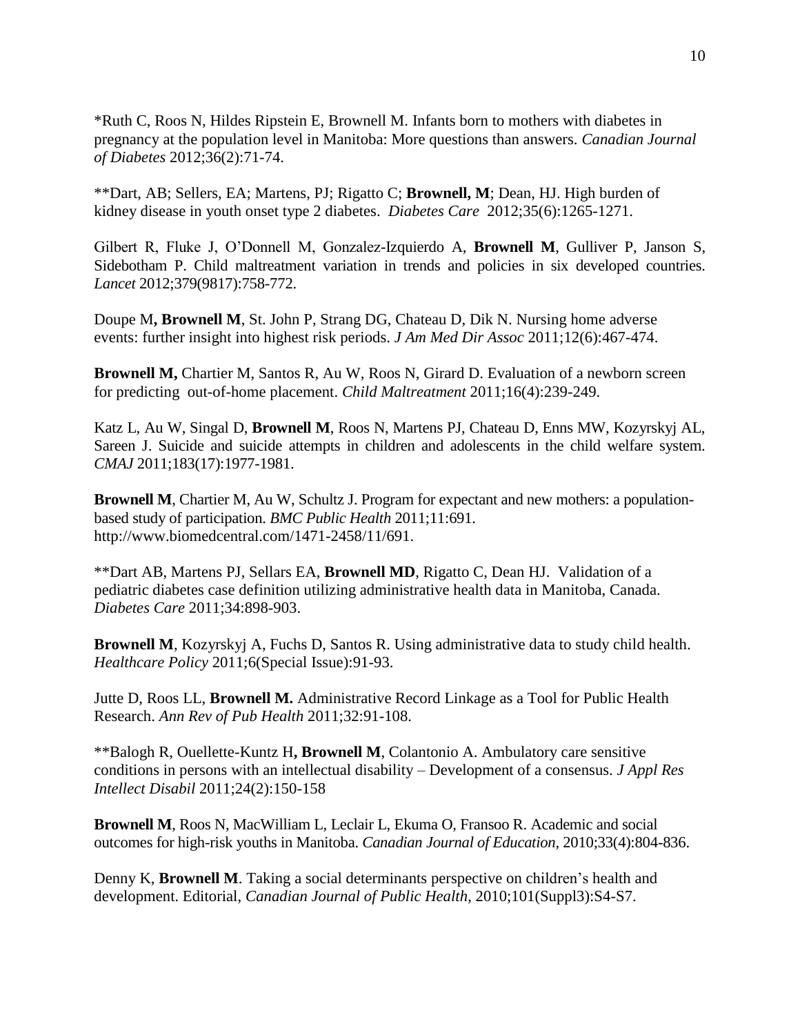*Ruth C, Roos N, Hildes Ripstein E, Brownell M. Infants born to mothers with diabetes in pregnancy at the population level in Manitoba: More questions than answers. *Canadian Journal of Diabetes* 2012;36(2):71-74.

**Dart, AB; Sellers, EA; Martens, PJ; Rigatto C; **Brownell, M**; Dean, HJ. High burden of kidney disease in youth onset type 2 diabetes. *Diabetes Care* 2012;35(6):1265-1271.

Gilbert R, Fluke J, O'Donnell M, Gonzalez-Izquierdo A, **Brownell M**, Gulliver P, Janson S, Sidebotham P. Child maltreatment variation in trends and policies in six developed countries. *Lancet* 2012;379(9817):758-772.

Doupe M**, Brownell M**, St. John P, Strang DG, Chateau D, Dik N. Nursing home adverse events: further insight into highest risk periods. *J Am Med Dir Assoc* 2011;12(6):467-474.

**Brownell M,** Chartier M, Santos R, Au W, Roos N, Girard D. Evaluation of a newborn screen for predicting out-of-home placement. *Child Maltreatment* 2011;16(4):239-249.

Katz L, Au W, Singal D, **Brownell M**, Roos N, Martens PJ, Chateau D, Enns MW, Kozyrskyj AL, Sareen J. Suicide and suicide attempts in children and adolescents in the child welfare system. *CMAJ* 2011;183(17):1977-1981.

**Brownell M**, Chartier M, Au W, Schultz J. Program for expectant and new mothers: a population-based study of participation. *BMC Public Health* 2011;11:691. http://www.biomedcentral.com/1471-2458/11/691.

**Dart AB, Martens PJ, Sellars EA, **Brownell MD**, Rigatto C, Dean HJ. Validation of a pediatric diabetes case definition utilizing administrative health data in Manitoba, Canada. *Diabetes Care* 2011;34:898-903.

**Brownell M**, Kozyrskyj A, Fuchs D, Santos R. Using administrative data to study child health. *Healthcare Policy* 2011;6(Special Issue):91-93.

Jutte D, Roos LL, **Brownell M.** Administrative Record Linkage as a Tool for Public Health Research. *Ann Rev of Pub Health* 2011;32:91-108.

**Balogh R, Ouellette-Kuntz H**, Brownell M**, Colantonio A. Ambulatory care sensitive conditions in persons with an intellectual disability – Development of a consensus. *J Appl Res Intellect Disabil* 2011;24(2):150-158

**Brownell M**, Roos N, MacWilliam L, Leclair L, Ekuma O, Fransoo R. Academic and social outcomes for high-risk youths in Manitoba. *Canadian Journal of Education*, 2010;33(4):804-836.

Denny K, **Brownell M**. Taking a social determinants perspective on children's health and development. Editorial, *Canadian Journal of Public Health*, 2010;101(Suppl3):S4-S7.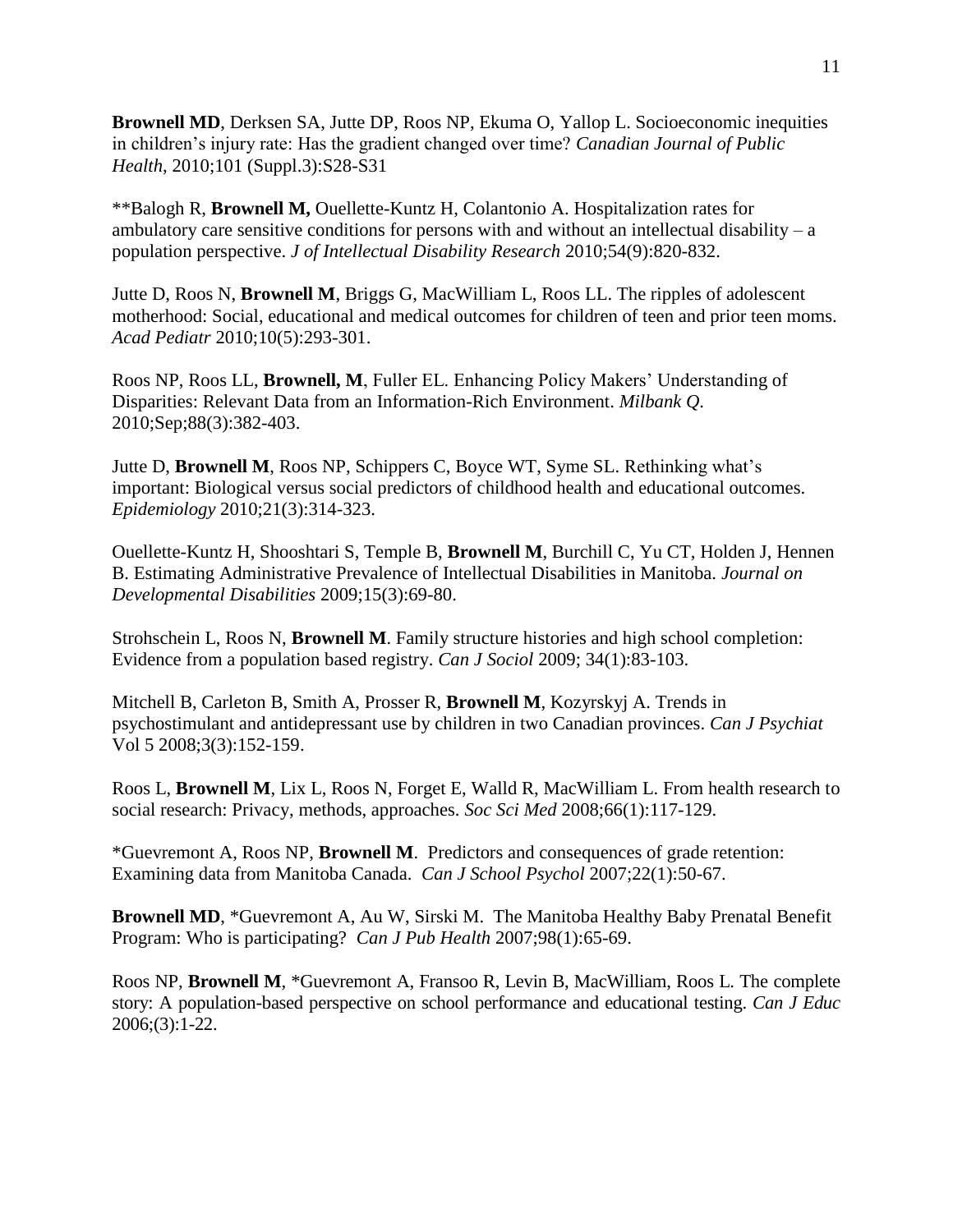**Brownell MD**, Derksen SA, Jutte DP, Roos NP, Ekuma O, Yallop L. Socioeconomic inequities in children's injury rate: Has the gradient changed over time? *Canadian Journal of Public Health*, 2010;101 (Suppl.3):S28-S31

**Balogh R, **Brownell M,** Ouellette-Kuntz H, Colantonio A. Hospitalization rates for ambulatory care sensitive conditions for persons with and without an intellectual disability – a population perspective. *J of Intellectual Disability Research* 2010;54(9):820-832.

Jutte D, Roos N, **Brownell M**, Briggs G, MacWilliam L, Roos LL. The ripples of adolescent motherhood: Social, educational and medical outcomes for children of teen and prior teen moms. *Acad Pediatr* 2010;10(5):293-301.

Roos NP, Roos LL, **Brownell, M**, Fuller EL. Enhancing Policy Makers' Understanding of Disparities: Relevant Data from an Information-Rich Environment. *Milbank Q*. 2010;Sep;88(3):382-403.

Jutte D, **Brownell M**, Roos NP, Schippers C, Boyce WT, Syme SL. Rethinking what's important: Biological versus social predictors of childhood health and educational outcomes. *Epidemiology* 2010;21(3):314-323.

Ouellette-Kuntz H, Shooshtari S, Temple B, **Brownell M**, Burchill C, Yu CT, Holden J, Hennen B. Estimating Administrative Prevalence of Intellectual Disabilities in Manitoba. *Journal on Developmental Disabilities* 2009;15(3):69-80.

Strohschein L, Roos N, **Brownell M**. Family structure histories and high school completion: Evidence from a population based registry. *Can J Sociol* 2009; 34(1):83-103.

Mitchell B, Carleton B, Smith A, Prosser R, **Brownell M**, Kozyrskyj A. Trends in psychostimulant and antidepressant use by children in two Canadian provinces. *Can J Psychiat* Vol 5 2008;3(3):152-159.

Roos L, **Brownell M**, Lix L, Roos N, Forget E, Walld R, MacWilliam L. From health research to social research: Privacy, methods, approaches. *Soc Sci Med* 2008;66(1):117-129.

*Guevremont A, Roos NP, **Brownell M**. Predictors and consequences of grade retention: Examining data from Manitoba Canada. *Can J School Psychol* 2007;22(1):50-67.

**Brownell MD**, *Guevremont A, Au W, Sirski M. The Manitoba Healthy Baby Prenatal Benefit Program: Who is participating? *Can J Pub Health* 2007;98(1):65-69.

Roos NP, **Brownell M**, *Guevremont A, Fransoo R, Levin B, MacWilliam, Roos L. The complete story: A population-based perspective on school performance and educational testing. *Can J Educ* 2006;(3):1-22.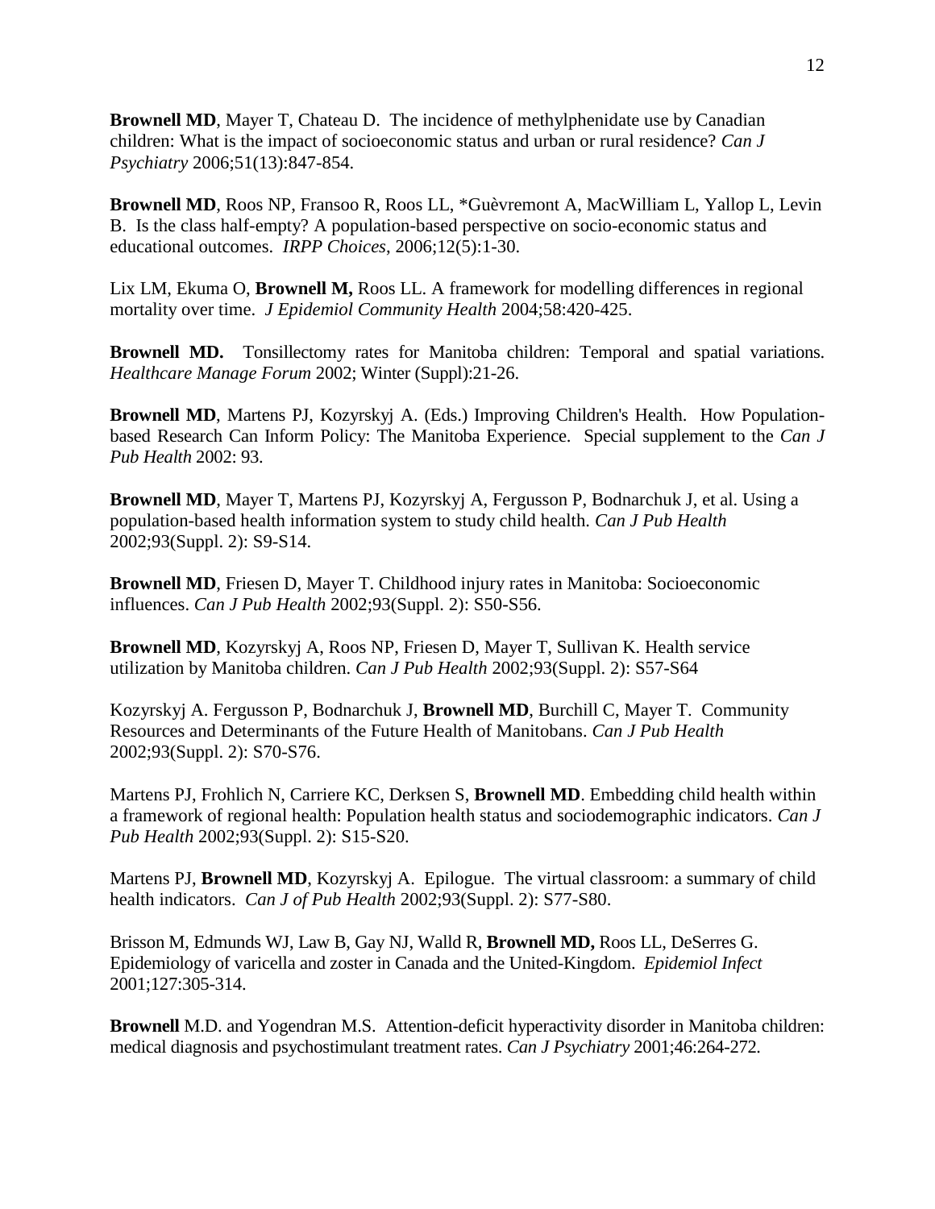**Brownell MD**, Mayer T, Chateau D. The incidence of methylphenidate use by Canadian children: What is the impact of socioeconomic status and urban or rural residence? *Can J Psychiatry* 2006;51(13):847-854.

**Brownell MD**, Roos NP, Fransoo R, Roos LL, *Guèvremont A, MacWilliam L, Yallop L, Levin B. Is the class half-empty? A population-based perspective on socio-economic status and educational outcomes. *IRPP Choices*, 2006;12(5):1-30.

Lix LM, Ekuma O, **Brownell M,** Roos LL. A framework for modelling differences in regional mortality over time. *J Epidemiol Community Health* 2004;58:420-425.

**Brownell MD.** Tonsillectomy rates for Manitoba children: Temporal and spatial variations. *Healthcare Manage Forum* 2002; Winter (Suppl):21-26.

**Brownell MD**, Martens PJ, Kozyrskyj A. (Eds.) Improving Children's Health. How Population-based Research Can Inform Policy: The Manitoba Experience. Special supplement to the *Can J Pub Health* 2002: 93.

**Brownell MD**, Mayer T, Martens PJ, Kozyrskyj A, Fergusson P, Bodnarchuk J, et al. Using a population-based health information system to study child health. *Can J Pub Health* 2002;93(Suppl. 2): S9-S14.

**Brownell MD**, Friesen D, Mayer T. Childhood injury rates in Manitoba: Socioeconomic influences. *Can J Pub Health* 2002;93(Suppl. 2): S50-S56.

**Brownell MD**, Kozyrskyj A, Roos NP, Friesen D, Mayer T, Sullivan K. Health service utilization by Manitoba children. *Can J Pub Health* 2002;93(Suppl. 2): S57-S64

Kozyrskyj A. Fergusson P, Bodnarchuk J, **Brownell MD**, Burchill C, Mayer T. Community Resources and Determinants of the Future Health of Manitobans. *Can J Pub Health* 2002;93(Suppl. 2): S70-S76.

Martens PJ, Frohlich N, Carriere KC, Derksen S, **Brownell MD**. Embedding child health within a framework of regional health: Population health status and sociodemographic indicators. *Can J Pub Health* 2002;93(Suppl. 2): S15-S20.

Martens PJ, **Brownell MD**, Kozyrskyj A. Epilogue. The virtual classroom: a summary of child health indicators. *Can J of Pub Health* 2002;93(Suppl. 2): S77-S80.

Brisson M, Edmunds WJ, Law B, Gay NJ, Walld R, **Brownell MD,** Roos LL, DeSerres G. Epidemiology of varicella and zoster in Canada and the United-Kingdom. *Epidemiol Infect* 2001;127:305-314.

**Brownell** M.D. and Yogendran M.S. Attention-deficit hyperactivity disorder in Manitoba children: medical diagnosis and psychostimulant treatment rates. *Can J Psychiatry* 2001;46:264-272.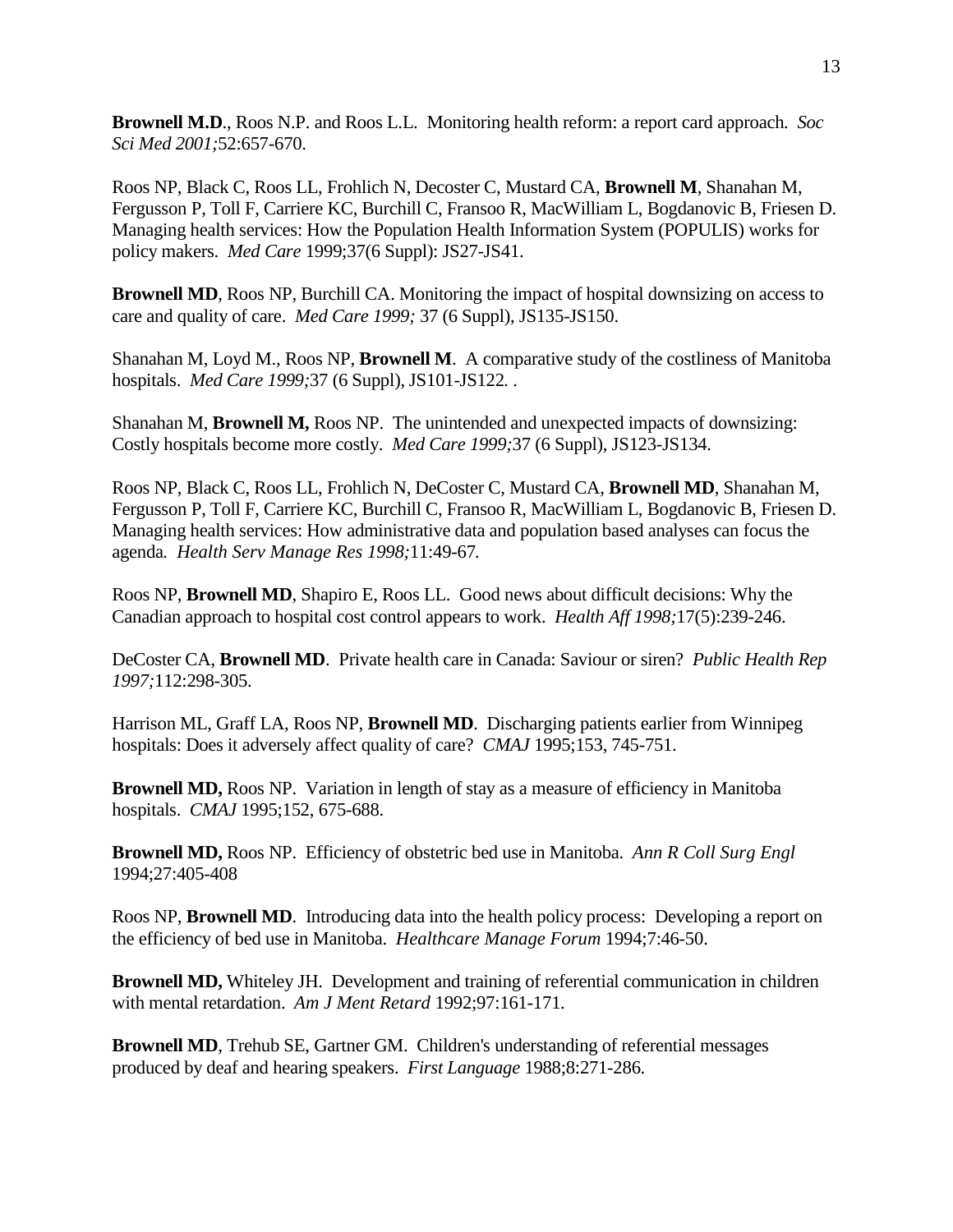**Brownell M.D**., Roos N.P. and Roos L.L. Monitoring health reform: a report card approach. *Soc Sci Med 2001;*52:657-670.

Roos NP, Black C, Roos LL, Frohlich N, Decoster C, Mustard CA, **Brownell M**, Shanahan M, Fergusson P, Toll F, Carriere KC, Burchill C, Fransoo R, MacWilliam L, Bogdanovic B, Friesen D. Managing health services: How the Population Health Information System (POPULIS) works for policy makers. *Med Care* 1999;37(6 Suppl): JS27-JS41.

**Brownell MD**, Roos NP, Burchill CA. Monitoring the impact of hospital downsizing on access to care and quality of care. *Med Care 1999;* 37 (6 Suppl), JS135-JS150.

Shanahan M, Loyd M., Roos NP, **Brownell M**. A comparative study of the costliness of Manitoba hospitals. *Med Care 1999;*37 (6 Suppl), JS101-JS122. .

Shanahan M, **Brownell M,** Roos NP. The unintended and unexpected impacts of downsizing: Costly hospitals become more costly. *Med Care 1999;*37 (6 Suppl), JS123-JS134.

Roos NP, Black C, Roos LL, Frohlich N, DeCoster C, Mustard CA, **Brownell MD**, Shanahan M, Fergusson P, Toll F, Carriere KC, Burchill C, Fransoo R, MacWilliam L, Bogdanovic B, Friesen D. Managing health services: How administrative data and population based analyses can focus the agenda*. Health Serv Manage Res 1998;*11:49-67*.*

Roos NP, **Brownell MD**, Shapiro E, Roos LL. Good news about difficult decisions: Why the Canadian approach to hospital cost control appears to work. *Health Aff 1998;*17(5):239-246.

DeCoster CA, **Brownell MD**. Private health care in Canada: Saviour or siren? *Public Health Rep 1997;*112:298-305.

Harrison ML, Graff LA, Roos NP, **Brownell MD**. Discharging patients earlier from Winnipeg hospitals: Does it adversely affect quality of care? *CMAJ* 1995;153, 745-751.

**Brownell MD,** Roos NP. Variation in length of stay as a measure of efficiency in Manitoba hospitals. *CMAJ* 1995;152, 675-688.

**Brownell MD,** Roos NP. Efficiency of obstetric bed use in Manitoba. *Ann R Coll Surg Engl* 1994;27:405-408

Roos NP, **Brownell MD**. Introducing data into the health policy process: Developing a report on the efficiency of bed use in Manitoba. *Healthcare Manage Forum* 1994;7:46-50.

**Brownell MD,** Whiteley JH. Development and training of referential communication in children with mental retardation. *Am J Ment Retard* 1992;97:161-171.

**Brownell MD**, Trehub SE, Gartner GM. Children's understanding of referential messages produced by deaf and hearing speakers. *First Language* 1988;8:271-286.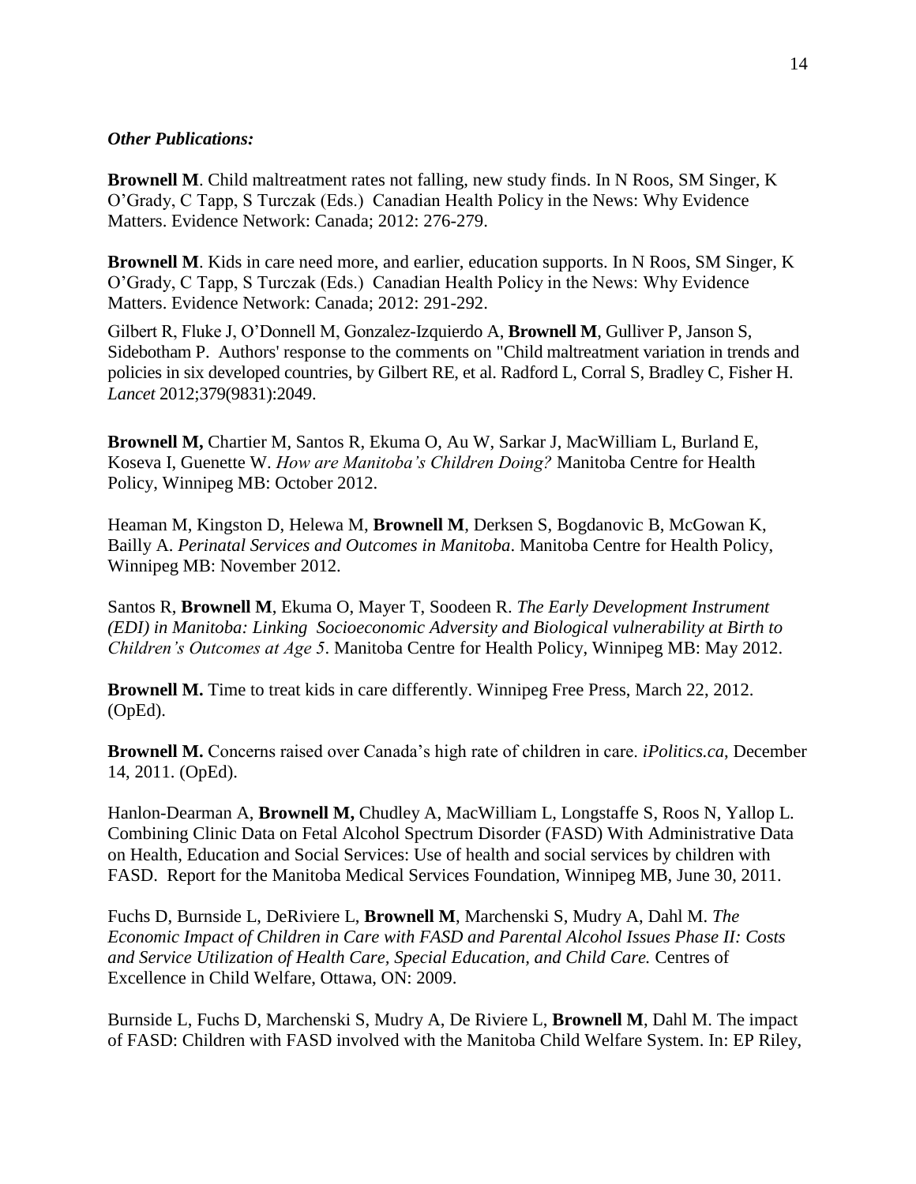***Other Publications:***

**Brownell M**. Child maltreatment rates not falling, new study finds. In N Roos, SM Singer, K O'Grady, C Tapp, S Turczak (Eds.) Canadian Health Policy in the News: Why Evidence Matters. Evidence Network: Canada; 2012: 276-279.

**Brownell M**. Kids in care need more, and earlier, education supports. In N Roos, SM Singer, K O'Grady, C Tapp, S Turczak (Eds.) Canadian Health Policy in the News: Why Evidence Matters. Evidence Network: Canada; 2012: 291-292.

Gilbert R, Fluke J, O'Donnell M, Gonzalez-Izquierdo A, **Brownell M**, Gulliver P, Janson S, Sidebotham P. Authors' response to the comments on "Child maltreatment variation in trends and policies in six developed countries, by Gilbert RE, et al. Radford L, Corral S, Bradley C, Fisher H. *Lancet* 2012;379(9831):2049.

**Brownell M,** Chartier M, Santos R, Ekuma O, Au W, Sarkar J, MacWilliam L, Burland E, Koseva I, Guenette W. *How are Manitoba's Children Doing?* Manitoba Centre for Health Policy, Winnipeg MB: October 2012.

Heaman M, Kingston D, Helewa M, **Brownell M**, Derksen S, Bogdanovic B, McGowan K, Bailly A. *Perinatal Services and Outcomes in Manitoba*. Manitoba Centre for Health Policy, Winnipeg MB: November 2012.

Santos R, **Brownell M**, Ekuma O, Mayer T, Soodeen R. *The Early Development Instrument (EDI) in Manitoba: Linking Socioeconomic Adversity and Biological vulnerability at Birth to Children's Outcomes at Age 5*. Manitoba Centre for Health Policy, Winnipeg MB: May 2012.

**Brownell M.** Time to treat kids in care differently. Winnipeg Free Press, March 22, 2012. (OpEd).

**Brownell M.** Concerns raised over Canada's high rate of children in care. *iPolitics.ca*, December 14, 2011. (OpEd).

Hanlon-Dearman A, **Brownell M,** Chudley A, MacWilliam L, Longstaffe S, Roos N, Yallop L. Combining Clinic Data on Fetal Alcohol Spectrum Disorder (FASD) With Administrative Data on Health, Education and Social Services: Use of health and social services by children with FASD. Report for the Manitoba Medical Services Foundation, Winnipeg MB, June 30, 2011.

Fuchs D, Burnside L, DeRiviere L, **Brownell M**, Marchenski S, Mudry A, Dahl M. *The Economic Impact of Children in Care with FASD and Parental Alcohol Issues Phase II: Costs and Service Utilization of Health Care, Special Education, and Child Care.* Centres of Excellence in Child Welfare, Ottawa, ON: 2009.

Burnside L, Fuchs D, Marchenski S, Mudry A, De Riviere L, **Brownell M**, Dahl M. The impact of FASD: Children with FASD involved with the Manitoba Child Welfare System. In: EP Riley,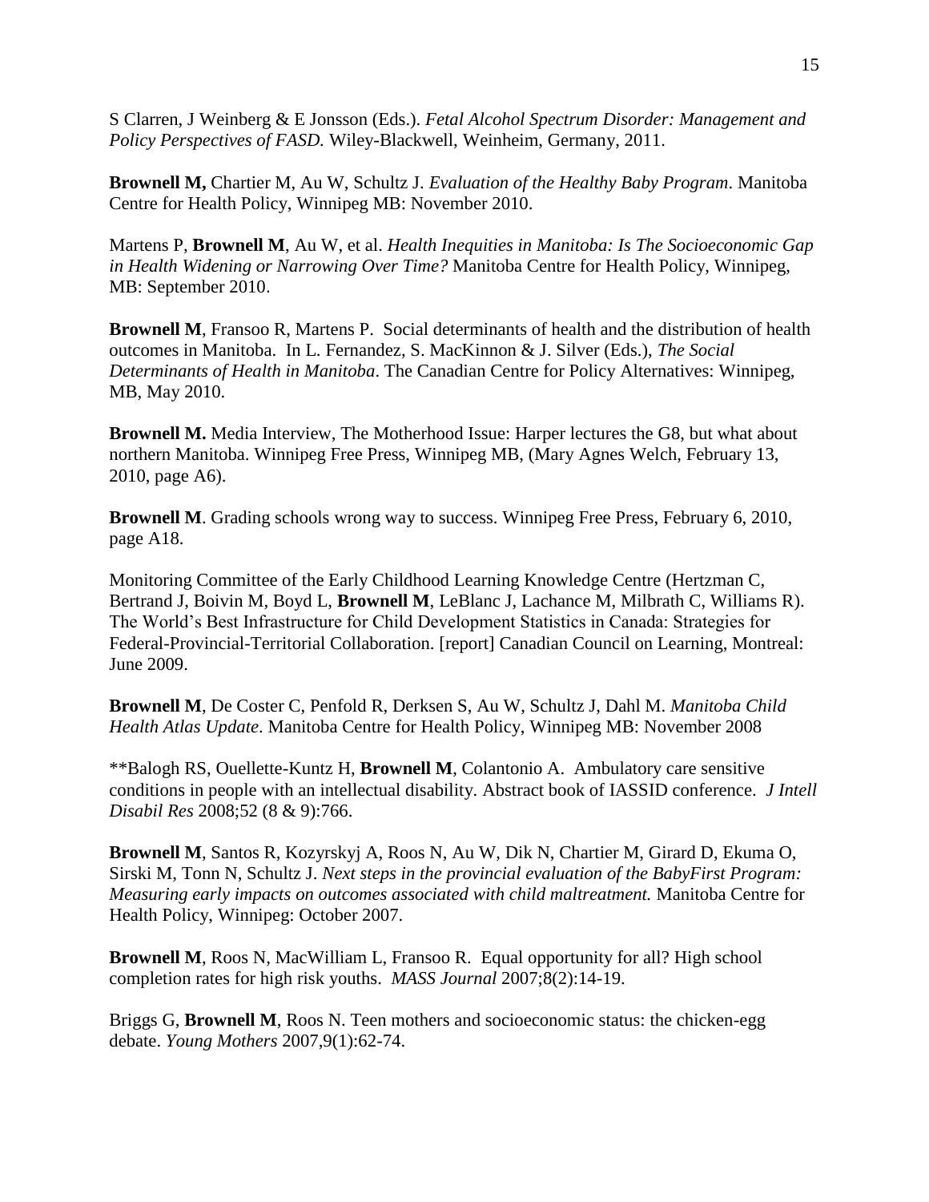S Clarren, J Weinberg & E Jonsson (Eds.). *Fetal Alcohol Spectrum Disorder: Management and Policy Perspectives of FASD.* Wiley-Blackwell, Weinheim, Germany, 2011.

**Brownell M,** Chartier M, Au W, Schultz J. *Evaluation of the Healthy Baby Program*. Manitoba Centre for Health Policy, Winnipeg MB: November 2010.

Martens P, **Brownell M**, Au W, et al. *Health Inequities in Manitoba: Is The Socioeconomic Gap in Health Widening or Narrowing Over Time?* Manitoba Centre for Health Policy, Winnipeg, MB: September 2010.

**Brownell M**, Fransoo R, Martens P. Social determinants of health and the distribution of health outcomes in Manitoba. In L. Fernandez, S. MacKinnon & J. Silver (Eds.), *The Social Determinants of Health in Manitoba*. The Canadian Centre for Policy Alternatives: Winnipeg, MB, May 2010.

**Brownell M.** Media Interview, The Motherhood Issue: Harper lectures the G8, but what about northern Manitoba. Winnipeg Free Press, Winnipeg MB, (Mary Agnes Welch, February 13, 2010, page A6).

**Brownell M**. Grading schools wrong way to success. Winnipeg Free Press, February 6, 2010, page A18.

Monitoring Committee of the Early Childhood Learning Knowledge Centre (Hertzman C, Bertrand J, Boivin M, Boyd L, **Brownell M**, LeBlanc J, Lachance M, Milbrath C, Williams R). The World's Best Infrastructure for Child Development Statistics in Canada: Strategies for Federal-Provincial-Territorial Collaboration. [report] Canadian Council on Learning, Montreal: June 2009.

**Brownell M**, De Coster C, Penfold R, Derksen S, Au W, Schultz J, Dahl M. *Manitoba Child Health Atlas Update*. Manitoba Centre for Health Policy, Winnipeg MB: November 2008

**Balogh RS, Ouellette-Kuntz H, **Brownell M**, Colantonio A. Ambulatory care sensitive conditions in people with an intellectual disability. Abstract book of IASSID conference. *J Intell Disabil Res* 2008;52 (8 & 9):766.

**Brownell M**, Santos R, Kozyrskyj A, Roos N, Au W, Dik N, Chartier M, Girard D, Ekuma O, Sirski M, Tonn N, Schultz J. *Next steps in the provincial evaluation of the BabyFirst Program: Measuring early impacts on outcomes associated with child maltreatment.* Manitoba Centre for Health Policy, Winnipeg: October 2007.

**Brownell M**, Roos N, MacWilliam L, Fransoo R. Equal opportunity for all? High school completion rates for high risk youths. *MASS Journal* 2007;8(2):14-19.

Briggs G, **Brownell M**, Roos N. Teen mothers and socioeconomic status: the chicken-egg debate. *Young Mothers* 2007,9(1):62-74.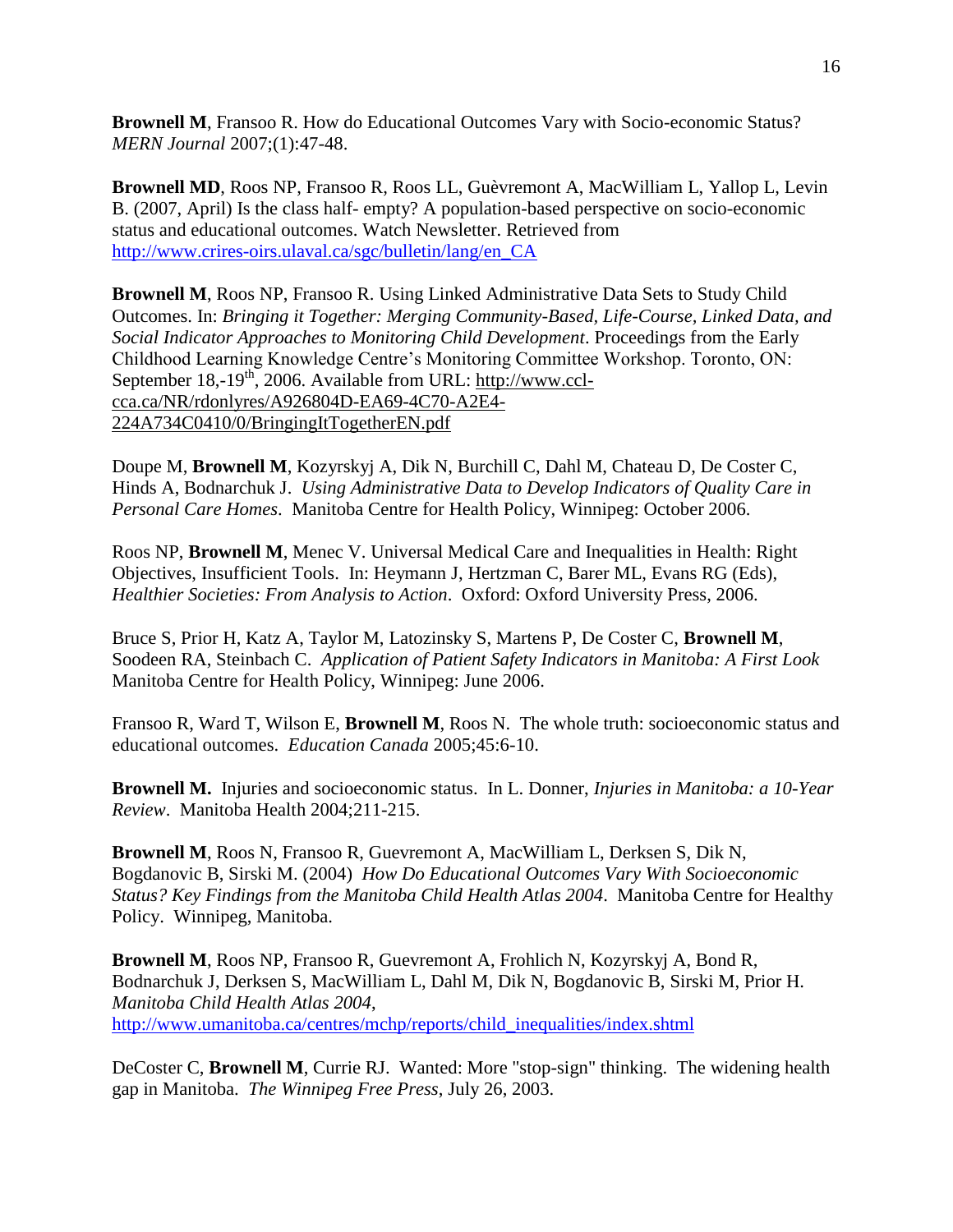**Brownell M**, Fransoo R. How do Educational Outcomes Vary with Socio-economic Status? *MERN Journal* 2007;(1):47-48.

**Brownell MD**, Roos NP, Fransoo R, Roos LL, Guèvremont A, MacWilliam L, Yallop L, Levin B. (2007, April) Is the class half- empty? A population-based perspective on socio-economic status and educational outcomes. Watch Newsletter. Retrieved from http://www.crires-oirs.ulaval.ca/sgc/bulletin/lang/en_CA

**Brownell M**, Roos NP, Fransoo R. Using Linked Administrative Data Sets to Study Child Outcomes. In: *Bringing it Together: Merging Community-Based, Life-Course, Linked Data, and Social Indicator Approaches to Monitoring Child Development*. Proceedings from the Early Childhood Learning Knowledge Centre's Monitoring Committee Workshop. Toronto, ON: September 18,-19th, 2006. Available from URL: http://www.ccl-cca.ca/NR/rdonlyres/A926804D-EA69-4C70-A2E4-224A734C0410/0/BringingItTogetherEN.pdf

Doupe M, **Brownell M**, Kozyrskyj A, Dik N, Burchill C, Dahl M, Chateau D, De Coster C, Hinds A, Bodnarchuk J. *Using Administrative Data to Develop Indicators of Quality Care in Personal Care Homes.* Manitoba Centre for Health Policy, Winnipeg: October 2006.

Roos NP, **Brownell M**, Menec V. Universal Medical Care and Inequalities in Health: Right Objectives, Insufficient Tools. In: Heymann J, Hertzman C, Barer ML, Evans RG (Eds), *Healthier Societies: From Analysis to Action*. Oxford: Oxford University Press, 2006.

Bruce S, Prior H, Katz A, Taylor M, Latozinsky S, Martens P, De Coster C, **Brownell M**, Soodeen RA, Steinbach C. *Application of Patient Safety Indicators in Manitoba: A First Look* Manitoba Centre for Health Policy, Winnipeg: June 2006.

Fransoo R, Ward T, Wilson E, **Brownell M**, Roos N. The whole truth: socioeconomic status and educational outcomes. *Education Canada* 2005;45:6-10.

**Brownell M.** Injuries and socioeconomic status. In L. Donner, *Injuries in Manitoba: a 10-Year Review*. Manitoba Health 2004;211-215.

**Brownell M**, Roos N, Fransoo R, Guevremont A, MacWilliam L, Derksen S, Dik N, Bogdanovic B, Sirski M. (2004) *How Do Educational Outcomes Vary With Socioeconomic Status? Key Findings from the Manitoba Child Health Atlas 2004*. Manitoba Centre for Healthy Policy. Winnipeg, Manitoba.

**Brownell M**, Roos NP, Fransoo R, Guevremont A, Frohlich N, Kozyrskyj A, Bond R, Bodnarchuk J, Derksen S, MacWilliam L, Dahl M, Dik N, Bogdanovic B, Sirski M, Prior H. *Manitoba Child Health Atlas 2004*, http://www.umanitoba.ca/centres/mchp/reports/child_inequalities/index.shtml

DeCoster C, **Brownell M**, Currie RJ. Wanted: More "stop-sign" thinking. The widening health gap in Manitoba. *The Winnipeg Free Press*, July 26, 2003.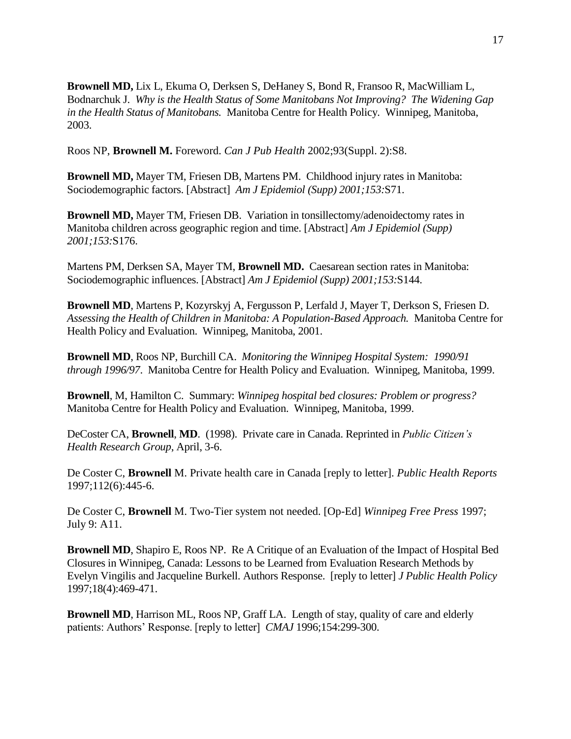**Brownell MD,** Lix L, Ekuma O, Derksen S, DeHaney S, Bond R, Fransoo R, MacWilliam L, Bodnarchuk J. *Why is the Health Status of Some Manitobans Not Improving? The Widening Gap in the Health Status of Manitobans.* Manitoba Centre for Health Policy. Winnipeg, Manitoba, 2003.

Roos NP, **Brownell M.** Foreword. *Can J Pub Health* 2002;93(Suppl. 2):S8.

**Brownell MD,** Mayer TM, Friesen DB, Martens PM. Childhood injury rates in Manitoba: Sociodemographic factors. [Abstract] *Am J Epidemiol (Supp) 2001;153:*S71.

**Brownell MD,** Mayer TM, Friesen DB. Variation in tonsillectomy/adenoidectomy rates in Manitoba children across geographic region and time. [Abstract] *Am J Epidemiol (Supp) 2001;153:*S176.

Martens PM, Derksen SA, Mayer TM, **Brownell MD.** Caesarean section rates in Manitoba: Sociodemographic influences. [Abstract] *Am J Epidemiol (Supp) 2001;153:*S144.

**Brownell MD**, Martens P, Kozyrskyj A, Fergusson P, Lerfald J, Mayer T, Derkson S, Friesen D. *Assessing the Health of Children in Manitoba: A Population-Based Approach.* Manitoba Centre for Health Policy and Evaluation. Winnipeg, Manitoba, 2001.

**Brownell MD**, Roos NP, Burchill CA. *Monitoring the Winnipeg Hospital System: 1990/91 through 1996/97*. Manitoba Centre for Health Policy and Evaluation. Winnipeg, Manitoba, 1999.

**Brownell**, M, Hamilton C. Summary: *Winnipeg hospital bed closures: Problem or progress?* Manitoba Centre for Health Policy and Evaluation. Winnipeg, Manitoba, 1999.

DeCoster CA, **Brownell**, **MD**. (1998). Private care in Canada. Reprinted in *Public Citizen's Health Research Group*, April, 3-6.

De Coster C, **Brownell** M. Private health care in Canada [reply to letter]. *Public Health Reports* 1997;112(6):445-6.

De Coster C, **Brownell** M. Two-Tier system not needed. [Op-Ed] *Winnipeg Free Press* 1997; July 9: A11.

**Brownell MD**, Shapiro E, Roos NP. Re A Critique of an Evaluation of the Impact of Hospital Bed Closures in Winnipeg, Canada: Lessons to be Learned from Evaluation Research Methods by Evelyn Vingilis and Jacqueline Burkell. Authors Response. [reply to letter] *J Public Health Policy* 1997;18(4):469-471.

**Brownell MD**, Harrison ML, Roos NP, Graff LA. Length of stay, quality of care and elderly patients: Authors' Response. [reply to letter] *CMAJ* 1996;154:299-300.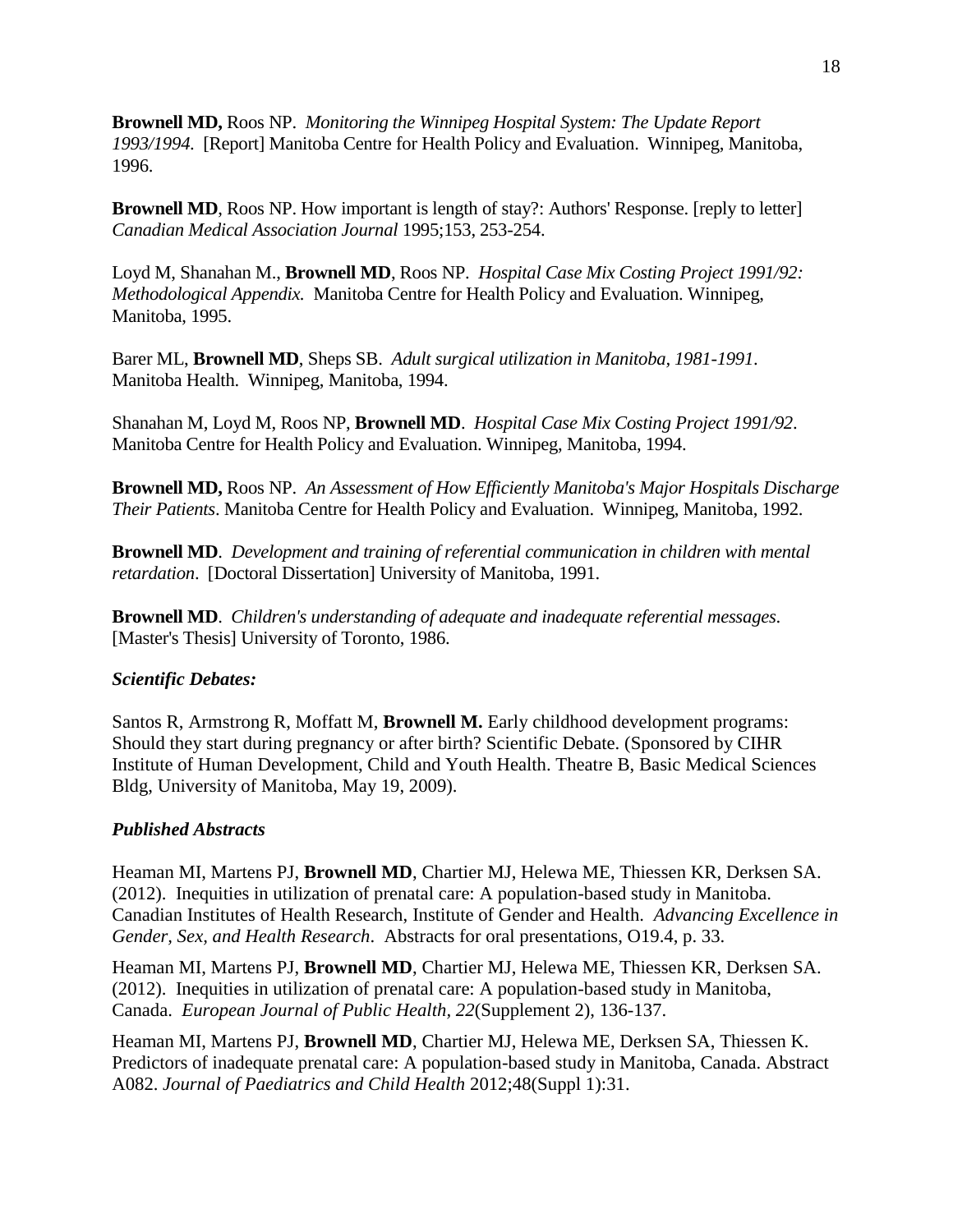**Brownell MD,** Roos NP. *Monitoring the Winnipeg Hospital System: The Update Report 1993/1994.* [Report] Manitoba Centre for Health Policy and Evaluation. Winnipeg, Manitoba, 1996.

**Brownell MD**, Roos NP. How important is length of stay?: Authors' Response. [reply to letter] *Canadian Medical Association Journal* 1995;153, 253-254.

Loyd M, Shanahan M., **Brownell MD**, Roos NP. *Hospital Case Mix Costing Project 1991/92: Methodological Appendix.* Manitoba Centre for Health Policy and Evaluation. Winnipeg, Manitoba, 1995.

Barer ML, **Brownell MD**, Sheps SB. *Adult surgical utilization in Manitoba, 1981-1991*. Manitoba Health. Winnipeg, Manitoba, 1994.

Shanahan M, Loyd M, Roos NP, **Brownell MD**. *Hospital Case Mix Costing Project 1991/92*. Manitoba Centre for Health Policy and Evaluation. Winnipeg, Manitoba, 1994.

**Brownell MD,** Roos NP. *An Assessment of How Efficiently Manitoba's Major Hospitals Discharge Their Patients*. Manitoba Centre for Health Policy and Evaluation. Winnipeg, Manitoba, 1992.

**Brownell MD**. *Development and training of referential communication in children with mental retardation*. [Doctoral Dissertation] University of Manitoba, 1991.

**Brownell MD**. *Children's understanding of adequate and inadequate referential messages.* [Master's Thesis] University of Toronto, 1986.

***Scientific Debates:***

Santos R, Armstrong R, Moffatt M, **Brownell M.** Early childhood development programs: Should they start during pregnancy or after birth? Scientific Debate. (Sponsored by CIHR Institute of Human Development, Child and Youth Health. Theatre B, Basic Medical Sciences Bldg, University of Manitoba, May 19, 2009).

***Published Abstracts***

Heaman MI, Martens PJ, **Brownell MD**, Chartier MJ, Helewa ME, Thiessen KR, Derksen SA. (2012). Inequities in utilization of prenatal care: A population-based study in Manitoba. Canadian Institutes of Health Research, Institute of Gender and Health. *Advancing Excellence in Gender, Sex, and Health Research*. Abstracts for oral presentations, O19.4, p. 33.

Heaman MI, Martens PJ, **Brownell MD**, Chartier MJ, Helewa ME, Thiessen KR, Derksen SA. (2012). Inequities in utilization of prenatal care: A population-based study in Manitoba, Canada. *European Journal of Public Health, 22*(Supplement 2), 136-137.

Heaman MI, Martens PJ, **Brownell MD**, Chartier MJ, Helewa ME, Derksen SA, Thiessen K. Predictors of inadequate prenatal care: A population-based study in Manitoba, Canada. Abstract A082. *Journal of Paediatrics and Child Health* 2012;48(Suppl 1):31.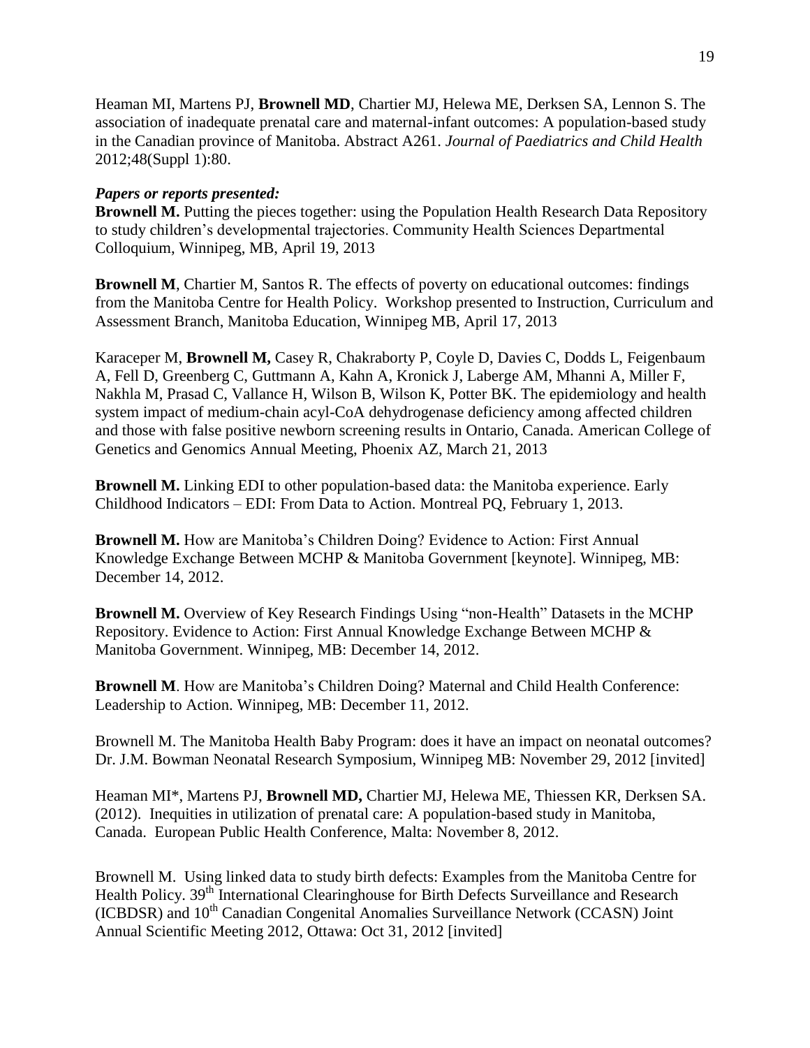Heaman MI, Martens PJ, **Brownell MD**, Chartier MJ, Helewa ME, Derksen SA, Lennon S. The association of inadequate prenatal care and maternal-infant outcomes: A population-based study in the Canadian province of Manitoba. Abstract A261. *Journal of Paediatrics and Child Health* 2012;48(Suppl 1):80.

***Papers or reports presented:***

**Brownell M.** Putting the pieces together: using the Population Health Research Data Repository to study children's developmental trajectories. Community Health Sciences Departmental Colloquium, Winnipeg, MB, April 19, 2013

**Brownell M**, Chartier M, Santos R. The effects of poverty on educational outcomes: findings from the Manitoba Centre for Health Policy. Workshop presented to Instruction, Curriculum and Assessment Branch, Manitoba Education, Winnipeg MB, April 17, 2013

Karaceper M, **Brownell M,** Casey R, Chakraborty P, Coyle D, Davies C, Dodds L, Feigenbaum A, Fell D, Greenberg C, Guttmann A, Kahn A, Kronick J, Laberge AM, Mhanni A, Miller F, Nakhla M, Prasad C, Vallance H, Wilson B, Wilson K, Potter BK. The epidemiology and health system impact of medium-chain acyl-CoA dehydrogenase deficiency among affected children and those with false positive newborn screening results in Ontario, Canada. American College of Genetics and Genomics Annual Meeting, Phoenix AZ, March 21, 2013

**Brownell M.** Linking EDI to other population-based data: the Manitoba experience. Early Childhood Indicators – EDI: From Data to Action. Montreal PQ, February 1, 2013.

**Brownell M.** How are Manitoba's Children Doing? Evidence to Action: First Annual Knowledge Exchange Between MCHP & Manitoba Government [keynote]. Winnipeg, MB: December 14, 2012.

**Brownell M.** Overview of Key Research Findings Using "non-Health" Datasets in the MCHP Repository. Evidence to Action: First Annual Knowledge Exchange Between MCHP & Manitoba Government. Winnipeg, MB: December 14, 2012.

**Brownell M**. How are Manitoba's Children Doing? Maternal and Child Health Conference: Leadership to Action. Winnipeg, MB: December 11, 2012.

Brownell M. The Manitoba Health Baby Program: does it have an impact on neonatal outcomes? Dr. J.M. Bowman Neonatal Research Symposium, Winnipeg MB: November 29, 2012 [invited]

Heaman MI*, Martens PJ, **Brownell MD,** Chartier MJ, Helewa ME, Thiessen KR, Derksen SA. (2012). Inequities in utilization of prenatal care: A population-based study in Manitoba, Canada. European Public Health Conference, Malta: November 8, 2012.

Brownell M. Using linked data to study birth defects: Examples from the Manitoba Centre for Health Policy. 39th International Clearinghouse for Birth Defects Surveillance and Research (ICBDSR) and 10th Canadian Congenital Anomalies Surveillance Network (CCASN) Joint Annual Scientific Meeting 2012, Ottawa: Oct 31, 2012 [invited]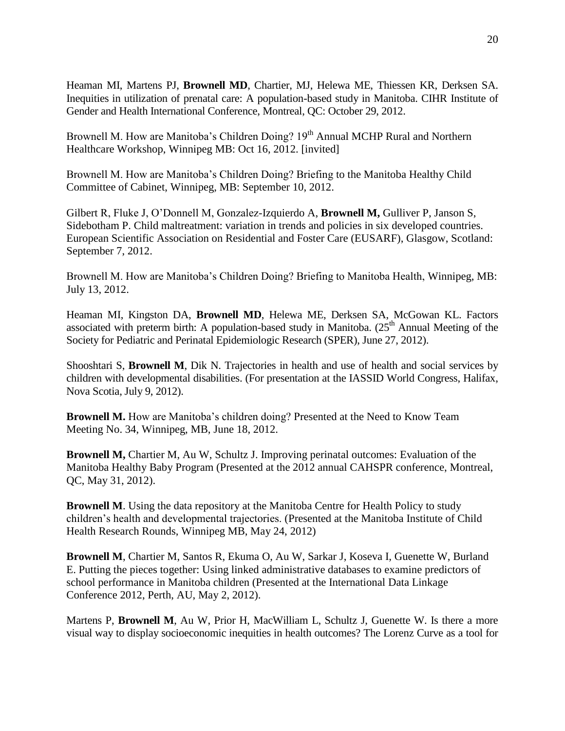Heaman MI, Martens PJ, **Brownell MD**, Chartier, MJ, Helewa ME, Thiessen KR, Derksen SA. Inequities in utilization of prenatal care: A population-based study in Manitoba. CIHR Institute of Gender and Health International Conference, Montreal, QC: October 29, 2012.

Brownell M. How are Manitoba's Children Doing? 19th Annual MCHP Rural and Northern Healthcare Workshop, Winnipeg MB: Oct 16, 2012. [invited]

Brownell M. How are Manitoba's Children Doing? Briefing to the Manitoba Healthy Child Committee of Cabinet, Winnipeg, MB: September 10, 2012.

Gilbert R, Fluke J, O'Donnell M, Gonzalez-Izquierdo A, **Brownell M,** Gulliver P, Janson S, Sidebotham P. Child maltreatment: variation in trends and policies in six developed countries. European Scientific Association on Residential and Foster Care (EUSARF), Glasgow, Scotland: September 7, 2012.

Brownell M. How are Manitoba's Children Doing? Briefing to Manitoba Health, Winnipeg, MB: July 13, 2012.

Heaman MI, Kingston DA, **Brownell MD**, Helewa ME, Derksen SA, McGowan KL. Factors associated with preterm birth: A population-based study in Manitoba. (25th Annual Meeting of the Society for Pediatric and Perinatal Epidemiologic Research (SPER), June 27, 2012).

Shooshtari S, **Brownell M**, Dik N. Trajectories in health and use of health and social services by children with developmental disabilities. (For presentation at the IASSID World Congress, Halifax, Nova Scotia, July 9, 2012).

**Brownell M.** How are Manitoba's children doing? Presented at the Need to Know Team Meeting No. 34, Winnipeg, MB, June 18, 2012.

**Brownell M,** Chartier M, Au W, Schultz J. Improving perinatal outcomes: Evaluation of the Manitoba Healthy Baby Program (Presented at the 2012 annual CAHSPR conference, Montreal, QC, May 31, 2012).

**Brownell M**. Using the data repository at the Manitoba Centre for Health Policy to study children's health and developmental trajectories. (Presented at the Manitoba Institute of Child Health Research Rounds, Winnipeg MB, May 24, 2012)

**Brownell M**, Chartier M, Santos R, Ekuma O, Au W, Sarkar J, Koseva I, Guenette W, Burland E. Putting the pieces together: Using linked administrative databases to examine predictors of school performance in Manitoba children (Presented at the International Data Linkage Conference 2012, Perth, AU, May 2, 2012).

Martens P, **Brownell M**, Au W, Prior H, MacWilliam L, Schultz J, Guenette W. Is there a more visual way to display socioeconomic inequities in health outcomes? The Lorenz Curve as a tool for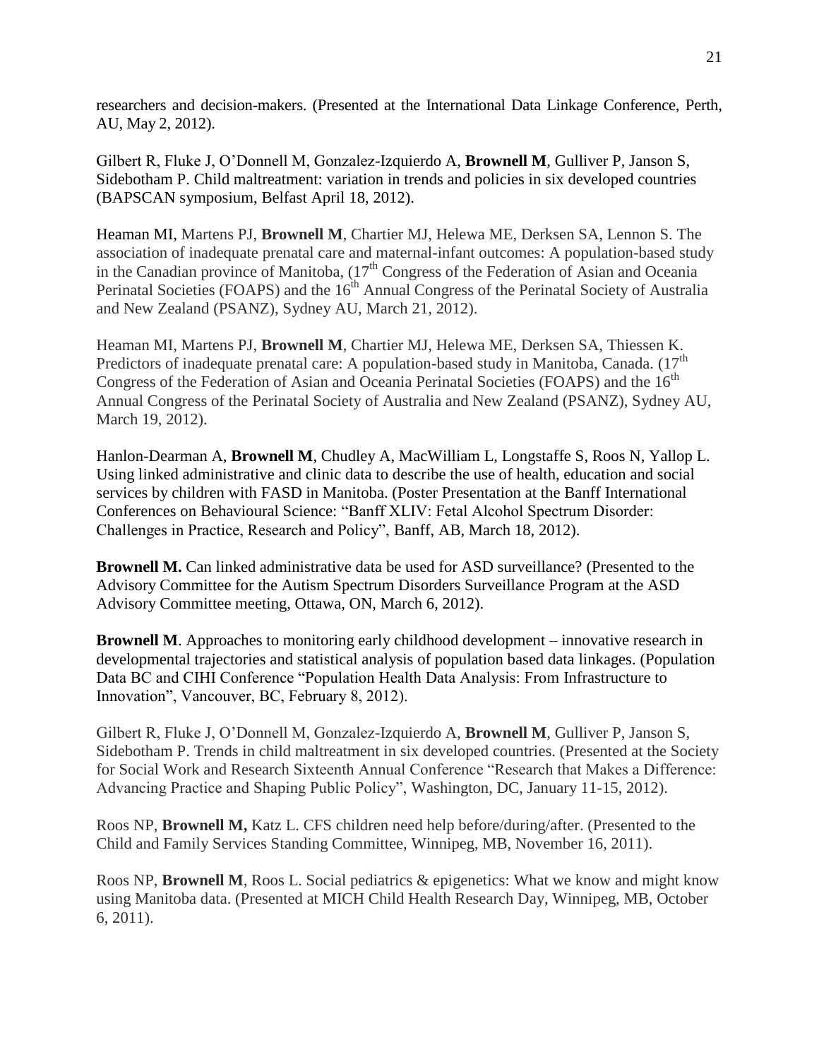researchers and decision-makers. (Presented at the International Data Linkage Conference, Perth, AU, May 2, 2012).

Gilbert R, Fluke J, O'Donnell M, Gonzalez-Izquierdo A, **Brownell M**, Gulliver P, Janson S, Sidebotham P. Child maltreatment: variation in trends and policies in six developed countries (BAPSCAN symposium, Belfast April 18, 2012).

Heaman MI, Martens PJ, **Brownell M**, Chartier MJ, Helewa ME, Derksen SA, Lennon S. The association of inadequate prenatal care and maternal-infant outcomes: A population-based study in the Canadian province of Manitoba, (17th Congress of the Federation of Asian and Oceania Perinatal Societies (FOAPS) and the 16th Annual Congress of the Perinatal Society of Australia and New Zealand (PSANZ), Sydney AU, March 21, 2012).

Heaman MI, Martens PJ, **Brownell M**, Chartier MJ, Helewa ME, Derksen SA, Thiessen K. Predictors of inadequate prenatal care: A population-based study in Manitoba, Canada. (17th Congress of the Federation of Asian and Oceania Perinatal Societies (FOAPS) and the 16th Annual Congress of the Perinatal Society of Australia and New Zealand (PSANZ), Sydney AU, March 19, 2012).

Hanlon-Dearman A, **Brownell M**, Chudley A, MacWilliam L, Longstaffe S, Roos N, Yallop L. Using linked administrative and clinic data to describe the use of health, education and social services by children with FASD in Manitoba. (Poster Presentation at the Banff International Conferences on Behavioural Science: "Banff XLIV: Fetal Alcohol Spectrum Disorder: Challenges in Practice, Research and Policy", Banff, AB, March 18, 2012).

**Brownell M.** Can linked administrative data be used for ASD surveillance? (Presented to the Advisory Committee for the Autism Spectrum Disorders Surveillance Program at the ASD Advisory Committee meeting, Ottawa, ON, March 6, 2012).

**Brownell M**. Approaches to monitoring early childhood development – innovative research in developmental trajectories and statistical analysis of population based data linkages. (Population Data BC and CIHI Conference "Population Health Data Analysis: From Infrastructure to Innovation", Vancouver, BC, February 8, 2012).

Gilbert R, Fluke J, O'Donnell M, Gonzalez-Izquierdo A, **Brownell M**, Gulliver P, Janson S, Sidebotham P. Trends in child maltreatment in six developed countries. (Presented at the Society for Social Work and Research Sixteenth Annual Conference "Research that Makes a Difference: Advancing Practice and Shaping Public Policy", Washington, DC, January 11-15, 2012).

Roos NP, **Brownell M,** Katz L. CFS children need help before/during/after. (Presented to the Child and Family Services Standing Committee, Winnipeg, MB, November 16, 2011).

Roos NP, **Brownell M**, Roos L. Social pediatrics & epigenetics: What we know and might know using Manitoba data. (Presented at MICH Child Health Research Day, Winnipeg, MB, October 6, 2011).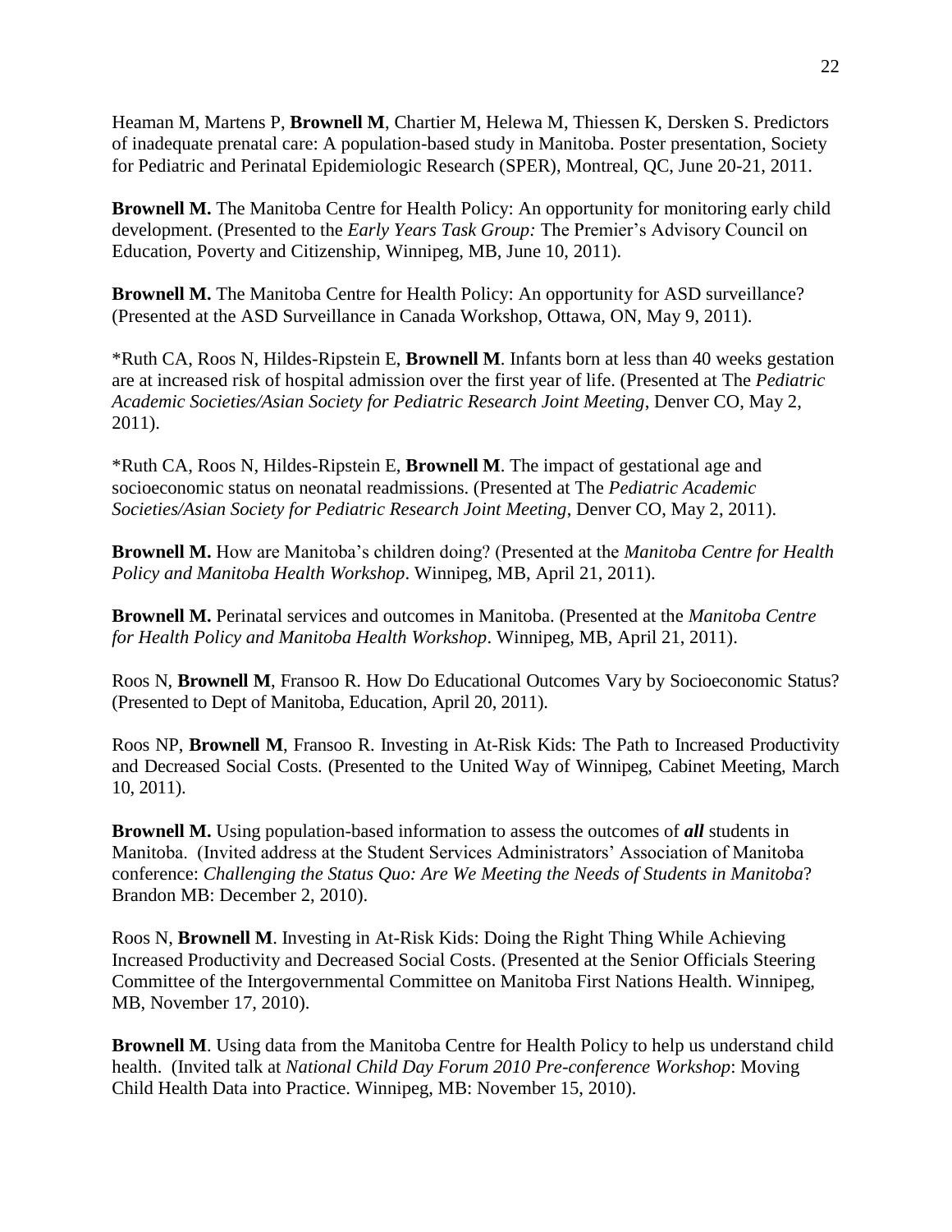Heaman M, Martens P, **Brownell M**, Chartier M, Helewa M, Thiessen K, Dersken S. Predictors of inadequate prenatal care: A population-based study in Manitoba. Poster presentation, Society for Pediatric and Perinatal Epidemiologic Research (SPER), Montreal, QC, June 20-21, 2011.

**Brownell M.** The Manitoba Centre for Health Policy: An opportunity for monitoring early child development. (Presented to the *Early Years Task Group:* The Premier's Advisory Council on Education, Poverty and Citizenship, Winnipeg, MB, June 10, 2011).

**Brownell M.** The Manitoba Centre for Health Policy: An opportunity for ASD surveillance? (Presented at the ASD Surveillance in Canada Workshop, Ottawa, ON, May 9, 2011).

*Ruth CA, Roos N, Hildes-Ripstein E, **Brownell M**. Infants born at less than 40 weeks gestation are at increased risk of hospital admission over the first year of life. (Presented at The *Pediatric Academic Societies/Asian Society for Pediatric Research Joint Meeting*, Denver CO, May 2, 2011).

*Ruth CA, Roos N, Hildes-Ripstein E, **Brownell M**. The impact of gestational age and socioeconomic status on neonatal readmissions. (Presented at The *Pediatric Academic Societies/Asian Society for Pediatric Research Joint Meeting*, Denver CO, May 2, 2011).

**Brownell M.** How are Manitoba's children doing? (Presented at the *Manitoba Centre for Health Policy and Manitoba Health Workshop*. Winnipeg, MB, April 21, 2011).

**Brownell M.** Perinatal services and outcomes in Manitoba. (Presented at the *Manitoba Centre for Health Policy and Manitoba Health Workshop*. Winnipeg, MB, April 21, 2011).

Roos N, **Brownell M**, Fransoo R. How Do Educational Outcomes Vary by Socioeconomic Status? (Presented to Dept of Manitoba, Education, April 20, 2011).

Roos NP, **Brownell M**, Fransoo R. Investing in At-Risk Kids: The Path to Increased Productivity and Decreased Social Costs. (Presented to the United Way of Winnipeg, Cabinet Meeting, March 10, 2011).

**Brownell M.** Using population-based information to assess the outcomes of ***all*** students in Manitoba. (Invited address at the Student Services Administrators' Association of Manitoba conference: *Challenging the Status Quo: Are We Meeting the Needs of Students in Manitoba*? Brandon MB: December 2, 2010).

Roos N, **Brownell M**. Investing in At-Risk Kids: Doing the Right Thing While Achieving Increased Productivity and Decreased Social Costs. (Presented at the Senior Officials Steering Committee of the Intergovernmental Committee on Manitoba First Nations Health. Winnipeg, MB, November 17, 2010).

**Brownell M**. Using data from the Manitoba Centre for Health Policy to help us understand child health. (Invited talk at *National Child Day Forum 2010 Pre-conference Workshop*: Moving Child Health Data into Practice. Winnipeg, MB: November 15, 2010).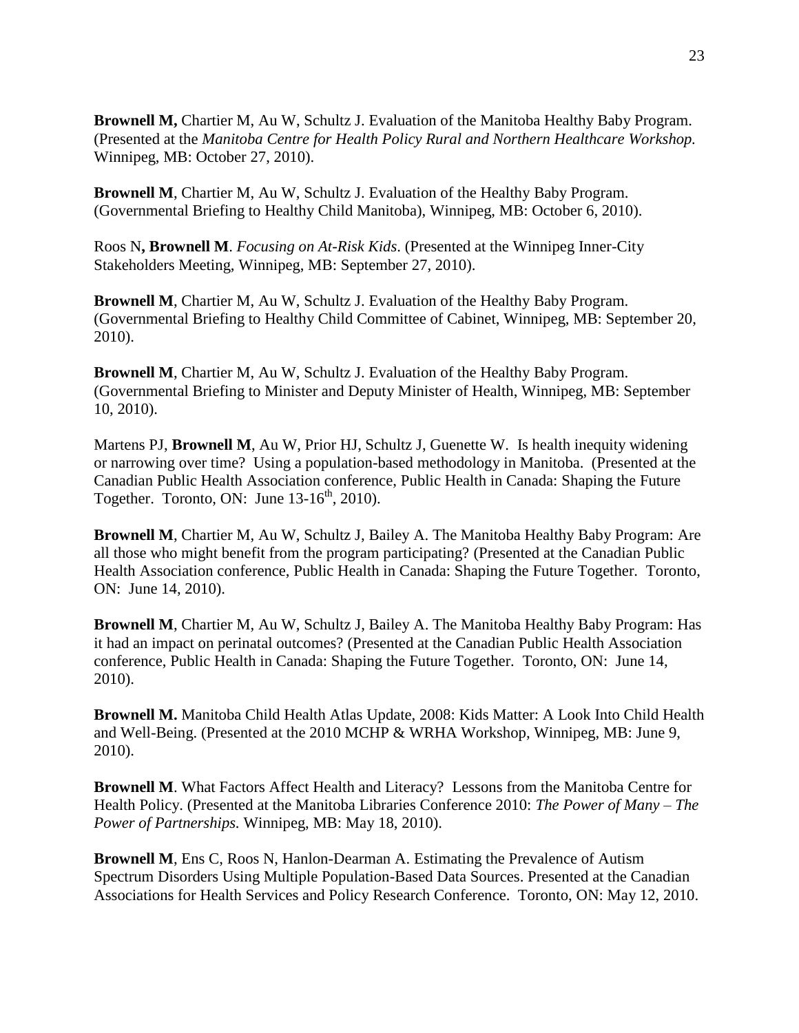**Brownell M,** Chartier M, Au W, Schultz J. Evaluation of the Manitoba Healthy Baby Program. (Presented at the *Manitoba Centre for Health Policy Rural and Northern Healthcare Workshop.* Winnipeg, MB: October 27, 2010).

**Brownell M**, Chartier M, Au W, Schultz J. Evaluation of the Healthy Baby Program. (Governmental Briefing to Healthy Child Manitoba), Winnipeg, MB: October 6, 2010).

Roos N**, Brownell M**. *Focusing on At-Risk Kids.* (Presented at the Winnipeg Inner-City Stakeholders Meeting, Winnipeg, MB: September 27, 2010).

**Brownell M**, Chartier M, Au W, Schultz J. Evaluation of the Healthy Baby Program. (Governmental Briefing to Healthy Child Committee of Cabinet, Winnipeg, MB: September 20, 2010).

**Brownell M**, Chartier M, Au W, Schultz J. Evaluation of the Healthy Baby Program. (Governmental Briefing to Minister and Deputy Minister of Health, Winnipeg, MB: September 10, 2010).

Martens PJ, **Brownell M**, Au W, Prior HJ, Schultz J, Guenette W. Is health inequity widening or narrowing over time? Using a population-based methodology in Manitoba. (Presented at the Canadian Public Health Association conference, Public Health in Canada: Shaping the Future Together. Toronto, ON: June 13-16th, 2010).

**Brownell M**, Chartier M, Au W, Schultz J, Bailey A. The Manitoba Healthy Baby Program: Are all those who might benefit from the program participating? (Presented at the Canadian Public Health Association conference, Public Health in Canada: Shaping the Future Together. Toronto, ON: June 14, 2010).

**Brownell M**, Chartier M, Au W, Schultz J, Bailey A. The Manitoba Healthy Baby Program: Has it had an impact on perinatal outcomes? (Presented at the Canadian Public Health Association conference, Public Health in Canada: Shaping the Future Together. Toronto, ON: June 14, 2010).

**Brownell M.** Manitoba Child Health Atlas Update, 2008: Kids Matter: A Look Into Child Health and Well-Being. (Presented at the 2010 MCHP & WRHA Workshop, Winnipeg, MB: June 9, 2010).

**Brownell M**. What Factors Affect Health and Literacy? Lessons from the Manitoba Centre for Health Policy. (Presented at the Manitoba Libraries Conference 2010: *The Power of Many – The Power of Partnerships.* Winnipeg, MB: May 18, 2010).

**Brownell M**, Ens C, Roos N, Hanlon-Dearman A. Estimating the Prevalence of Autism Spectrum Disorders Using Multiple Population-Based Data Sources. Presented at the Canadian Associations for Health Services and Policy Research Conference. Toronto, ON: May 12, 2010.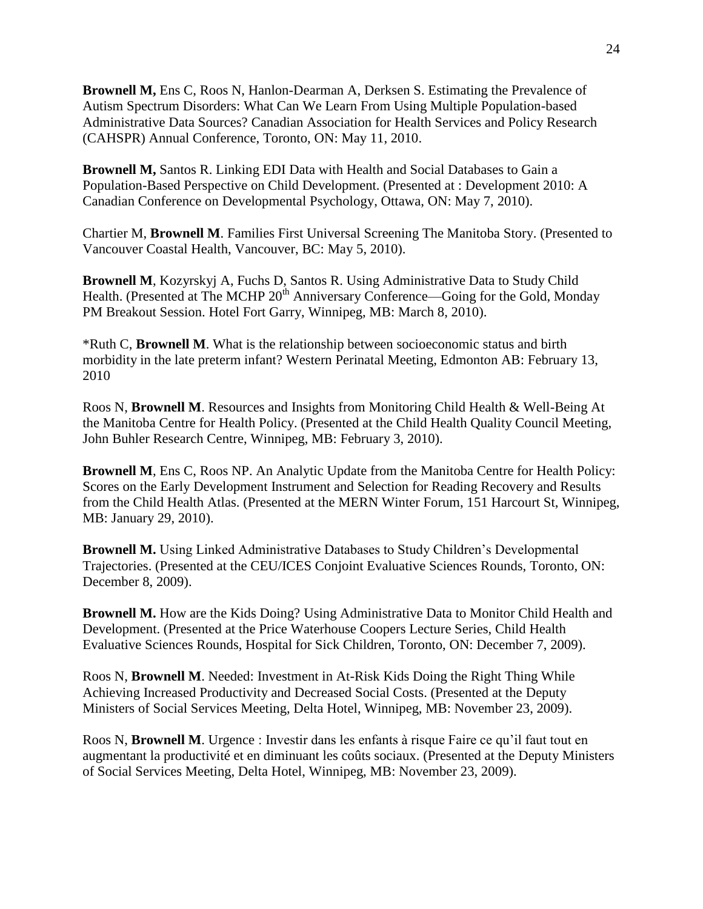**Brownell M,** Ens C, Roos N, Hanlon-Dearman A, Derksen S. Estimating the Prevalence of Autism Spectrum Disorders: What Can We Learn From Using Multiple Population-based Administrative Data Sources? Canadian Association for Health Services and Policy Research (CAHSPR) Annual Conference, Toronto, ON: May 11, 2010.

**Brownell M,** Santos R. Linking EDI Data with Health and Social Databases to Gain a Population-Based Perspective on Child Development. (Presented at : Development 2010: A Canadian Conference on Developmental Psychology, Ottawa, ON: May 7, 2010).

Chartier M, **Brownell M**. Families First Universal Screening The Manitoba Story. (Presented to Vancouver Coastal Health, Vancouver, BC: May 5, 2010).

**Brownell M**, Kozyrskyj A, Fuchs D, Santos R. Using Administrative Data to Study Child Health. (Presented at The MCHP 20th Anniversary Conference—Going for the Gold, Monday PM Breakout Session. Hotel Fort Garry, Winnipeg, MB: March 8, 2010).

*Ruth C, **Brownell M**. What is the relationship between socioeconomic status and birth morbidity in the late preterm infant? Western Perinatal Meeting, Edmonton AB: February 13, 2010

Roos N, **Brownell M**. Resources and Insights from Monitoring Child Health & Well-Being At the Manitoba Centre for Health Policy. (Presented at the Child Health Quality Council Meeting, John Buhler Research Centre, Winnipeg, MB: February 3, 2010).

**Brownell M**, Ens C, Roos NP. An Analytic Update from the Manitoba Centre for Health Policy: Scores on the Early Development Instrument and Selection for Reading Recovery and Results from the Child Health Atlas. (Presented at the MERN Winter Forum, 151 Harcourt St, Winnipeg, MB: January 29, 2010).

**Brownell M.** Using Linked Administrative Databases to Study Children's Developmental Trajectories. (Presented at the CEU/ICES Conjoint Evaluative Sciences Rounds, Toronto, ON: December 8, 2009).

**Brownell M.** How are the Kids Doing? Using Administrative Data to Monitor Child Health and Development. (Presented at the Price Waterhouse Coopers Lecture Series, Child Health Evaluative Sciences Rounds, Hospital for Sick Children, Toronto, ON: December 7, 2009).

Roos N, **Brownell M**. Needed: Investment in At-Risk Kids Doing the Right Thing While Achieving Increased Productivity and Decreased Social Costs. (Presented at the Deputy Ministers of Social Services Meeting, Delta Hotel, Winnipeg, MB: November 23, 2009).

Roos N, **Brownell M**. Urgence : Investir dans les enfants à risque Faire ce qu'il faut tout en augmentant la productivité et en diminuant les coûts sociaux. (Presented at the Deputy Ministers of Social Services Meeting, Delta Hotel, Winnipeg, MB: November 23, 2009).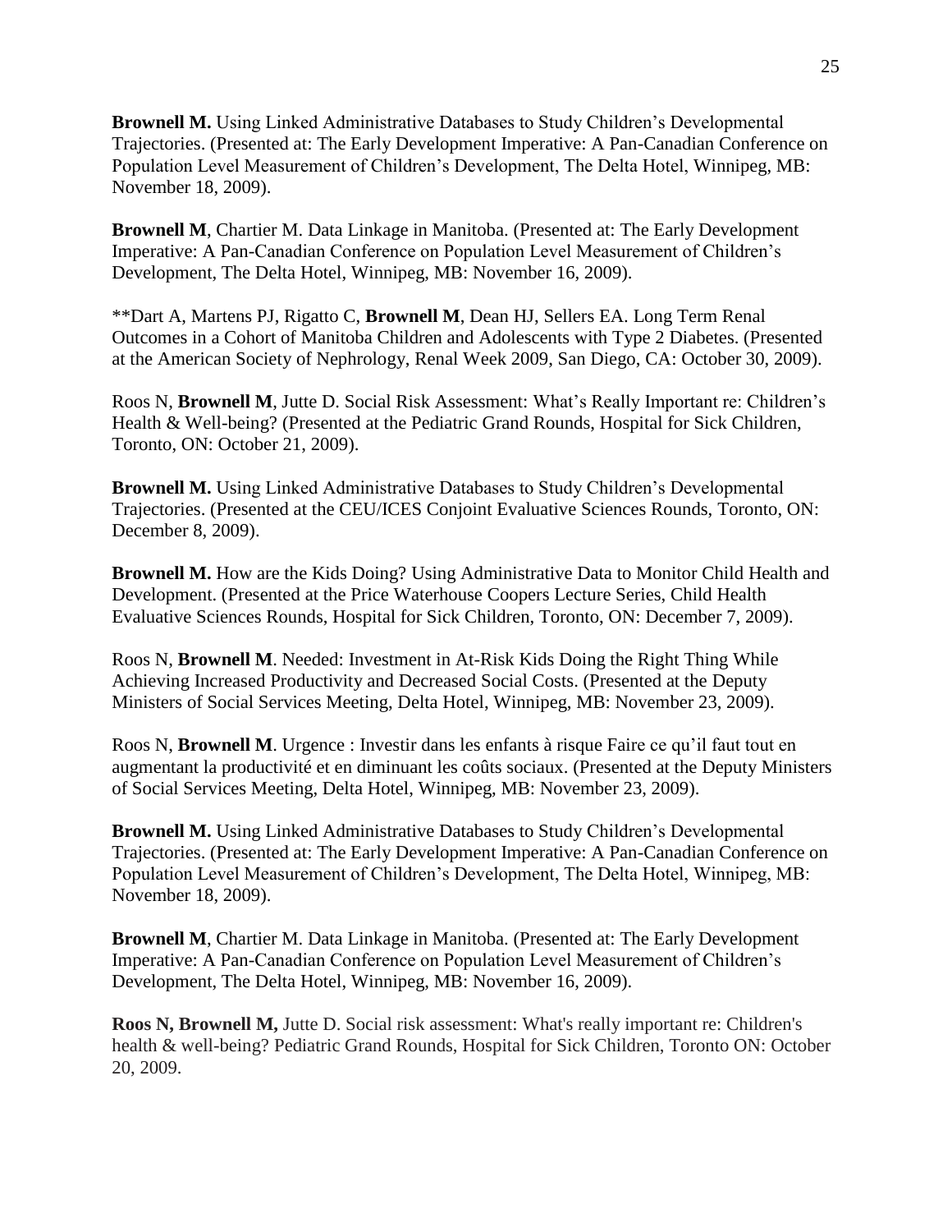**Brownell M.** Using Linked Administrative Databases to Study Children's Developmental Trajectories. (Presented at: The Early Development Imperative: A Pan-Canadian Conference on Population Level Measurement of Children's Development, The Delta Hotel, Winnipeg, MB: November 18, 2009).

**Brownell M**, Chartier M. Data Linkage in Manitoba. (Presented at: The Early Development Imperative: A Pan-Canadian Conference on Population Level Measurement of Children's Development, The Delta Hotel, Winnipeg, MB: November 16, 2009).

**Dart A, Martens PJ, Rigatto C, **Brownell M**, Dean HJ, Sellers EA. Long Term Renal Outcomes in a Cohort of Manitoba Children and Adolescents with Type 2 Diabetes. (Presented at the American Society of Nephrology, Renal Week 2009, San Diego, CA: October 30, 2009).

Roos N, **Brownell M**, Jutte D. Social Risk Assessment: What's Really Important re: Children's Health & Well-being? (Presented at the Pediatric Grand Rounds, Hospital for Sick Children, Toronto, ON: October 21, 2009).

**Brownell M.** Using Linked Administrative Databases to Study Children's Developmental Trajectories. (Presented at the CEU/ICES Conjoint Evaluative Sciences Rounds, Toronto, ON: December 8, 2009).

**Brownell M.** How are the Kids Doing? Using Administrative Data to Monitor Child Health and Development. (Presented at the Price Waterhouse Coopers Lecture Series, Child Health Evaluative Sciences Rounds, Hospital for Sick Children, Toronto, ON: December 7, 2009).

Roos N, **Brownell M**. Needed: Investment in At-Risk Kids Doing the Right Thing While Achieving Increased Productivity and Decreased Social Costs. (Presented at the Deputy Ministers of Social Services Meeting, Delta Hotel, Winnipeg, MB: November 23, 2009).

Roos N, **Brownell M**. Urgence : Investir dans les enfants à risque Faire ce qu'il faut tout en augmentant la productivité et en diminuant les coûts sociaux. (Presented at the Deputy Ministers of Social Services Meeting, Delta Hotel, Winnipeg, MB: November 23, 2009).

**Brownell M.** Using Linked Administrative Databases to Study Children's Developmental Trajectories. (Presented at: The Early Development Imperative: A Pan-Canadian Conference on Population Level Measurement of Children's Development, The Delta Hotel, Winnipeg, MB: November 18, 2009).

**Brownell M**, Chartier M. Data Linkage in Manitoba. (Presented at: The Early Development Imperative: A Pan-Canadian Conference on Population Level Measurement of Children's Development, The Delta Hotel, Winnipeg, MB: November 16, 2009).

**Roos N, Brownell M,** Jutte D. Social risk assessment: What's really important re: Children's health & well-being? Pediatric Grand Rounds, Hospital for Sick Children, Toronto ON: October 20, 2009.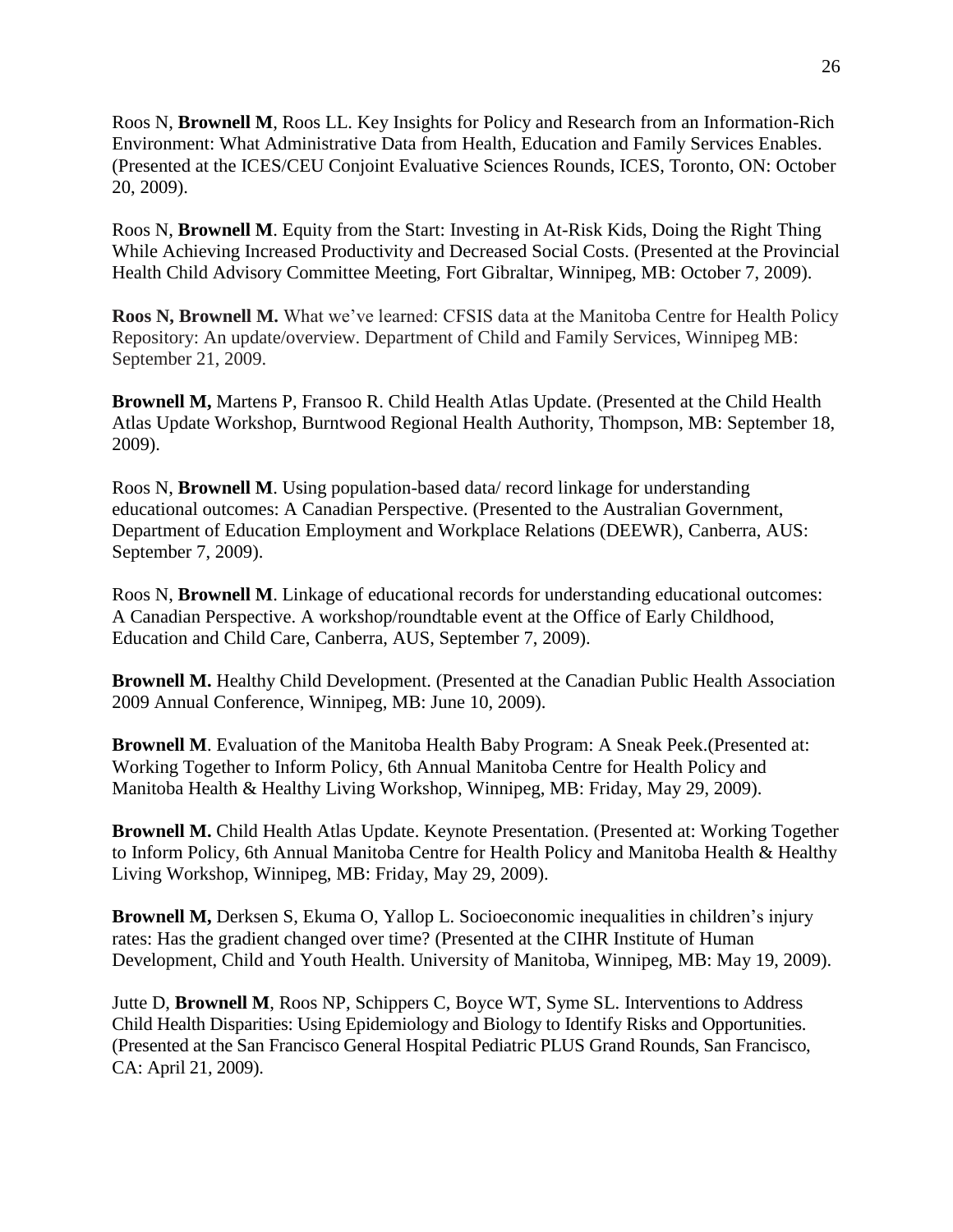Roos N, **Brownell M**, Roos LL. Key Insights for Policy and Research from an Information-Rich Environment: What Administrative Data from Health, Education and Family Services Enables. (Presented at the ICES/CEU Conjoint Evaluative Sciences Rounds, ICES, Toronto, ON: October 20, 2009).

Roos N, **Brownell M**. Equity from the Start: Investing in At-Risk Kids, Doing the Right Thing While Achieving Increased Productivity and Decreased Social Costs. (Presented at the Provincial Health Child Advisory Committee Meeting, Fort Gibraltar, Winnipeg, MB: October 7, 2009).

**Roos N, Brownell M.** What we've learned: CFSIS data at the Manitoba Centre for Health Policy Repository: An update/overview. Department of Child and Family Services, Winnipeg MB: September 21, 2009.

**Brownell M,** Martens P, Fransoo R. Child Health Atlas Update. (Presented at the Child Health Atlas Update Workshop, Burntwood Regional Health Authority, Thompson, MB: September 18, 2009).

Roos N, **Brownell M**. Using population-based data/ record linkage for understanding educational outcomes: A Canadian Perspective. (Presented to the Australian Government, Department of Education Employment and Workplace Relations (DEEWR), Canberra, AUS: September 7, 2009).

Roos N, **Brownell M**. Linkage of educational records for understanding educational outcomes: A Canadian Perspective. A workshop/roundtable event at the Office of Early Childhood, Education and Child Care, Canberra, AUS, September 7, 2009).

**Brownell M.** Healthy Child Development. (Presented at the Canadian Public Health Association 2009 Annual Conference, Winnipeg, MB: June 10, 2009).

**Brownell M**. Evaluation of the Manitoba Health Baby Program: A Sneak Peek.(Presented at: Working Together to Inform Policy, 6th Annual Manitoba Centre for Health Policy and Manitoba Health & Healthy Living Workshop, Winnipeg, MB: Friday, May 29, 2009).

**Brownell M.** Child Health Atlas Update. Keynote Presentation. (Presented at: Working Together to Inform Policy, 6th Annual Manitoba Centre for Health Policy and Manitoba Health & Healthy Living Workshop, Winnipeg, MB: Friday, May 29, 2009).

**Brownell M,** Derksen S, Ekuma O, Yallop L. Socioeconomic inequalities in children's injury rates: Has the gradient changed over time? (Presented at the CIHR Institute of Human Development, Child and Youth Health. University of Manitoba, Winnipeg, MB: May 19, 2009).

Jutte D, **Brownell M**, Roos NP, Schippers C, Boyce WT, Syme SL. Interventions to Address Child Health Disparities: Using Epidemiology and Biology to Identify Risks and Opportunities. (Presented at the San Francisco General Hospital Pediatric PLUS Grand Rounds, San Francisco, CA: April 21, 2009).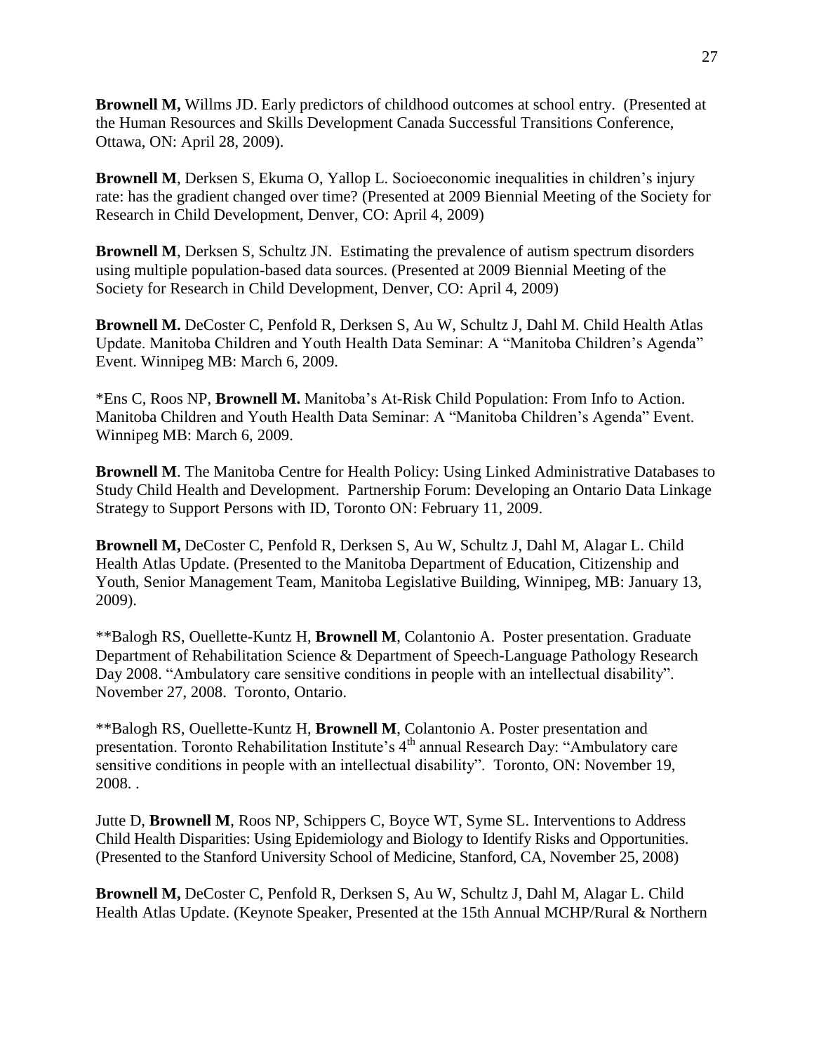**Brownell M,** Willms JD. Early predictors of childhood outcomes at school entry. (Presented at the Human Resources and Skills Development Canada Successful Transitions Conference, Ottawa, ON: April 28, 2009).

**Brownell M**, Derksen S, Ekuma O, Yallop L. Socioeconomic inequalities in children's injury rate: has the gradient changed over time? (Presented at 2009 Biennial Meeting of the Society for Research in Child Development, Denver, CO: April 4, 2009)

**Brownell M**, Derksen S, Schultz JN. Estimating the prevalence of autism spectrum disorders using multiple population-based data sources. (Presented at 2009 Biennial Meeting of the Society for Research in Child Development, Denver, CO: April 4, 2009)

**Brownell M.** DeCoster C, Penfold R, Derksen S, Au W, Schultz J, Dahl M. Child Health Atlas Update. Manitoba Children and Youth Health Data Seminar: A "Manitoba Children's Agenda" Event. Winnipeg MB: March 6, 2009.

*Ens C, Roos NP, **Brownell M.** Manitoba's At-Risk Child Population: From Info to Action. Manitoba Children and Youth Health Data Seminar: A "Manitoba Children's Agenda" Event. Winnipeg MB: March 6, 2009.

**Brownell M**. The Manitoba Centre for Health Policy: Using Linked Administrative Databases to Study Child Health and Development. Partnership Forum: Developing an Ontario Data Linkage Strategy to Support Persons with ID, Toronto ON: February 11, 2009.

**Brownell M,** DeCoster C, Penfold R, Derksen S, Au W, Schultz J, Dahl M, Alagar L. Child Health Atlas Update. (Presented to the Manitoba Department of Education, Citizenship and Youth, Senior Management Team, Manitoba Legislative Building, Winnipeg, MB: January 13, 2009).

**Balogh RS, Ouellette-Kuntz H, **Brownell M**, Colantonio A. Poster presentation. Graduate Department of Rehabilitation Science & Department of Speech-Language Pathology Research Day 2008. "Ambulatory care sensitive conditions in people with an intellectual disability". November 27, 2008. Toronto, Ontario.

**Balogh RS, Ouellette-Kuntz H, **Brownell M**, Colantonio A. Poster presentation and presentation. Toronto Rehabilitation Institute's 4th annual Research Day: "Ambulatory care sensitive conditions in people with an intellectual disability". Toronto, ON: November 19, 2008. .

Jutte D, **Brownell M**, Roos NP, Schippers C, Boyce WT, Syme SL. Interventions to Address Child Health Disparities: Using Epidemiology and Biology to Identify Risks and Opportunities. (Presented to the Stanford University School of Medicine, Stanford, CA, November 25, 2008)

**Brownell M,** DeCoster C, Penfold R, Derksen S, Au W, Schultz J, Dahl M, Alagar L. Child Health Atlas Update. (Keynote Speaker, Presented at the 15th Annual MCHP/Rural & Northern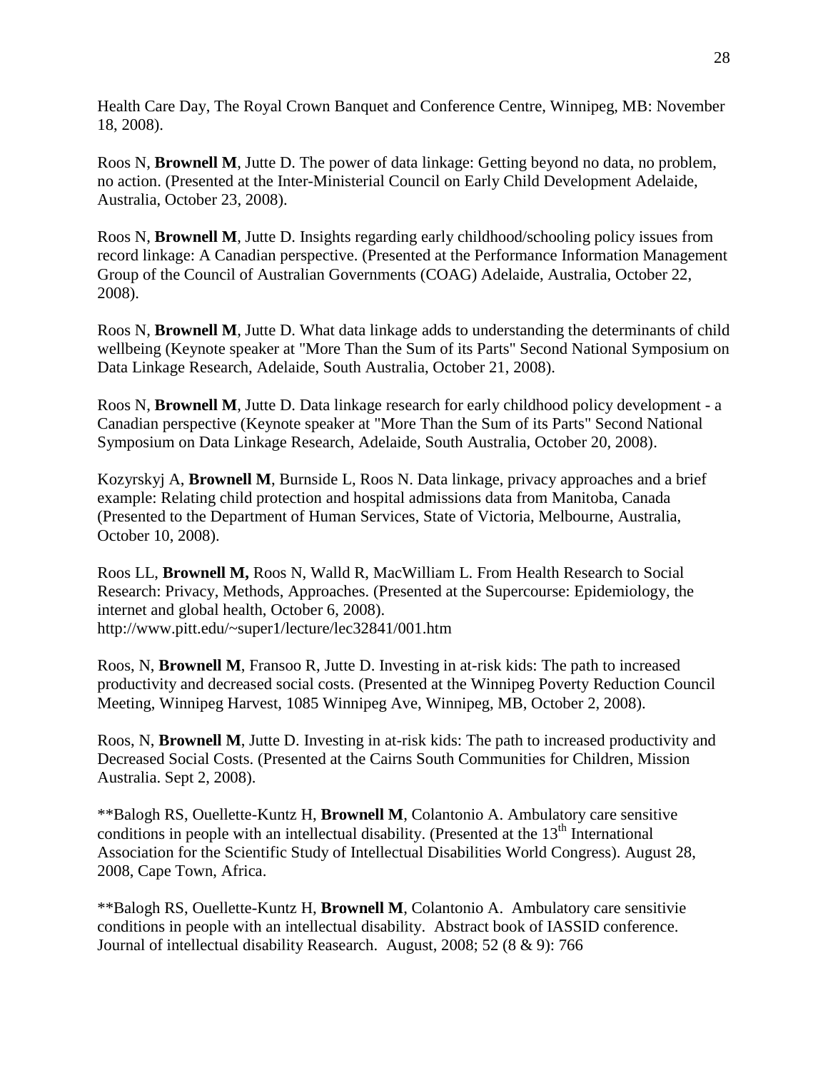Health Care Day, The Royal Crown Banquet and Conference Centre, Winnipeg, MB: November 18, 2008).

Roos N, **Brownell M**, Jutte D. The power of data linkage: Getting beyond no data, no problem, no action. (Presented at the Inter-Ministerial Council on Early Child Development Adelaide, Australia, October 23, 2008).

Roos N, **Brownell M**, Jutte D. Insights regarding early childhood/schooling policy issues from record linkage: A Canadian perspective. (Presented at the Performance Information Management Group of the Council of Australian Governments (COAG) Adelaide, Australia, October 22, 2008).

Roos N, **Brownell M**, Jutte D. What data linkage adds to understanding the determinants of child wellbeing (Keynote speaker at "More Than the Sum of its Parts" Second National Symposium on Data Linkage Research, Adelaide, South Australia, October 21, 2008).

Roos N, **Brownell M**, Jutte D. Data linkage research for early childhood policy development - a Canadian perspective (Keynote speaker at "More Than the Sum of its Parts" Second National Symposium on Data Linkage Research, Adelaide, South Australia, October 20, 2008).

Kozyrskyj A, **Brownell M**, Burnside L, Roos N. Data linkage, privacy approaches and a brief example: Relating child protection and hospital admissions data from Manitoba, Canada (Presented to the Department of Human Services, State of Victoria, Melbourne, Australia, October 10, 2008).

Roos LL, **Brownell M,** Roos N, Walld R, MacWilliam L. From Health Research to Social Research: Privacy, Methods, Approaches. (Presented at the Supercourse: Epidemiology, the internet and global health, October 6, 2008).
http://www.pitt.edu/~super1/lecture/lec32841/001.htm

Roos, N, **Brownell M**, Fransoo R, Jutte D. Investing in at-risk kids: The path to increased productivity and decreased social costs. (Presented at the Winnipeg Poverty Reduction Council Meeting, Winnipeg Harvest, 1085 Winnipeg Ave, Winnipeg, MB, October 2, 2008).

Roos, N, **Brownell M**, Jutte D. Investing in at-risk kids: The path to increased productivity and Decreased Social Costs. (Presented at the Cairns South Communities for Children, Mission Australia. Sept 2, 2008).

**Balogh RS, Ouellette-Kuntz H, **Brownell M**, Colantonio A. Ambulatory care sensitive conditions in people with an intellectual disability. (Presented at the 13th International Association for the Scientific Study of Intellectual Disabilities World Congress). August 28, 2008, Cape Town, Africa.

**Balogh RS, Ouellette-Kuntz H, **Brownell M**, Colantonio A. Ambulatory care sensitivie conditions in people with an intellectual disability. Abstract book of IASSID conference. Journal of intellectual disability Reasearch. August, 2008; 52 (8 & 9): 766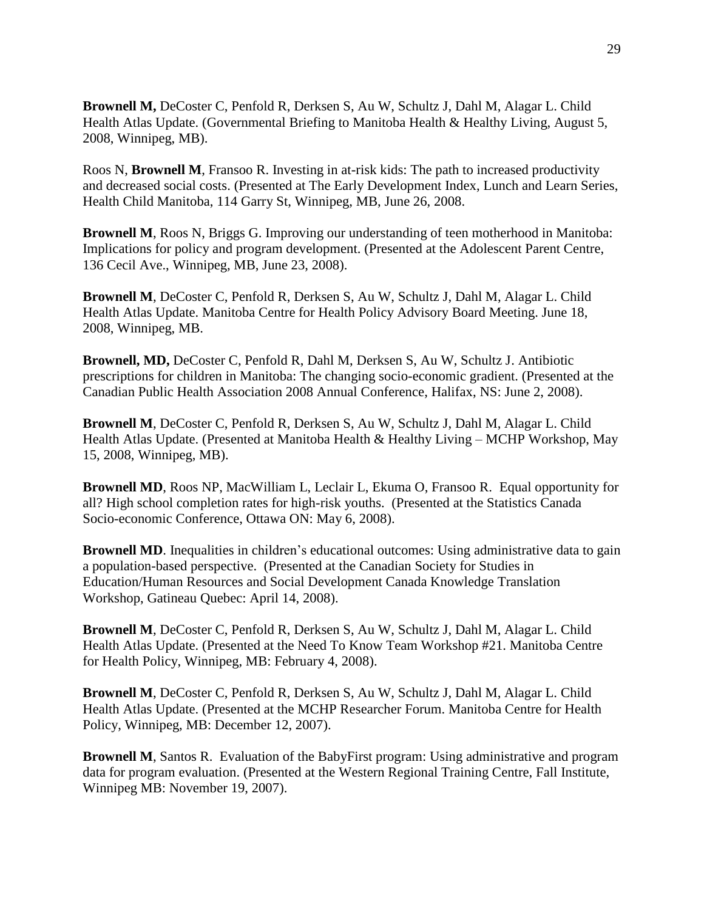**Brownell M,** DeCoster C, Penfold R, Derksen S, Au W, Schultz J, Dahl M, Alagar L. Child Health Atlas Update. (Governmental Briefing to Manitoba Health & Healthy Living, August 5, 2008, Winnipeg, MB).

Roos N, **Brownell M**, Fransoo R. Investing in at-risk kids: The path to increased productivity and decreased social costs. (Presented at The Early Development Index, Lunch and Learn Series, Health Child Manitoba, 114 Garry St, Winnipeg, MB, June 26, 2008.

**Brownell M**, Roos N, Briggs G. Improving our understanding of teen motherhood in Manitoba: Implications for policy and program development. (Presented at the Adolescent Parent Centre, 136 Cecil Ave., Winnipeg, MB, June 23, 2008).

**Brownell M**, DeCoster C, Penfold R, Derksen S, Au W, Schultz J, Dahl M, Alagar L. Child Health Atlas Update. Manitoba Centre for Health Policy Advisory Board Meeting. June 18, 2008, Winnipeg, MB.

**Brownell, MD,** DeCoster C, Penfold R, Dahl M, Derksen S, Au W, Schultz J. Antibiotic prescriptions for children in Manitoba: The changing socio-economic gradient. (Presented at the Canadian Public Health Association 2008 Annual Conference, Halifax, NS: June 2, 2008).

**Brownell M**, DeCoster C, Penfold R, Derksen S, Au W, Schultz J, Dahl M, Alagar L. Child Health Atlas Update. (Presented at Manitoba Health & Healthy Living – MCHP Workshop, May 15, 2008, Winnipeg, MB).

**Brownell MD**, Roos NP, MacWilliam L, Leclair L, Ekuma O, Fransoo R. Equal opportunity for all? High school completion rates for high-risk youths. (Presented at the Statistics Canada Socio-economic Conference, Ottawa ON: May 6, 2008).

**Brownell MD**. Inequalities in children's educational outcomes: Using administrative data to gain a population-based perspective. (Presented at the Canadian Society for Studies in Education/Human Resources and Social Development Canada Knowledge Translation Workshop, Gatineau Quebec: April 14, 2008).

**Brownell M**, DeCoster C, Penfold R, Derksen S, Au W, Schultz J, Dahl M, Alagar L. Child Health Atlas Update. (Presented at the Need To Know Team Workshop #21. Manitoba Centre for Health Policy, Winnipeg, MB: February 4, 2008).

**Brownell M**, DeCoster C, Penfold R, Derksen S, Au W, Schultz J, Dahl M, Alagar L. Child Health Atlas Update. (Presented at the MCHP Researcher Forum. Manitoba Centre for Health Policy, Winnipeg, MB: December 12, 2007).

**Brownell M**, Santos R. Evaluation of the BabyFirst program: Using administrative and program data for program evaluation. (Presented at the Western Regional Training Centre, Fall Institute, Winnipeg MB: November 19, 2007).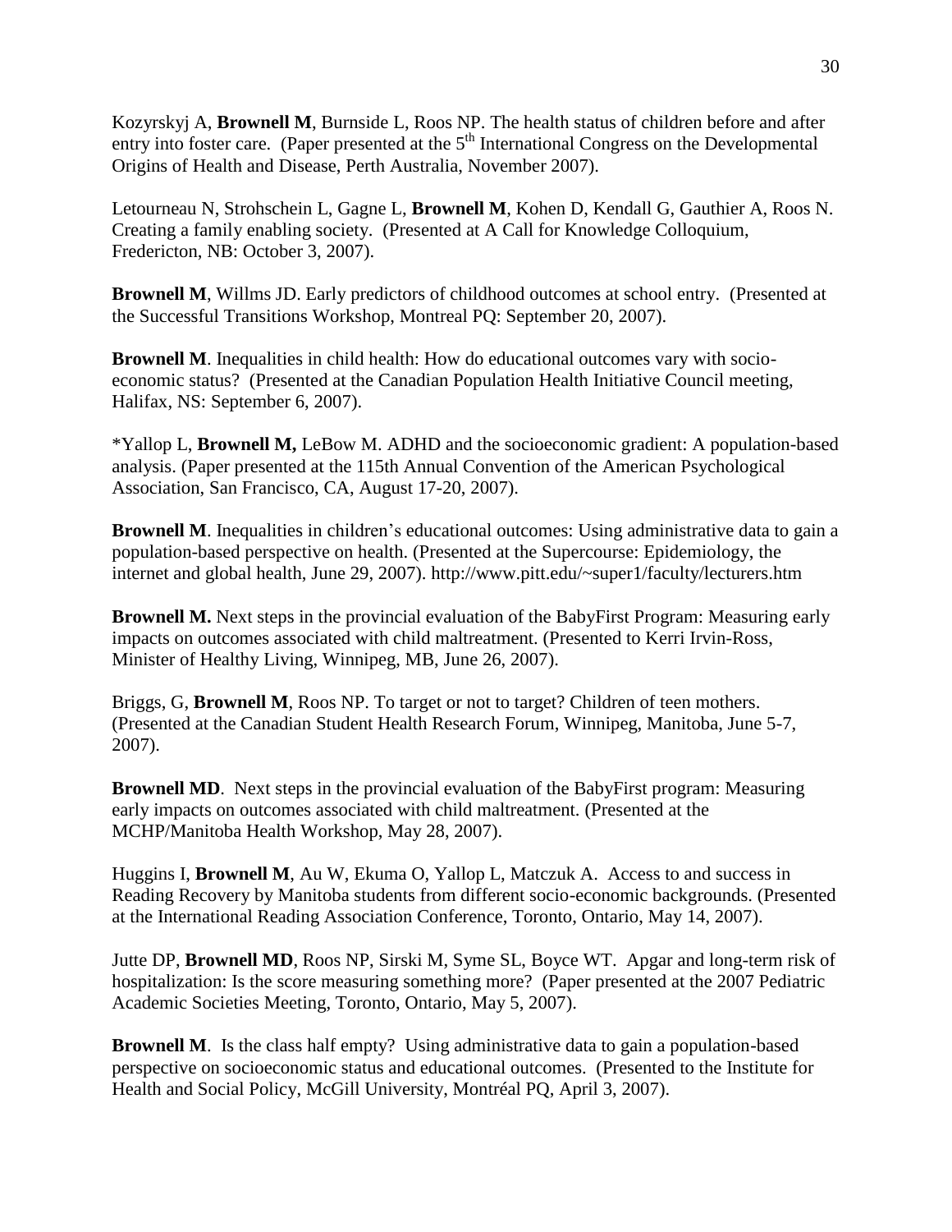Kozyrskyj A, **Brownell M**, Burnside L, Roos NP. The health status of children before and after entry into foster care. (Paper presented at the 5th International Congress on the Developmental Origins of Health and Disease, Perth Australia, November 2007).

Letourneau N, Strohschein L, Gagne L, **Brownell M**, Kohen D, Kendall G, Gauthier A, Roos N. Creating a family enabling society. (Presented at A Call for Knowledge Colloquium, Fredericton, NB: October 3, 2007).

**Brownell M**, Willms JD. Early predictors of childhood outcomes at school entry. (Presented at the Successful Transitions Workshop, Montreal PQ: September 20, 2007).

**Brownell M**. Inequalities in child health: How do educational outcomes vary with socio-economic status? (Presented at the Canadian Population Health Initiative Council meeting, Halifax, NS: September 6, 2007).

*Yallop L, **Brownell M,** LeBow M. ADHD and the socioeconomic gradient: A population-based analysis. (Paper presented at the 115th Annual Convention of the American Psychological Association, San Francisco, CA, August 17-20, 2007).

**Brownell M**. Inequalities in children's educational outcomes: Using administrative data to gain a population-based perspective on health. (Presented at the Supercourse: Epidemiology, the internet and global health, June 29, 2007). http://www.pitt.edu/~super1/faculty/lecturers.htm

**Brownell M.** Next steps in the provincial evaluation of the BabyFirst Program: Measuring early impacts on outcomes associated with child maltreatment. (Presented to Kerri Irvin-Ross, Minister of Healthy Living, Winnipeg, MB, June 26, 2007).

Briggs, G, **Brownell M**, Roos NP. To target or not to target? Children of teen mothers. (Presented at the Canadian Student Health Research Forum, Winnipeg, Manitoba, June 5-7, 2007).

**Brownell MD**. Next steps in the provincial evaluation of the BabyFirst program: Measuring early impacts on outcomes associated with child maltreatment. (Presented at the MCHP/Manitoba Health Workshop, May 28, 2007).

Huggins I, **Brownell M**, Au W, Ekuma O, Yallop L, Matczuk A. Access to and success in Reading Recovery by Manitoba students from different socio-economic backgrounds. (Presented at the International Reading Association Conference, Toronto, Ontario, May 14, 2007).

Jutte DP, **Brownell MD**, Roos NP, Sirski M, Syme SL, Boyce WT. Apgar and long-term risk of hospitalization: Is the score measuring something more? (Paper presented at the 2007 Pediatric Academic Societies Meeting, Toronto, Ontario, May 5, 2007).

**Brownell M**. Is the class half empty? Using administrative data to gain a population-based perspective on socioeconomic status and educational outcomes. (Presented to the Institute for Health and Social Policy, McGill University, Montréal PQ, April 3, 2007).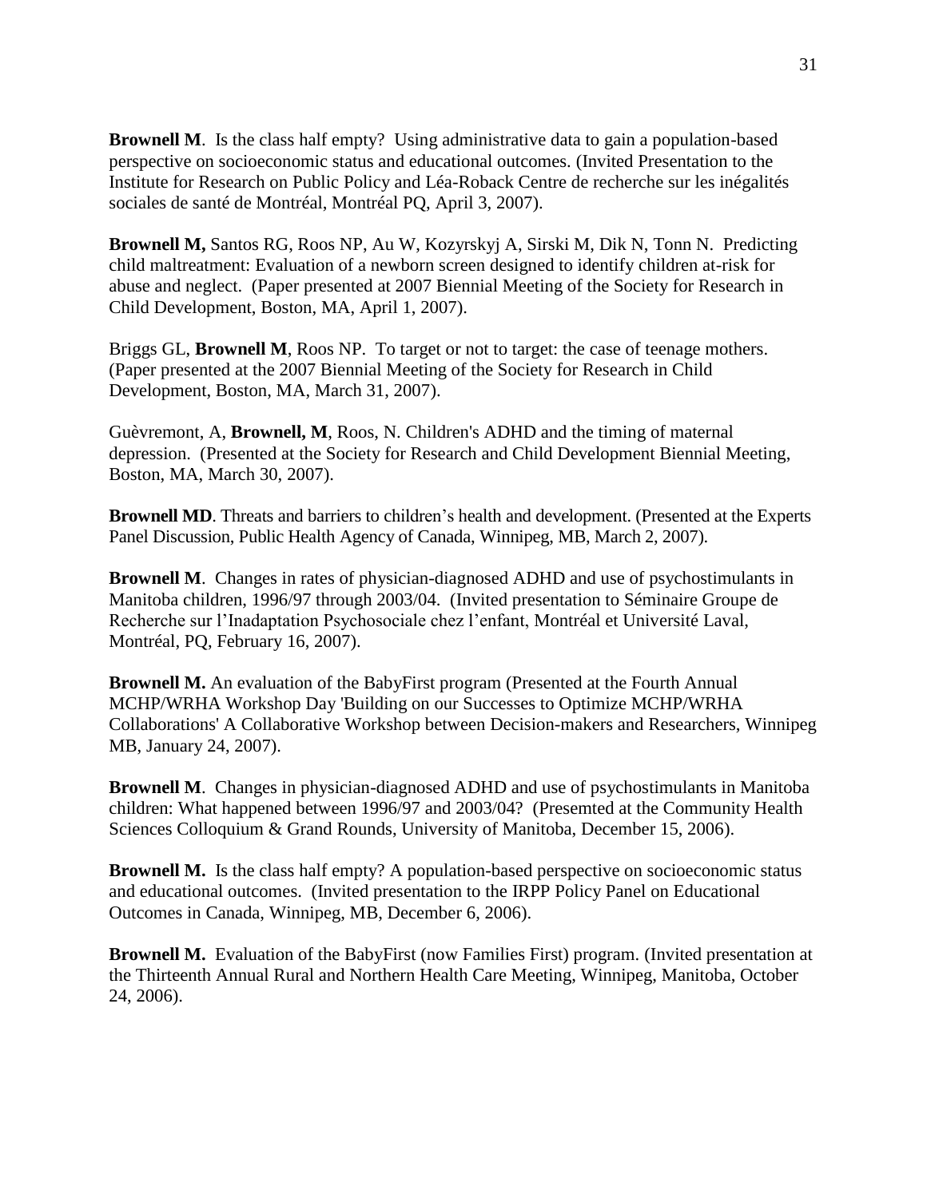**Brownell M**. Is the class half empty? Using administrative data to gain a population-based perspective on socioeconomic status and educational outcomes. (Invited Presentation to the Institute for Research on Public Policy and Léa-Roback Centre de recherche sur les inégalités sociales de santé de Montréal, Montréal PQ, April 3, 2007).

**Brownell M,** Santos RG, Roos NP, Au W, Kozyrskyj A, Sirski M, Dik N, Tonn N. Predicting child maltreatment: Evaluation of a newborn screen designed to identify children at-risk for abuse and neglect. (Paper presented at 2007 Biennial Meeting of the Society for Research in Child Development, Boston, MA, April 1, 2007).

Briggs GL, **Brownell M**, Roos NP. To target or not to target: the case of teenage mothers. (Paper presented at the 2007 Biennial Meeting of the Society for Research in Child Development, Boston, MA, March 31, 2007).

Guèvremont, A, **Brownell, M**, Roos, N. Children's ADHD and the timing of maternal depression. (Presented at the Society for Research and Child Development Biennial Meeting, Boston, MA, March 30, 2007).

**Brownell MD**. Threats and barriers to children's health and development. (Presented at the Experts Panel Discussion, Public Health Agency of Canada, Winnipeg, MB, March 2, 2007).

**Brownell M**. Changes in rates of physician-diagnosed ADHD and use of psychostimulants in Manitoba children, 1996/97 through 2003/04. (Invited presentation to Séminaire Groupe de Recherche sur l'Inadaptation Psychosociale chez l'enfant, Montréal et Université Laval, Montréal, PQ, February 16, 2007).

**Brownell M.** An evaluation of the BabyFirst program (Presented at the Fourth Annual MCHP/WRHA Workshop Day 'Building on our Successes to Optimize MCHP/WRHA Collaborations' A Collaborative Workshop between Decision-makers and Researchers, Winnipeg MB, January 24, 2007).

**Brownell M**. Changes in physician-diagnosed ADHD and use of psychostimulants in Manitoba children: What happened between 1996/97 and 2003/04? (Presemted at the Community Health Sciences Colloquium & Grand Rounds, University of Manitoba, December 15, 2006).

**Brownell M.** Is the class half empty? A population-based perspective on socioeconomic status and educational outcomes. (Invited presentation to the IRPP Policy Panel on Educational Outcomes in Canada, Winnipeg, MB, December 6, 2006).

**Brownell M.** Evaluation of the BabyFirst (now Families First) program. (Invited presentation at the Thirteenth Annual Rural and Northern Health Care Meeting, Winnipeg, Manitoba, October 24, 2006).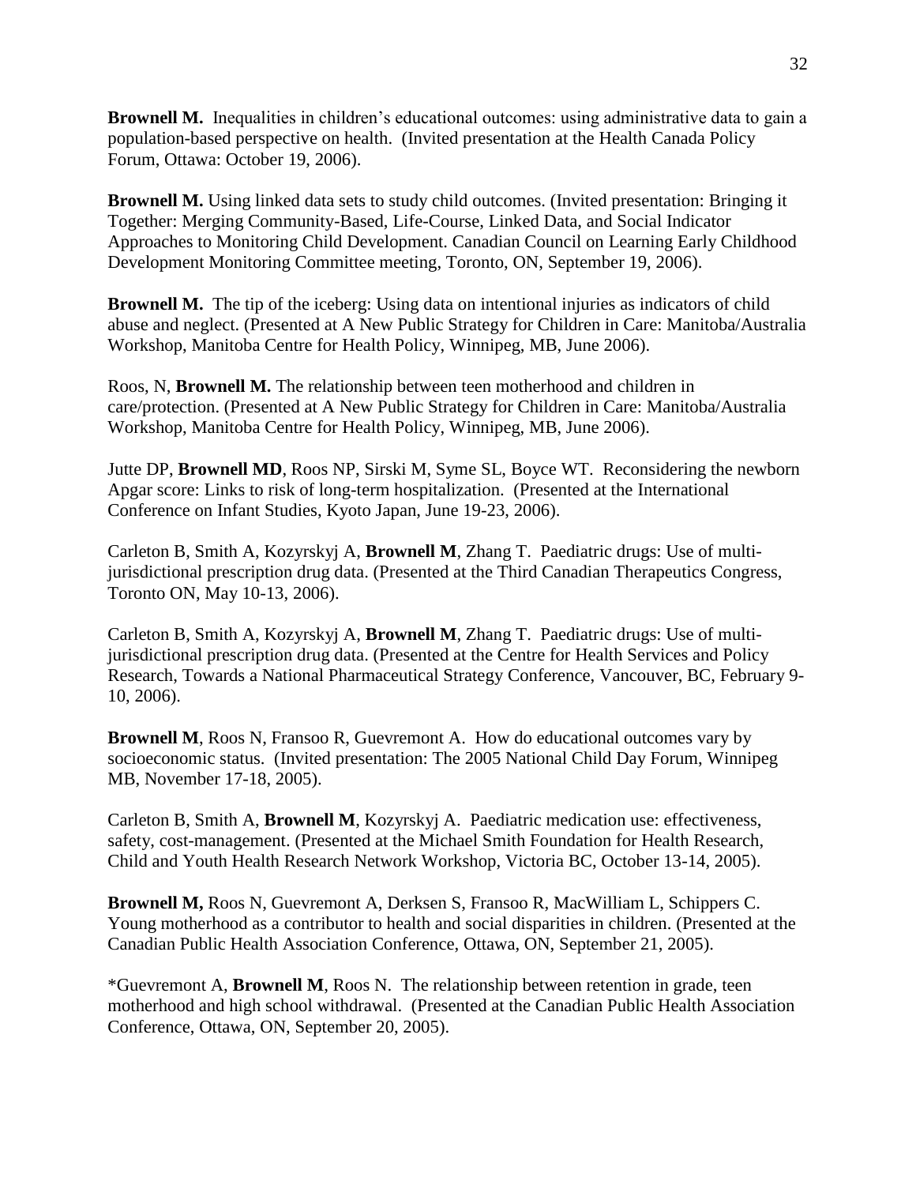**Brownell M.** Inequalities in children's educational outcomes: using administrative data to gain a population-based perspective on health. (Invited presentation at the Health Canada Policy Forum, Ottawa: October 19, 2006).

**Brownell M.** Using linked data sets to study child outcomes. (Invited presentation: Bringing it Together: Merging Community-Based, Life-Course, Linked Data, and Social Indicator Approaches to Monitoring Child Development. Canadian Council on Learning Early Childhood Development Monitoring Committee meeting, Toronto, ON, September 19, 2006).

**Brownell M.** The tip of the iceberg: Using data on intentional injuries as indicators of child abuse and neglect. (Presented at A New Public Strategy for Children in Care: Manitoba/Australia Workshop, Manitoba Centre for Health Policy, Winnipeg, MB, June 2006).

Roos, N, **Brownell M.** The relationship between teen motherhood and children in care/protection. (Presented at A New Public Strategy for Children in Care: Manitoba/Australia Workshop, Manitoba Centre for Health Policy, Winnipeg, MB, June 2006).

Jutte DP, **Brownell MD**, Roos NP, Sirski M, Syme SL, Boyce WT. Reconsidering the newborn Apgar score: Links to risk of long-term hospitalization. (Presented at the International Conference on Infant Studies, Kyoto Japan, June 19-23, 2006).

Carleton B, Smith A, Kozyrskyj A, **Brownell M**, Zhang T. Paediatric drugs: Use of multi-jurisdictional prescription drug data. (Presented at the Third Canadian Therapeutics Congress, Toronto ON, May 10-13, 2006).

Carleton B, Smith A, Kozyrskyj A, **Brownell M**, Zhang T. Paediatric drugs: Use of multi-jurisdictional prescription drug data. (Presented at the Centre for Health Services and Policy Research, Towards a National Pharmaceutical Strategy Conference, Vancouver, BC, February 9-10, 2006).

**Brownell M**, Roos N, Fransoo R, Guevremont A. How do educational outcomes vary by socioeconomic status. (Invited presentation: The 2005 National Child Day Forum, Winnipeg MB, November 17-18, 2005).

Carleton B, Smith A, **Brownell M**, Kozyrskyj A. Paediatric medication use: effectiveness, safety, cost-management. (Presented at the Michael Smith Foundation for Health Research, Child and Youth Health Research Network Workshop, Victoria BC, October 13-14, 2005).

**Brownell M,** Roos N, Guevremont A, Derksen S, Fransoo R, MacWilliam L, Schippers C. Young motherhood as a contributor to health and social disparities in children. (Presented at the Canadian Public Health Association Conference, Ottawa, ON, September 21, 2005).

*Guevremont A, **Brownell M**, Roos N. The relationship between retention in grade, teen motherhood and high school withdrawal. (Presented at the Canadian Public Health Association Conference, Ottawa, ON, September 20, 2005).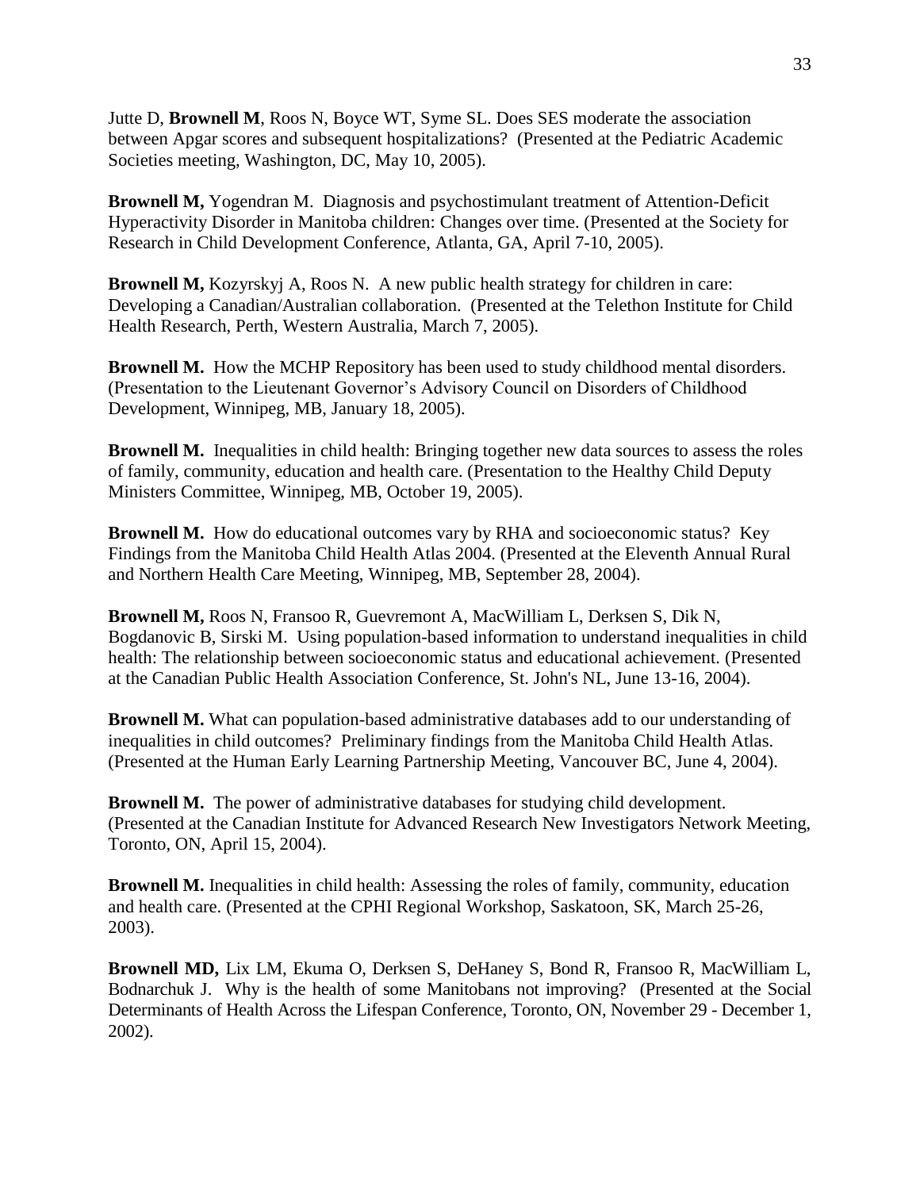Jutte D, **Brownell M**, Roos N, Boyce WT, Syme SL. Does SES moderate the association between Apgar scores and subsequent hospitalizations? (Presented at the Pediatric Academic Societies meeting, Washington, DC, May 10, 2005).

**Brownell M,** Yogendran M. Diagnosis and psychostimulant treatment of Attention-Deficit Hyperactivity Disorder in Manitoba children: Changes over time. (Presented at the Society for Research in Child Development Conference, Atlanta, GA, April 7-10, 2005).

**Brownell M,** Kozyrskyj A, Roos N. A new public health strategy for children in care: Developing a Canadian/Australian collaboration. (Presented at the Telethon Institute for Child Health Research, Perth, Western Australia, March 7, 2005).

**Brownell M.** How the MCHP Repository has been used to study childhood mental disorders. (Presentation to the Lieutenant Governor's Advisory Council on Disorders of Childhood Development, Winnipeg, MB, January 18, 2005).

**Brownell M.** Inequalities in child health: Bringing together new data sources to assess the roles of family, community, education and health care. (Presentation to the Healthy Child Deputy Ministers Committee, Winnipeg, MB, October 19, 2005).

**Brownell M.** How do educational outcomes vary by RHA and socioeconomic status? Key Findings from the Manitoba Child Health Atlas 2004. (Presented at the Eleventh Annual Rural and Northern Health Care Meeting, Winnipeg, MB, September 28, 2004).

**Brownell M,** Roos N, Fransoo R, Guevremont A, MacWilliam L, Derksen S, Dik N, Bogdanovic B, Sirski M. Using population-based information to understand inequalities in child health: The relationship between socioeconomic status and educational achievement. (Presented at the Canadian Public Health Association Conference, St. John's NL, June 13-16, 2004).

**Brownell M.** What can population-based administrative databases add to our understanding of inequalities in child outcomes? Preliminary findings from the Manitoba Child Health Atlas. (Presented at the Human Early Learning Partnership Meeting, Vancouver BC, June 4, 2004).

**Brownell M.** The power of administrative databases for studying child development. (Presented at the Canadian Institute for Advanced Research New Investigators Network Meeting, Toronto, ON, April 15, 2004).

**Brownell M.** Inequalities in child health: Assessing the roles of family, community, education and health care. (Presented at the CPHI Regional Workshop, Saskatoon, SK, March 25-26, 2003).

**Brownell MD,** Lix LM, Ekuma O, Derksen S, DeHaney S, Bond R, Fransoo R, MacWilliam L, Bodnarchuk J. Why is the health of some Manitobans not improving? (Presented at the Social Determinants of Health Across the Lifespan Conference, Toronto, ON, November 29 - December 1, 2002).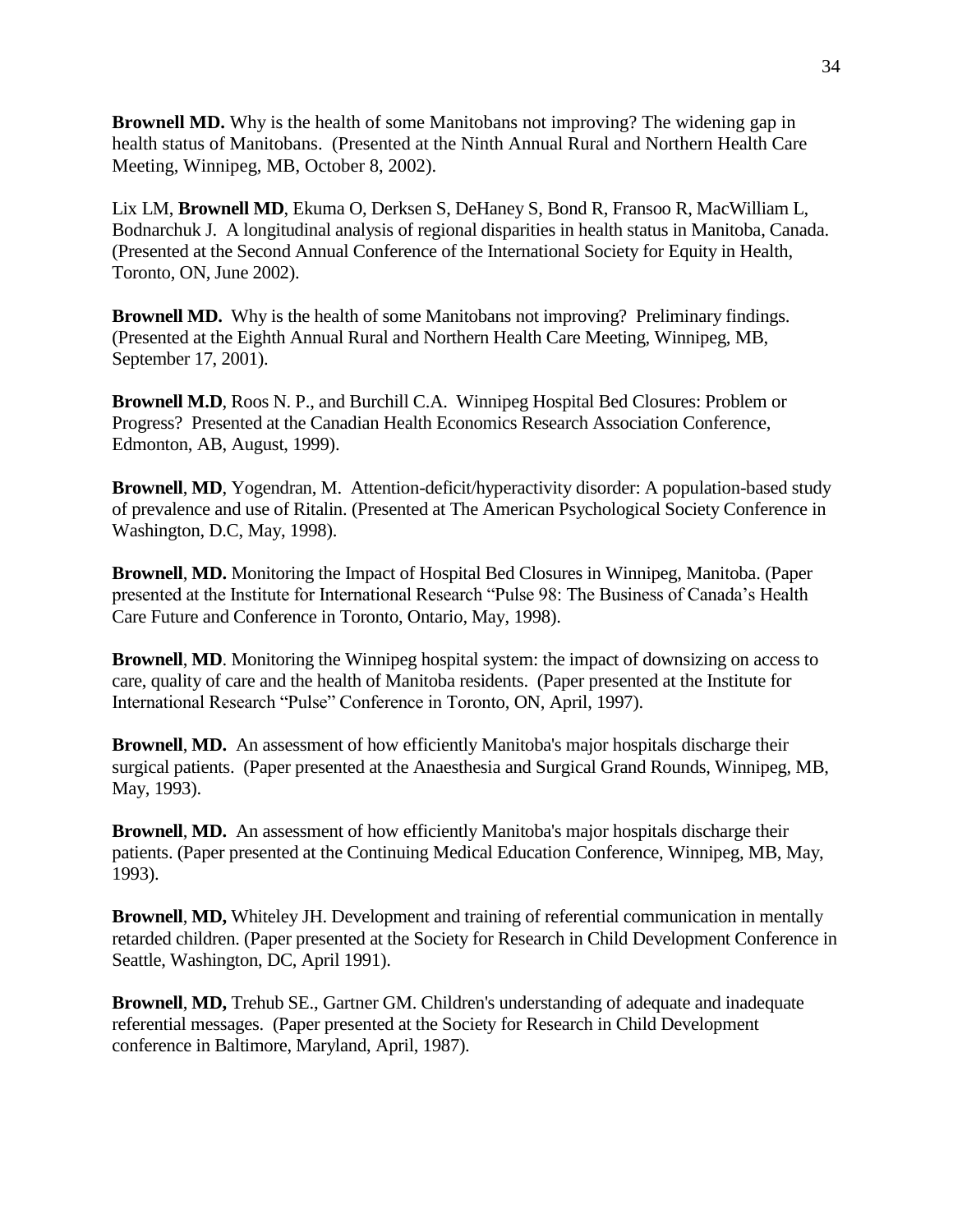**Brownell MD.** Why is the health of some Manitobans not improving? The widening gap in health status of Manitobans. (Presented at the Ninth Annual Rural and Northern Health Care Meeting, Winnipeg, MB, October 8, 2002).

Lix LM, **Brownell MD**, Ekuma O, Derksen S, DeHaney S, Bond R, Fransoo R, MacWilliam L, Bodnarchuk J. A longitudinal analysis of regional disparities in health status in Manitoba, Canada. (Presented at the Second Annual Conference of the International Society for Equity in Health, Toronto, ON, June 2002).

**Brownell MD.** Why is the health of some Manitobans not improving? Preliminary findings. (Presented at the Eighth Annual Rural and Northern Health Care Meeting, Winnipeg, MB, September 17, 2001).

**Brownell M.D**, Roos N. P., and Burchill C.A. Winnipeg Hospital Bed Closures: Problem or Progress? Presented at the Canadian Health Economics Research Association Conference, Edmonton, AB, August, 1999).

**Brownell**, **MD**, Yogendran, M. Attention-deficit/hyperactivity disorder: A population-based study of prevalence and use of Ritalin. (Presented at The American Psychological Society Conference in Washington, D.C, May, 1998).

**Brownell**, **MD.** Monitoring the Impact of Hospital Bed Closures in Winnipeg, Manitoba. (Paper presented at the Institute for International Research "Pulse 98: The Business of Canada's Health Care Future and Conference in Toronto, Ontario, May, 1998).

**Brownell**, **MD**. Monitoring the Winnipeg hospital system: the impact of downsizing on access to care, quality of care and the health of Manitoba residents. (Paper presented at the Institute for International Research "Pulse" Conference in Toronto, ON, April, 1997).

**Brownell**, **MD.** An assessment of how efficiently Manitoba's major hospitals discharge their surgical patients. (Paper presented at the Anaesthesia and Surgical Grand Rounds, Winnipeg, MB, May, 1993).

**Brownell**, **MD.** An assessment of how efficiently Manitoba's major hospitals discharge their patients. (Paper presented at the Continuing Medical Education Conference, Winnipeg, MB, May, 1993).

**Brownell**, **MD,** Whiteley JH. Development and training of referential communication in mentally retarded children. (Paper presented at the Society for Research in Child Development Conference in Seattle, Washington, DC, April 1991).

**Brownell**, **MD,** Trehub SE., Gartner GM. Children's understanding of adequate and inadequate referential messages. (Paper presented at the Society for Research in Child Development conference in Baltimore, Maryland, April, 1987).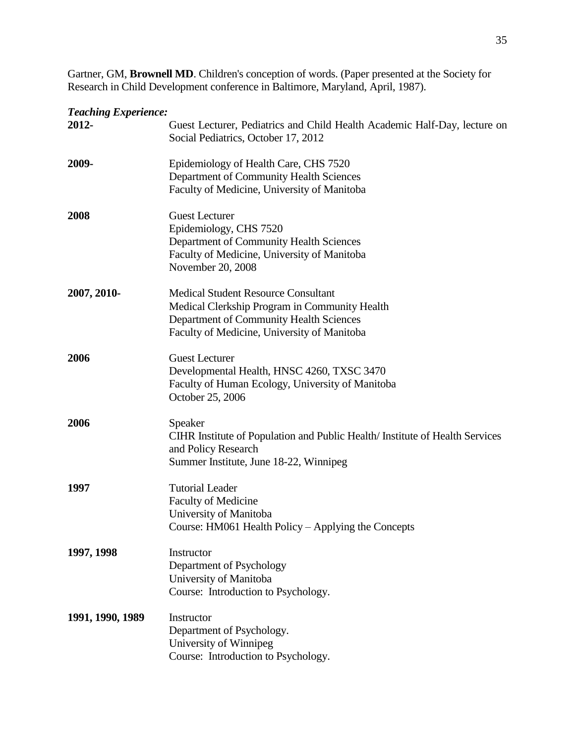Gartner, GM, **Brownell MD**. Children's conception of words. (Paper presented at the Society for Research in Child Development conference in Baltimore, Maryland, April, 1987).

***Teaching Experience:***

**2012-** Guest Lecturer, Pediatrics and Child Health Academic Half-Day, lecture on Social Pediatrics, October 17, 2012

**2009-** Epidemiology of Health Care, CHS 7520
Department of Community Health Sciences
Faculty of Medicine, University of Manitoba

**2008** Guest Lecturer
Epidemiology, CHS 7520
Department of Community Health Sciences
Faculty of Medicine, University of Manitoba
November 20, 2008

**2007, 2010-** Medical Student Resource Consultant
Medical Clerkship Program in Community Health
Department of Community Health Sciences
Faculty of Medicine, University of Manitoba

**2006** Guest Lecturer
Developmental Health, HNSC 4260, TXSC 3470
Faculty of Human Ecology, University of Manitoba
October 25, 2006

**2006** Speaker
CIHR Institute of Population and Public Health/ Institute of Health Services and Policy Research
Summer Institute, June 18-22, Winnipeg

**1997** Tutorial Leader
Faculty of Medicine
University of Manitoba
Course: HM061 Health Policy – Applying the Concepts

**1997, 1998** Instructor
Department of Psychology
University of Manitoba
Course: Introduction to Psychology.

**1991, 1990, 1989** Instructor
Department of Psychology.
University of Winnipeg
Course: Introduction to Psychology.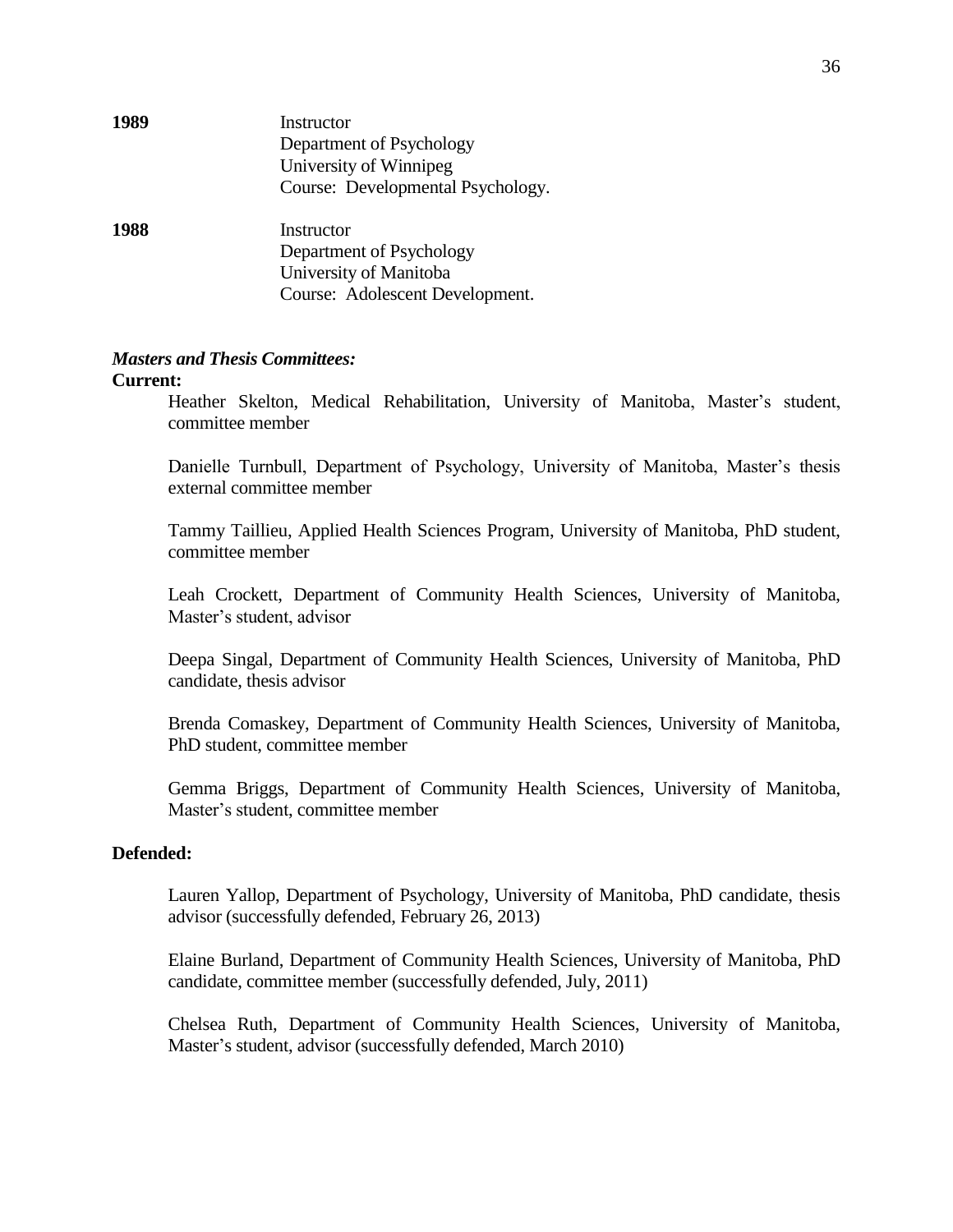**1989** Instructor
Department of Psychology
University of Winnipeg
Course: Developmental Psychology.

**1988** Instructor
Department of Psychology
University of Manitoba
Course: Adolescent Development.

***Masters and Thesis Committees:***

**Current:**

Heather Skelton, Medical Rehabilitation, University of Manitoba, Master's student, committee member

Danielle Turnbull, Department of Psychology, University of Manitoba, Master's thesis external committee member

Tammy Taillieu, Applied Health Sciences Program, University of Manitoba, PhD student, committee member

Leah Crockett, Department of Community Health Sciences, University of Manitoba, Master's student, advisor

Deepa Singal, Department of Community Health Sciences, University of Manitoba, PhD candidate, thesis advisor

Brenda Comaskey, Department of Community Health Sciences, University of Manitoba, PhD student, committee member

Gemma Briggs, Department of Community Health Sciences, University of Manitoba, Master's student, committee member

**Defended:**

Lauren Yallop, Department of Psychology, University of Manitoba, PhD candidate, thesis advisor (successfully defended, February 26, 2013)

Elaine Burland, Department of Community Health Sciences, University of Manitoba, PhD candidate, committee member (successfully defended, July, 2011)

Chelsea Ruth, Department of Community Health Sciences, University of Manitoba, Master's student, advisor (successfully defended, March 2010)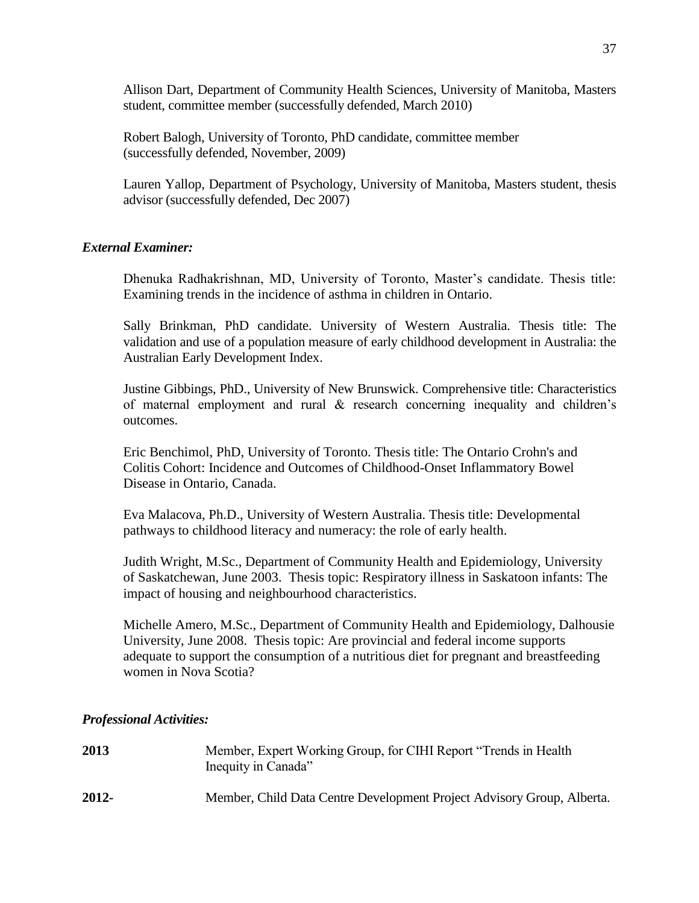Allison Dart, Department of Community Health Sciences, University of Manitoba, Masters student, committee member (successfully defended, March 2010)

Robert Balogh, University of Toronto, PhD candidate, committee member (successfully defended, November, 2009)

Lauren Yallop, Department of Psychology, University of Manitoba, Masters student, thesis advisor (successfully defended, Dec 2007)

***External Examiner:***

Dhenuka Radhakrishnan, MD, University of Toronto, Master's candidate. Thesis title: Examining trends in the incidence of asthma in children in Ontario.

Sally Brinkman, PhD candidate. University of Western Australia. Thesis title: The validation and use of a population measure of early childhood development in Australia: the Australian Early Development Index.

Justine Gibbings, PhD., University of New Brunswick. Comprehensive title: Characteristics of maternal employment and rural & research concerning inequality and children's outcomes.

Eric Benchimol, PhD, University of Toronto. Thesis title: The Ontario Crohn's and Colitis Cohort: Incidence and Outcomes of Childhood-Onset Inflammatory Bowel Disease in Ontario, Canada.

Eva Malacova, Ph.D., University of Western Australia. Thesis title: Developmental pathways to childhood literacy and numeracy: the role of early health.

Judith Wright, M.Sc., Department of Community Health and Epidemiology, University of Saskatchewan, June 2003. Thesis topic: Respiratory illness in Saskatoon infants: The impact of housing and neighbourhood characteristics.

Michelle Amero, M.Sc., Department of Community Health and Epidemiology, Dalhousie University, June 2008. Thesis topic: Are provincial and federal income supports adequate to support the consumption of a nutritious diet for pregnant and breastfeeding women in Nova Scotia?

***Professional Activities:***

**2013** Member, Expert Working Group, for CIHI Report "Trends in Health Inequity in Canada"

**2012-** Member, Child Data Centre Development Project Advisory Group, Alberta.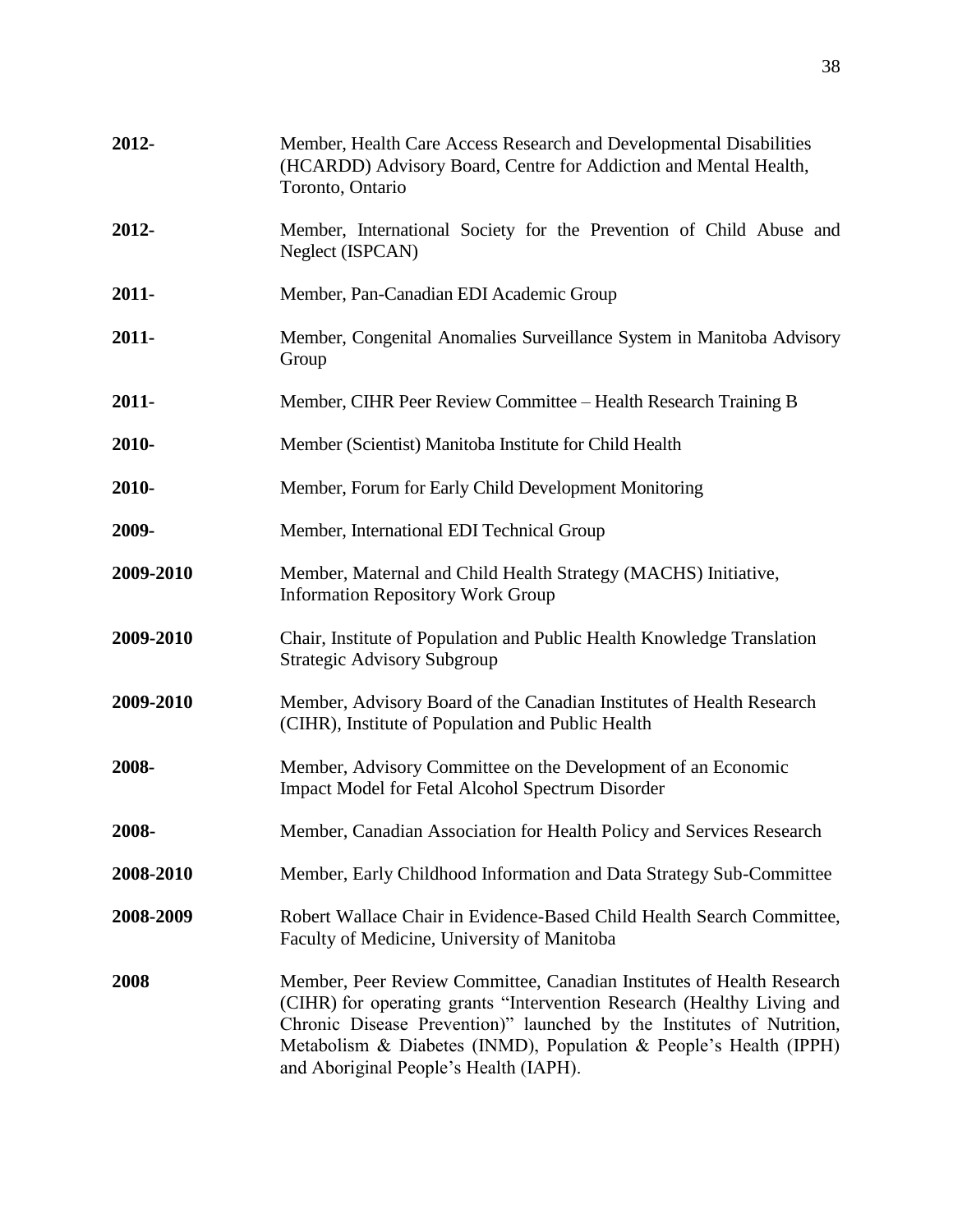**2012-** Member, Health Care Access Research and Developmental Disabilities (HCARDD) Advisory Board, Centre for Addiction and Mental Health, Toronto, Ontario

**2012-** Member, International Society for the Prevention of Child Abuse and Neglect (ISPCAN)

**2011-** Member, Pan-Canadian EDI Academic Group

**2011-** Member, Congenital Anomalies Surveillance System in Manitoba Advisory Group

**2011-** Member, CIHR Peer Review Committee – Health Research Training B

**2010-** Member (Scientist) Manitoba Institute for Child Health

**2010-** Member, Forum for Early Child Development Monitoring

**2009-** Member, International EDI Technical Group

**2009-2010** Member, Maternal and Child Health Strategy (MACHS) Initiative, Information Repository Work Group

**2009-2010** Chair, Institute of Population and Public Health Knowledge Translation Strategic Advisory Subgroup

**2009-2010** Member, Advisory Board of the Canadian Institutes of Health Research (CIHR), Institute of Population and Public Health

**2008-** Member, Advisory Committee on the Development of an Economic Impact Model for Fetal Alcohol Spectrum Disorder

**2008-** Member, Canadian Association for Health Policy and Services Research

**2008-2010** Member, Early Childhood Information and Data Strategy Sub-Committee

**2008-2009** Robert Wallace Chair in Evidence-Based Child Health Search Committee, Faculty of Medicine, University of Manitoba

**2008** Member, Peer Review Committee, Canadian Institutes of Health Research (CIHR) for operating grants "Intervention Research (Healthy Living and Chronic Disease Prevention)" launched by the Institutes of Nutrition, Metabolism & Diabetes (INMD), Population & People's Health (IPPH) and Aboriginal People's Health (IAPH).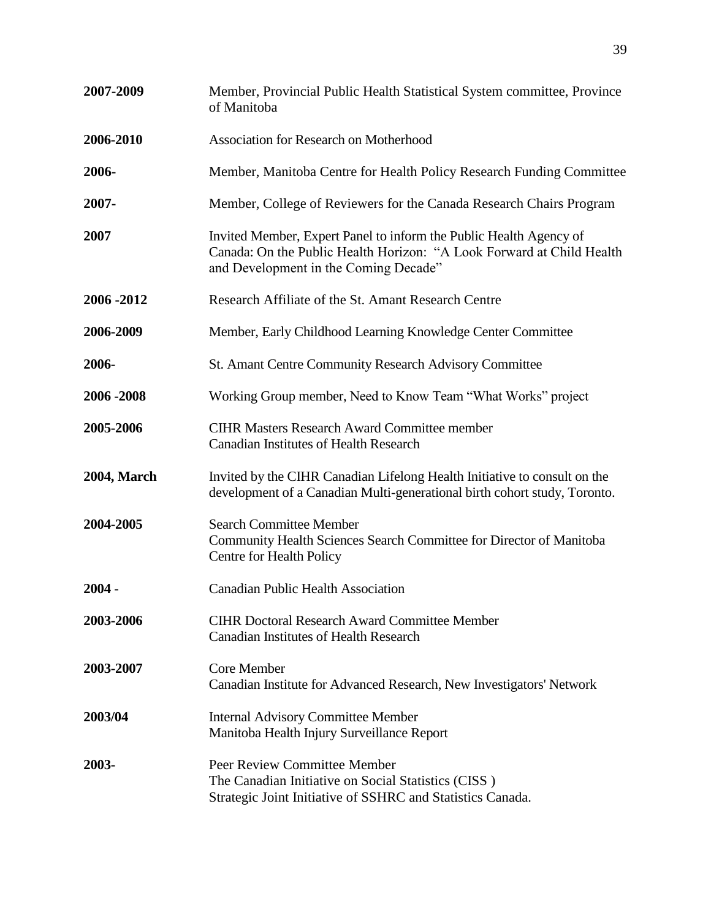**2007-2009** Member, Provincial Public Health Statistical System committee, Province of Manitoba

**2006-2010** Association for Research on Motherhood

**2006-** Member, Manitoba Centre for Health Policy Research Funding Committee

**2007-** Member, College of Reviewers for the Canada Research Chairs Program

**2007** Invited Member, Expert Panel to inform the Public Health Agency of Canada: On the Public Health Horizon: "A Look Forward at Child Health and Development in the Coming Decade"

**2006 -2012** Research Affiliate of the St. Amant Research Centre

**2006-2009** Member, Early Childhood Learning Knowledge Center Committee

**2006-** St. Amant Centre Community Research Advisory Committee

**2006 -2008** Working Group member, Need to Know Team "What Works" project

**2005-2006** CIHR Masters Research Award Committee member
Canadian Institutes of Health Research

**2004, March** Invited by the CIHR Canadian Lifelong Health Initiative to consult on the development of a Canadian Multi-generational birth cohort study, Toronto.

**2004-2005** Search Committee Member
Community Health Sciences Search Committee for Director of Manitoba Centre for Health Policy

**2004 -** Canadian Public Health Association

**2003-2006** CIHR Doctoral Research Award Committee Member
Canadian Institutes of Health Research

**2003-2007** Core Member
Canadian Institute for Advanced Research, New Investigators' Network

**2003/04** Internal Advisory Committee Member
Manitoba Health Injury Surveillance Report

**2003-** Peer Review Committee Member
The Canadian Initiative on Social Statistics (CISS )
Strategic Joint Initiative of SSHRC and Statistics Canada.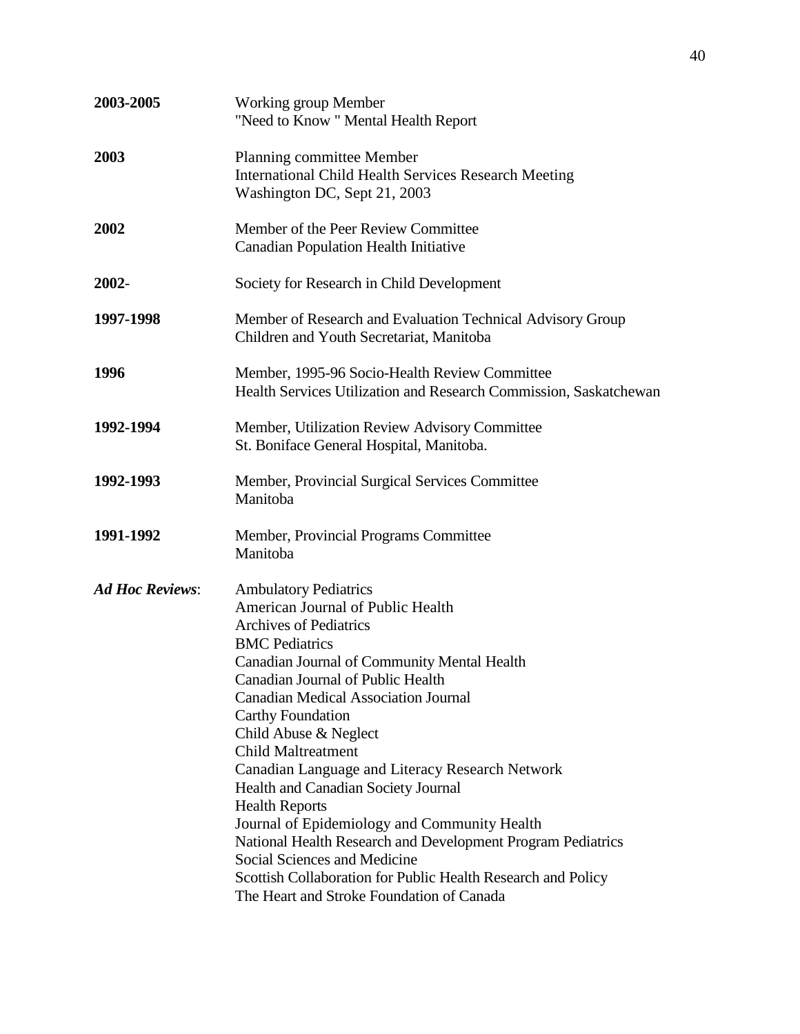| | |
|---|---|
| **2003-2005** | Working group Member<br>"Need to Know " Mental Health Report |
| **2003** | Planning committee Member<br>International Child Health Services Research Meeting<br>Washington DC, Sept 21, 2003 |
| **2002** | Member of the Peer Review Committee<br>Canadian Population Health Initiative |
| **2002**- | Society for Research in Child Development |
| **1997-1998** | Member of Research and Evaluation Technical Advisory Group<br>Children and Youth Secretariat, Manitoba |
| **1996** | Member, 1995-96 Socio-Health Review Committee<br>Health Services Utilization and Research Commission, Saskatchewan |
| **1992-1994** | Member, Utilization Review Advisory Committee<br>St. Boniface General Hospital, Manitoba. |
| **1992-1993** | Member, Provincial Surgical Services Committee<br>Manitoba |
| **1991-1992** | Member, Provincial Programs Committee<br>Manitoba |
| ***Ad Hoc Reviews***: | Ambulatory Pediatrics<br>American Journal of Public Health<br>Archives of Pediatrics<br>BMC Pediatrics<br>Canadian Journal of Community Mental Health<br>Canadian Journal of Public Health<br>Canadian Medical Association Journal<br>Carthy Foundation<br>Child Abuse & Neglect<br>Child Maltreatment<br>Canadian Language and Literacy Research Network<br>Health and Canadian Society Journal<br>Health Reports<br>Journal of Epidemiology and Community Health<br>National Health Research and Development Program Pediatrics<br>Social Sciences and Medicine<br>Scottish Collaboration for Public Health Research and Policy<br>The Heart and Stroke Foundation of Canada |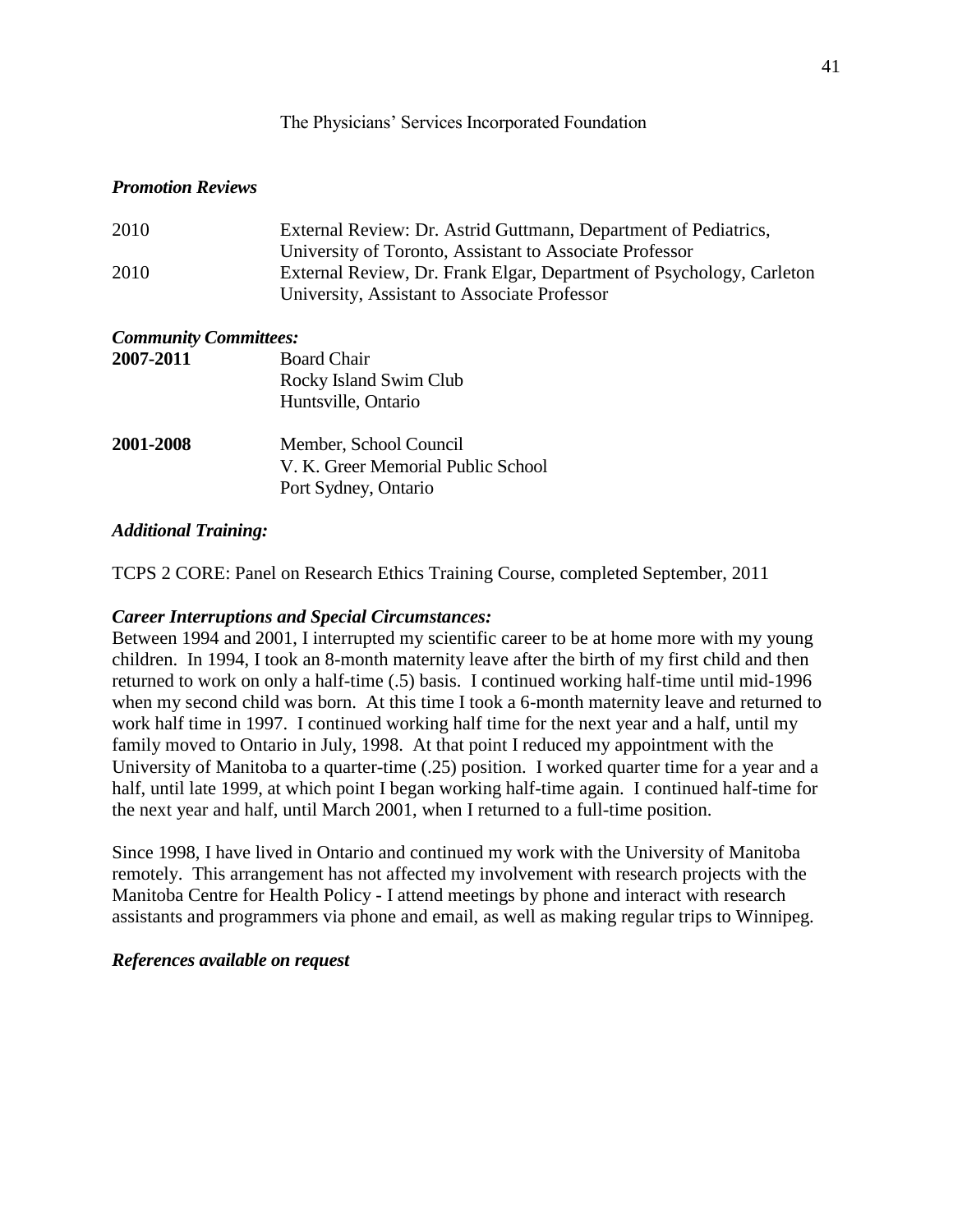The Physicians' Services Incorporated Foundation

***Promotion Reviews***

| | |
|---|---|
| 2010 | External Review: Dr. Astrid Guttmann, Department of Pediatrics, University of Toronto, Assistant to Associate Professor |
| 2010 | External Review, Dr. Frank Elgar, Department of Psychology, Carleton University, Assistant to Associate Professor |

***Community Committees:***

| | |
|---|---|
| **2007-2011** | Board Chair<br>Rocky Island Swim Club<br>Huntsville, Ontario |
| **2001-2008** | Member, School Council<br>V. K. Greer Memorial Public School<br>Port Sydney, Ontario |

***Additional Training:***

TCPS 2 CORE: Panel on Research Ethics Training Course, completed September, 2011

***Career Interruptions and Special Circumstances:***

Between 1994 and 2001, I interrupted my scientific career to be at home more with my young children. In 1994, I took an 8-month maternity leave after the birth of my first child and then returned to work on only a half-time (.5) basis. I continued working half-time until mid-1996 when my second child was born. At this time I took a 6-month maternity leave and returned to work half time in 1997. I continued working half time for the next year and a half, until my family moved to Ontario in July, 1998. At that point I reduced my appointment with the University of Manitoba to a quarter-time (.25) position. I worked quarter time for a year and a half, until late 1999, at which point I began working half-time again. I continued half-time for the next year and half, until March 2001, when I returned to a full-time position.

Since 1998, I have lived in Ontario and continued my work with the University of Manitoba remotely. This arrangement has not affected my involvement with research projects with the Manitoba Centre for Health Policy - I attend meetings by phone and interact with research assistants and programmers via phone and email, as well as making regular trips to Winnipeg.

***References available on request***